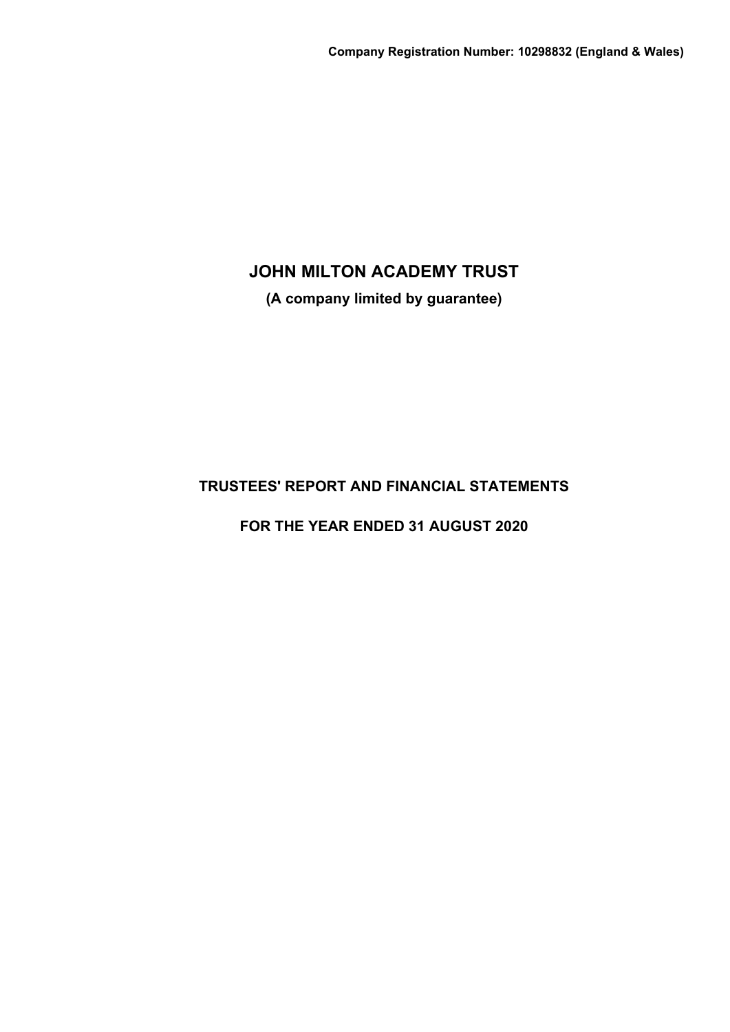**Company Registration Number: 10298832 (England & Wales)**

# JOHN MILTON ACADEMY TRUST

**(A company limited by guarantee)**

## TRUSTEES' REPORT AND FINANCIAL STATEMENTS

## FOR THE YEAR ENDED 31 AUGUST 2020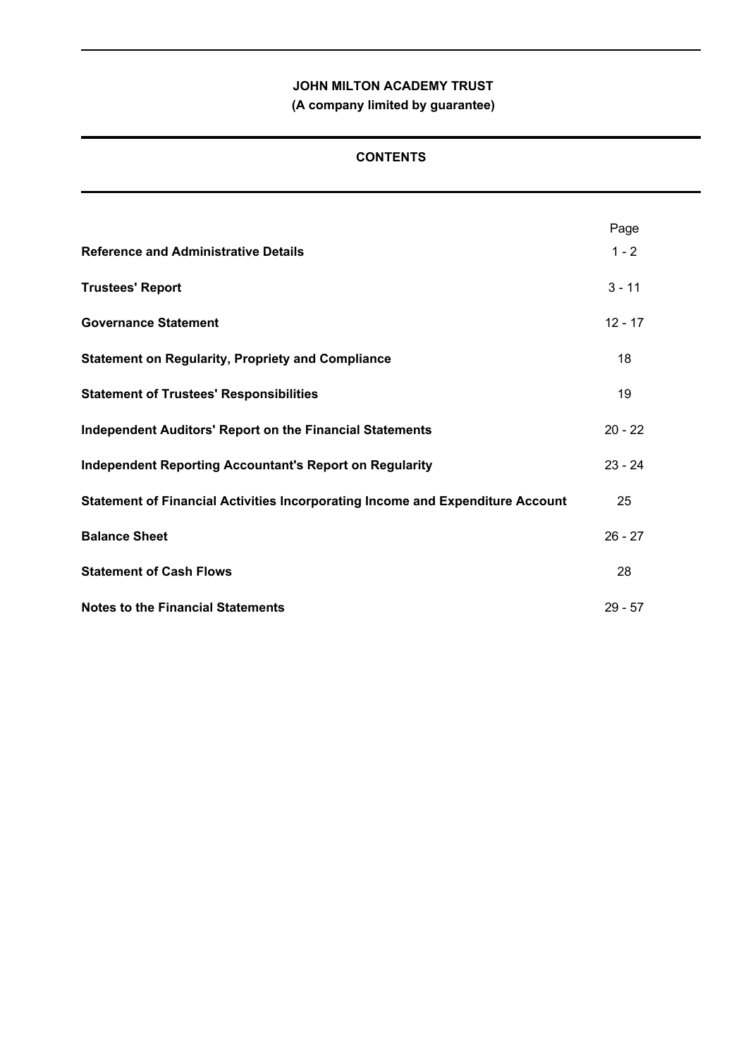**JOHN MILTON ACADEMY TRUST**
**(A company limited by guarantee)**

## CONTENTS

| | Page |
|---|---|
| **Reference and Administrative Details** | 1 - 2 |
| **Trustees' Report** | 3 - 11 |
| **Governance Statement** | 12 - 17 |
| **Statement on Regularity, Propriety and Compliance** | 18 |
| **Statement of Trustees' Responsibilities** | 19 |
| **Independent Auditors' Report on the Financial Statements** | 20 - 22 |
| **Independent Reporting Accountant's Report on Regularity** | 23 - 24 |
| **Statement of Financial Activities Incorporating Income and Expenditure Account** | 25 |
| **Balance Sheet** | 26 - 27 |
| **Statement of Cash Flows** | 28 |
| **Notes to the Financial Statements** | 29 - 57 |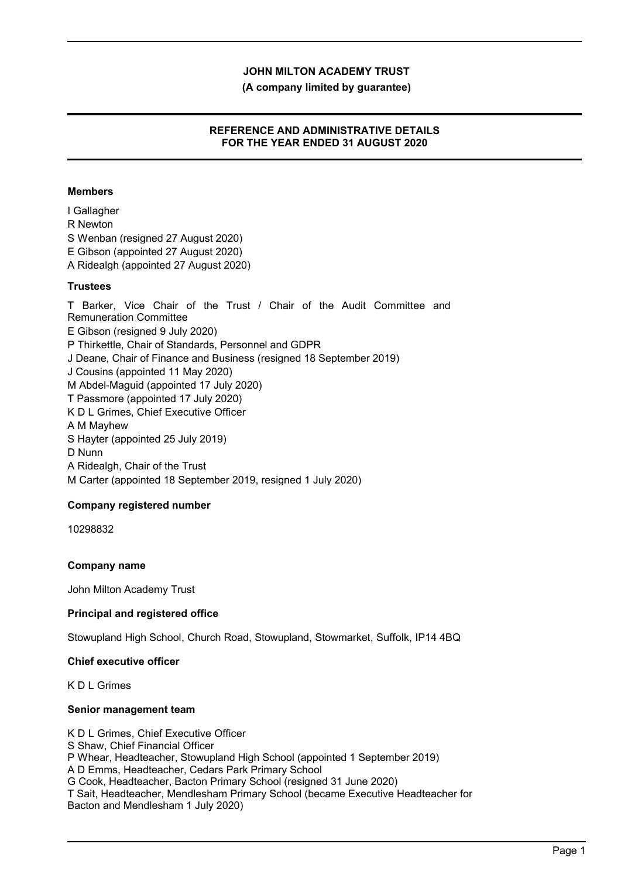# JOHN MILTON ACADEMY TRUST

**(A company limited by guarantee)**

## REFERENCE AND ADMINISTRATIVE DETAILS FOR THE YEAR ENDED 31 AUGUST 2020

### Members

I Gallagher
R Newton
S Wenban (resigned 27 August 2020)
E Gibson (appointed 27 August 2020)
A Ridealgh (appointed 27 August 2020)

### Trustees

T Barker, Vice Chair of the Trust / Chair of the Audit Committee and Remuneration Committee
E Gibson (resigned 9 July 2020)
P Thirkettle, Chair of Standards, Personnel and GDPR
J Deane, Chair of Finance and Business (resigned 18 September 2019)
J Cousins (appointed 11 May 2020)
M Abdel-Maguid (appointed 17 July 2020)
T Passmore (appointed 17 July 2020)
K D L Grimes, Chief Executive Officer
A M Mayhew
S Hayter (appointed 25 July 2019)
D Nunn
A Ridealgh, Chair of the Trust
M Carter (appointed 18 September 2019, resigned 1 July 2020)

### Company registered number

10298832

### Company name

John Milton Academy Trust

### Principal and registered office

Stowupland High School, Church Road, Stowupland, Stowmarket, Suffolk, IP14 4BQ

### Chief executive officer

K D L Grimes

### Senior management team

K D L Grimes, Chief Executive Officer
S Shaw, Chief Financial Officer
P Whear, Headteacher, Stowupland High School (appointed 1 September 2019)
A D Emms, Headteacher, Cedars Park Primary School
G Cook, Headteacher, Bacton Primary School (resigned 31 June 2020)
T Sait, Headteacher, Mendlesham Primary School (became Executive Headteacher for Bacton and Mendlesham 1 July 2020)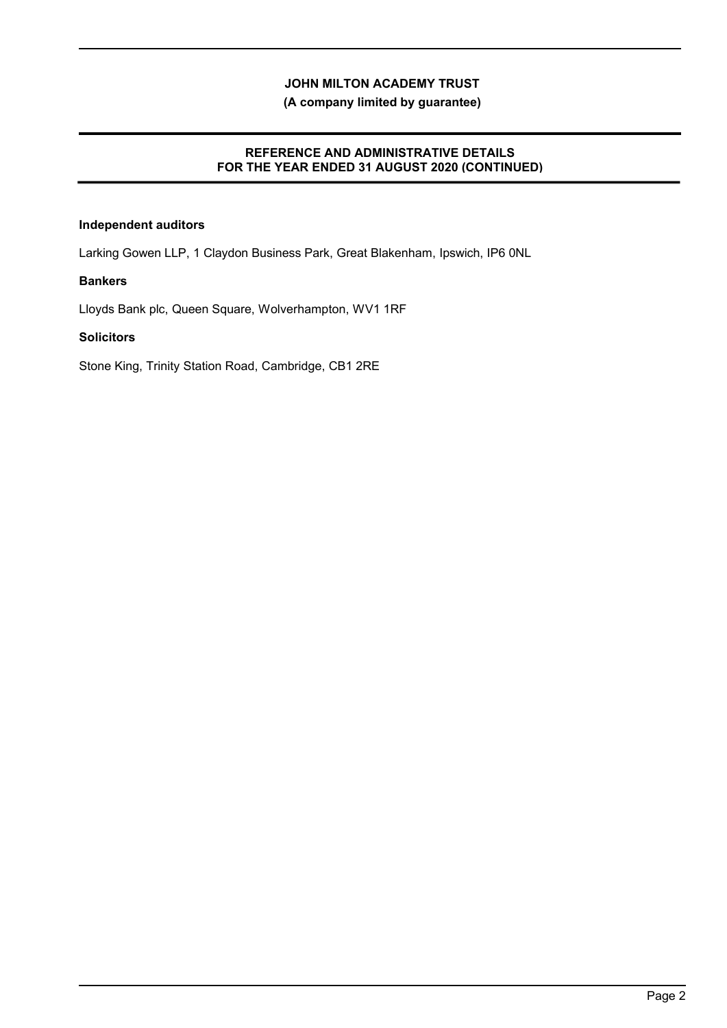# JOHN MILTON ACADEMY TRUST
**(A company limited by guarantee)**

## REFERENCE AND ADMINISTRATIVE DETAILS FOR THE YEAR ENDED 31 AUGUST 2020 (CONTINUED)

**Independent auditors**

Larking Gowen LLP, 1 Claydon Business Park, Great Blakenham, Ipswich, IP6 0NL

**Bankers**

Lloyds Bank plc, Queen Square, Wolverhampton, WV1 1RF

**Solicitors**

Stone King, Trinity Station Road, Cambridge, CB1 2RE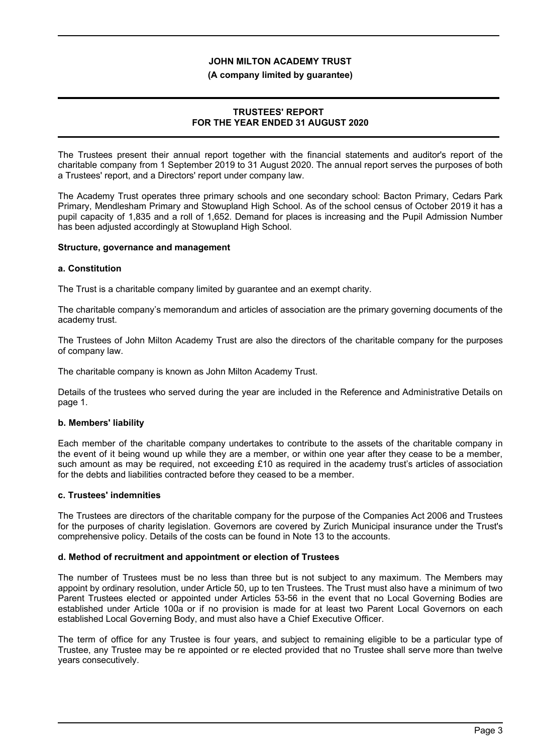# JOHN MILTON ACADEMY TRUST

**(A company limited by guarantee)**

## TRUSTEES' REPORT FOR THE YEAR ENDED 31 AUGUST 2020

The Trustees present their annual report together with the financial statements and auditor's report of the charitable company from 1 September 2019 to 31 August 2020. The annual report serves the purposes of both a Trustees' report, and a Directors' report under company law.

The Academy Trust operates three primary schools and one secondary school: Bacton Primary, Cedars Park Primary, Mendlesham Primary and Stowupland High School. As of the school census of October 2019 it has a pupil capacity of 1,835 and a roll of 1,652. Demand for places is increasing and the Pupil Admission Number has been adjusted accordingly at Stowupland High School.

### Structure, governance and management

#### a. Constitution

The Trust is a charitable company limited by guarantee and an exempt charity.

The charitable company's memorandum and articles of association are the primary governing documents of the academy trust.

The Trustees of John Milton Academy Trust are also the directors of the charitable company for the purposes of company law.

The charitable company is known as John Milton Academy Trust.

Details of the trustees who served during the year are included in the Reference and Administrative Details on page 1.

#### b. Members' liability

Each member of the charitable company undertakes to contribute to the assets of the charitable company in the event of it being wound up while they are a member, or within one year after they cease to be a member, such amount as may be required, not exceeding £10 as required in the academy trust's articles of association for the debts and liabilities contracted before they ceased to be a member.

#### c. Trustees' indemnities

The Trustees are directors of the charitable company for the purpose of the Companies Act 2006 and Trustees for the purposes of charity legislation. Governors are covered by Zurich Municipal insurance under the Trust's comprehensive policy. Details of the costs can be found in Note 13 to the accounts.

#### d. Method of recruitment and appointment or election of Trustees

The number of Trustees must be no less than three but is not subject to any maximum. The Members may appoint by ordinary resolution, under Article 50, up to ten Trustees. The Trust must also have a minimum of two Parent Trustees elected or appointed under Articles 53-56 in the event that no Local Governing Bodies are established under Article 100a or if no provision is made for at least two Parent Local Governors on each established Local Governing Body, and must also have a Chief Executive Officer.

The term of office for any Trustee is four years, and subject to remaining eligible to be a particular type of Trustee, any Trustee may be re appointed or re elected provided that no Trustee shall serve more than twelve years consecutively.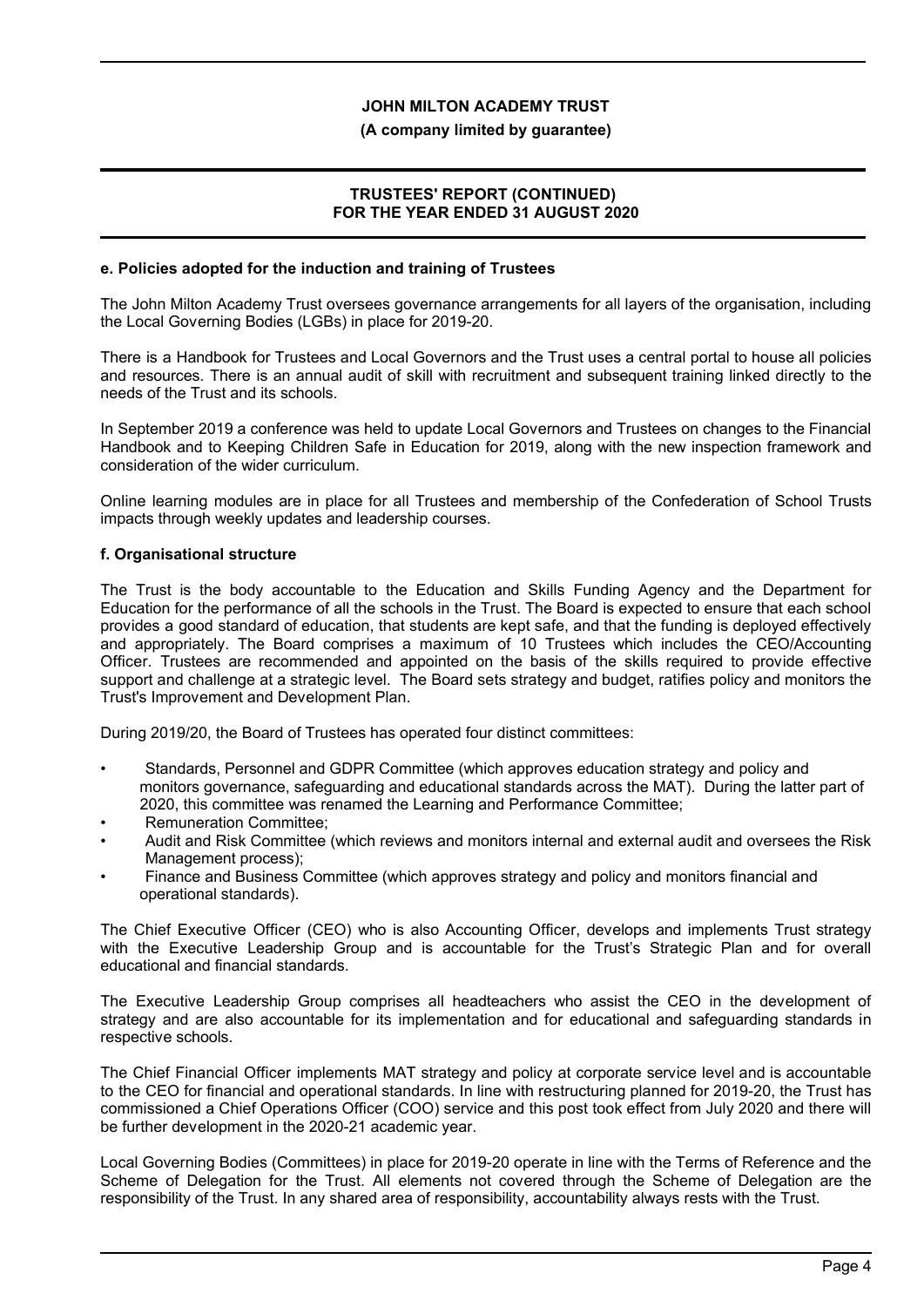### e. Policies adopted for the induction and training of Trustees

The John Milton Academy Trust oversees governance arrangements for all layers of the organisation, including the Local Governing Bodies (LGBs) in place for 2019-20.

There is a Handbook for Trustees and Local Governors and the Trust uses a central portal to house all policies and resources. There is an annual audit of skill with recruitment and subsequent training linked directly to the needs of the Trust and its schools.

In September 2019 a conference was held to update Local Governors and Trustees on changes to the Financial Handbook and to Keeping Children Safe in Education for 2019, along with the new inspection framework and consideration of the wider curriculum.

Online learning modules are in place for all Trustees and membership of the Confederation of School Trusts impacts through weekly updates and leadership courses.

### f. Organisational structure

The Trust is the body accountable to the Education and Skills Funding Agency and the Department for Education for the performance of all the schools in the Trust. The Board is expected to ensure that each school provides a good standard of education, that students are kept safe, and that the funding is deployed effectively and appropriately. The Board comprises a maximum of 10 Trustees which includes the CEO/Accounting Officer. Trustees are recommended and appointed on the basis of the skills required to provide effective support and challenge at a strategic level. The Board sets strategy and budget, ratifies policy and monitors the Trust's Improvement and Development Plan.

During 2019/20, the Board of Trustees has operated four distinct committees:

- Standards, Personnel and GDPR Committee (which approves education strategy and policy and monitors governance, safeguarding and educational standards across the MAT). During the latter part of 2020, this committee was renamed the Learning and Performance Committee;
- Remuneration Committee;
- Audit and Risk Committee (which reviews and monitors internal and external audit and oversees the Risk Management process);
- Finance and Business Committee (which approves strategy and policy and monitors financial and operational standards).

The Chief Executive Officer (CEO) who is also Accounting Officer, develops and implements Trust strategy with the Executive Leadership Group and is accountable for the Trust's Strategic Plan and for overall educational and financial standards.

The Executive Leadership Group comprises all headteachers who assist the CEO in the development of strategy and are also accountable for its implementation and for educational and safeguarding standards in respective schools.

The Chief Financial Officer implements MAT strategy and policy at corporate service level and is accountable to the CEO for financial and operational standards. In line with restructuring planned for 2019-20, the Trust has commissioned a Chief Operations Officer (COO) service and this post took effect from July 2020 and there will be further development in the 2020-21 academic year.

Local Governing Bodies (Committees) in place for 2019-20 operate in line with the Terms of Reference and the Scheme of Delegation for the Trust. All elements not covered through the Scheme of Delegation are the responsibility of the Trust. In any shared area of responsibility, accountability always rests with the Trust.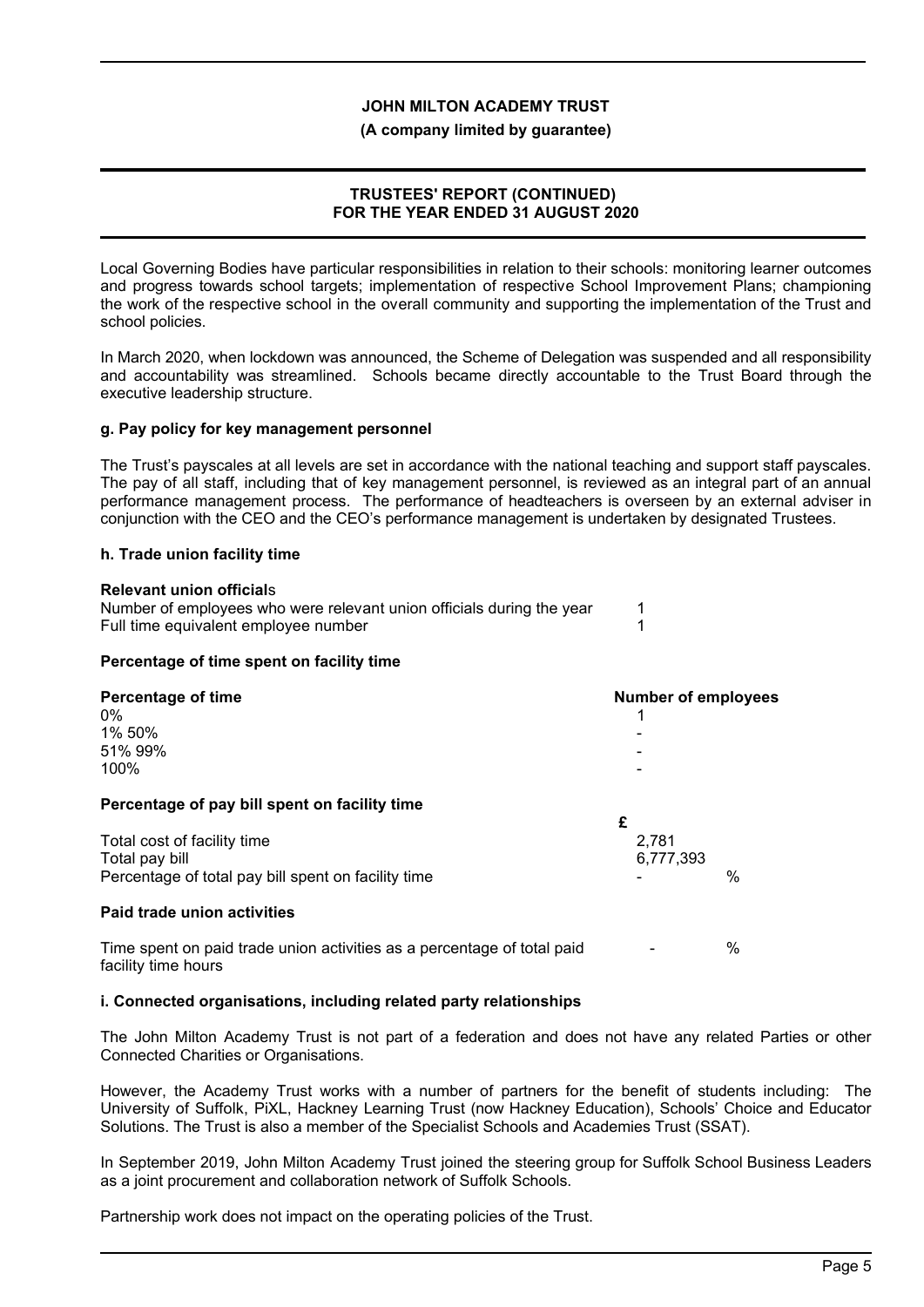Local Governing Bodies have particular responsibilities in relation to their schools: monitoring learner outcomes and progress towards school targets; implementation of respective School Improvement Plans; championing the work of the respective school in the overall community and supporting the implementation of the Trust and school policies.

In March 2020, when lockdown was announced, the Scheme of Delegation was suspended and all responsibility and accountability was streamlined. Schools became directly accountable to the Trust Board through the executive leadership structure.

### g. Pay policy for key management personnel

The Trust's payscales at all levels are set in accordance with the national teaching and support staff payscales. The pay of all staff, including that of key management personnel, is reviewed as an integral part of an annual performance management process. The performance of headteachers is overseen by an external adviser in conjunction with the CEO and the CEO's performance management is undertaken by designated Trustees.

### h. Trade union facility time

**Relevant union officials**

| | |
|---|---|
| Number of employees who were relevant union officials during the year | 1 |
| Full time equivalent employee number | 1 |

**Percentage of time spent on facility time**

| Percentage of time | Number of employees |
|---|---|
| 0% | 1 |
| 1% 50% | - |
| 51% 99% | - |
| 100% | - |

**Percentage of pay bill spent on facility time**

| | £ |
|---|---|
| Total cost of facility time | 2,781 |
| Total pay bill | 6,777,393 |
| Percentage of total pay bill spent on facility time | - % |

**Paid trade union activities**

| | |
|---|---|
| Time spent on paid trade union activities as a percentage of total paid facility time hours | - % |

### i. Connected organisations, including related party relationships

The John Milton Academy Trust is not part of a federation and does not have any related Parties or other Connected Charities or Organisations.

However, the Academy Trust works with a number of partners for the benefit of students including: The University of Suffolk, PiXL, Hackney Learning Trust (now Hackney Education), Schools' Choice and Educator Solutions. The Trust is also a member of the Specialist Schools and Academies Trust (SSAT).

In September 2019, John Milton Academy Trust joined the steering group for Suffolk School Business Leaders as a joint procurement and collaboration network of Suffolk Schools.

Partnership work does not impact on the operating policies of the Trust.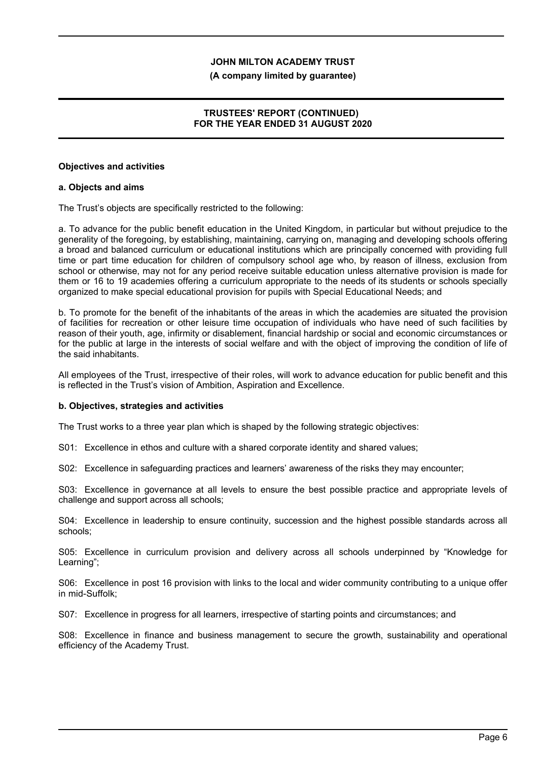## Objectives and activities

### a. Objects and aims

The Trust's objects are specifically restricted to the following:

a. To advance for the public benefit education in the United Kingdom, in particular but without prejudice to the generality of the foregoing, by establishing, maintaining, carrying on, managing and developing schools offering a broad and balanced curriculum or educational institutions which are principally concerned with providing full time or part time education for children of compulsory school age who, by reason of illness, exclusion from school or otherwise, may not for any period receive suitable education unless alternative provision is made for them or 16 to 19 academies offering a curriculum appropriate to the needs of its students or schools specially organized to make special educational provision for pupils with Special Educational Needs; and

b. To promote for the benefit of the inhabitants of the areas in which the academies are situated the provision of facilities for recreation or other leisure time occupation of individuals who have need of such facilities by reason of their youth, age, infirmity or disablement, financial hardship or social and economic circumstances or for the public at large in the interests of social welfare and with the object of improving the condition of life of the said inhabitants.

All employees of the Trust, irrespective of their roles, will work to advance education for public benefit and this is reflected in the Trust's vision of Ambition, Aspiration and Excellence.

### b. Objectives, strategies and activities

The Trust works to a three year plan which is shaped by the following strategic objectives:

S01: Excellence in ethos and culture with a shared corporate identity and shared values;

S02: Excellence in safeguarding practices and learners' awareness of the risks they may encounter;

S03: Excellence in governance at all levels to ensure the best possible practice and appropriate levels of challenge and support across all schools;

S04: Excellence in leadership to ensure continuity, succession and the highest possible standards across all schools;

S05: Excellence in curriculum provision and delivery across all schools underpinned by "Knowledge for Learning";

S06: Excellence in post 16 provision with links to the local and wider community contributing to a unique offer in mid-Suffolk;

S07: Excellence in progress for all learners, irrespective of starting points and circumstances; and

S08: Excellence in finance and business management to secure the growth, sustainability and operational efficiency of the Academy Trust.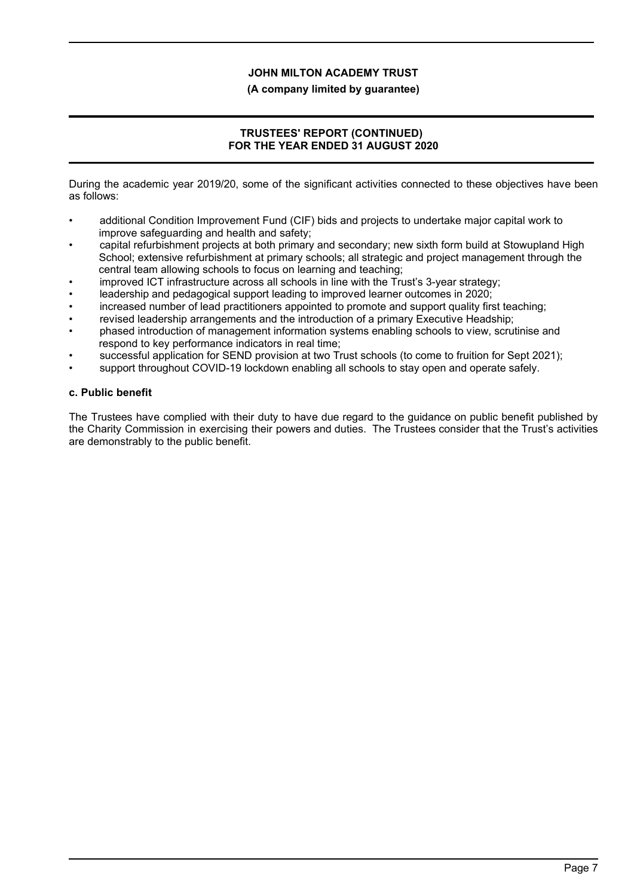During the academic year 2019/20, some of the significant activities connected to these objectives have been as follows:

- additional Condition Improvement Fund (CIF) bids and projects to undertake major capital work to improve safeguarding and health and safety;
- capital refurbishment projects at both primary and secondary; new sixth form build at Stowupland High School; extensive refurbishment at primary schools; all strategic and project management through the central team allowing schools to focus on learning and teaching;
- improved ICT infrastructure across all schools in line with the Trust's 3-year strategy;
- leadership and pedagogical support leading to improved learner outcomes in 2020;
- increased number of lead practitioners appointed to promote and support quality first teaching;
- revised leadership arrangements and the introduction of a primary Executive Headship;
- phased introduction of management information systems enabling schools to view, scrutinise and respond to key performance indicators in real time;
- successful application for SEND provision at two Trust schools (to come to fruition for Sept 2021);
- support throughout COVID-19 lockdown enabling all schools to stay open and operate safely.

**c. Public benefit**

The Trustees have complied with their duty to have due regard to the guidance on public benefit published by the Charity Commission in exercising their powers and duties. The Trustees consider that the Trust's activities are demonstrably to the public benefit.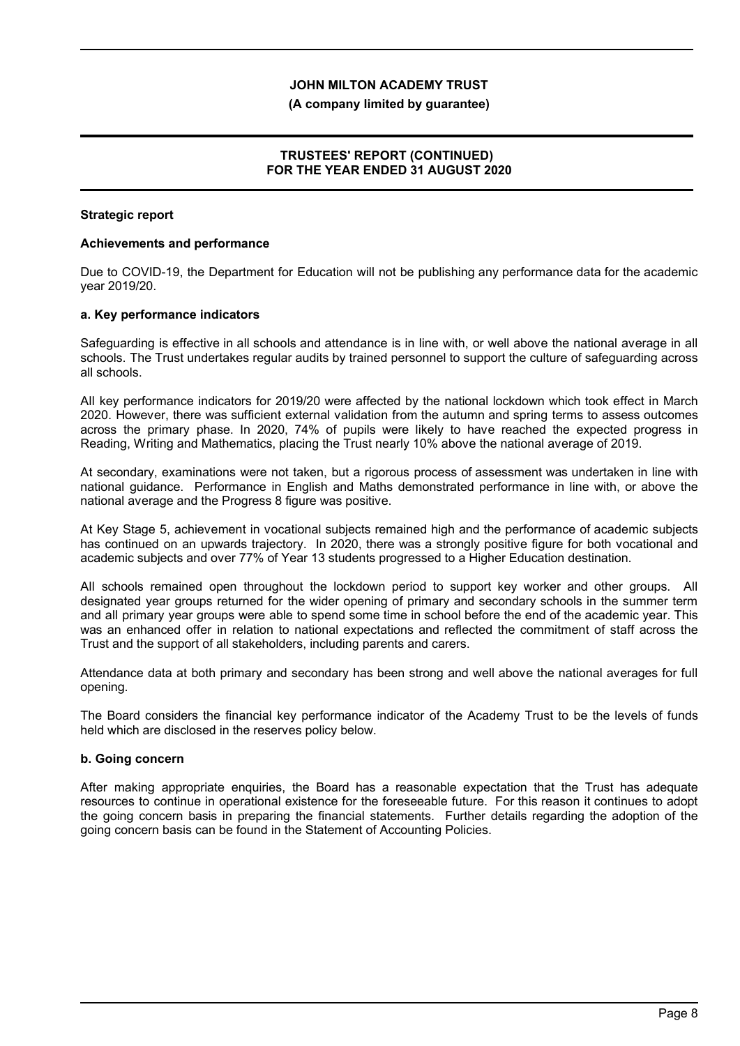## Strategic report

### Achievements and performance

Due to COVID-19, the Department for Education will not be publishing any performance data for the academic year 2019/20.

### a. Key performance indicators

Safeguarding is effective in all schools and attendance is in line with, or well above the national average in all schools. The Trust undertakes regular audits by trained personnel to support the culture of safeguarding across all schools.

All key performance indicators for 2019/20 were affected by the national lockdown which took effect in March 2020. However, there was sufficient external validation from the autumn and spring terms to assess outcomes across the primary phase. In 2020, 74% of pupils were likely to have reached the expected progress in Reading, Writing and Mathematics, placing the Trust nearly 10% above the national average of 2019.

At secondary, examinations were not taken, but a rigorous process of assessment was undertaken in line with national guidance. Performance in English and Maths demonstrated performance in line with, or above the national average and the Progress 8 figure was positive.

At Key Stage 5, achievement in vocational subjects remained high and the performance of academic subjects has continued on an upwards trajectory. In 2020, there was a strongly positive figure for both vocational and academic subjects and over 77% of Year 13 students progressed to a Higher Education destination.

All schools remained open throughout the lockdown period to support key worker and other groups. All designated year groups returned for the wider opening of primary and secondary schools in the summer term and all primary year groups were able to spend some time in school before the end of the academic year. This was an enhanced offer in relation to national expectations and reflected the commitment of staff across the Trust and the support of all stakeholders, including parents and carers.

Attendance data at both primary and secondary has been strong and well above the national averages for full opening.

The Board considers the financial key performance indicator of the Academy Trust to be the levels of funds held which are disclosed in the reserves policy below.

### b. Going concern

After making appropriate enquiries, the Board has a reasonable expectation that the Trust has adequate resources to continue in operational existence for the foreseeable future. For this reason it continues to adopt the going concern basis in preparing the financial statements. Further details regarding the adoption of the going concern basis can be found in the Statement of Accounting Policies.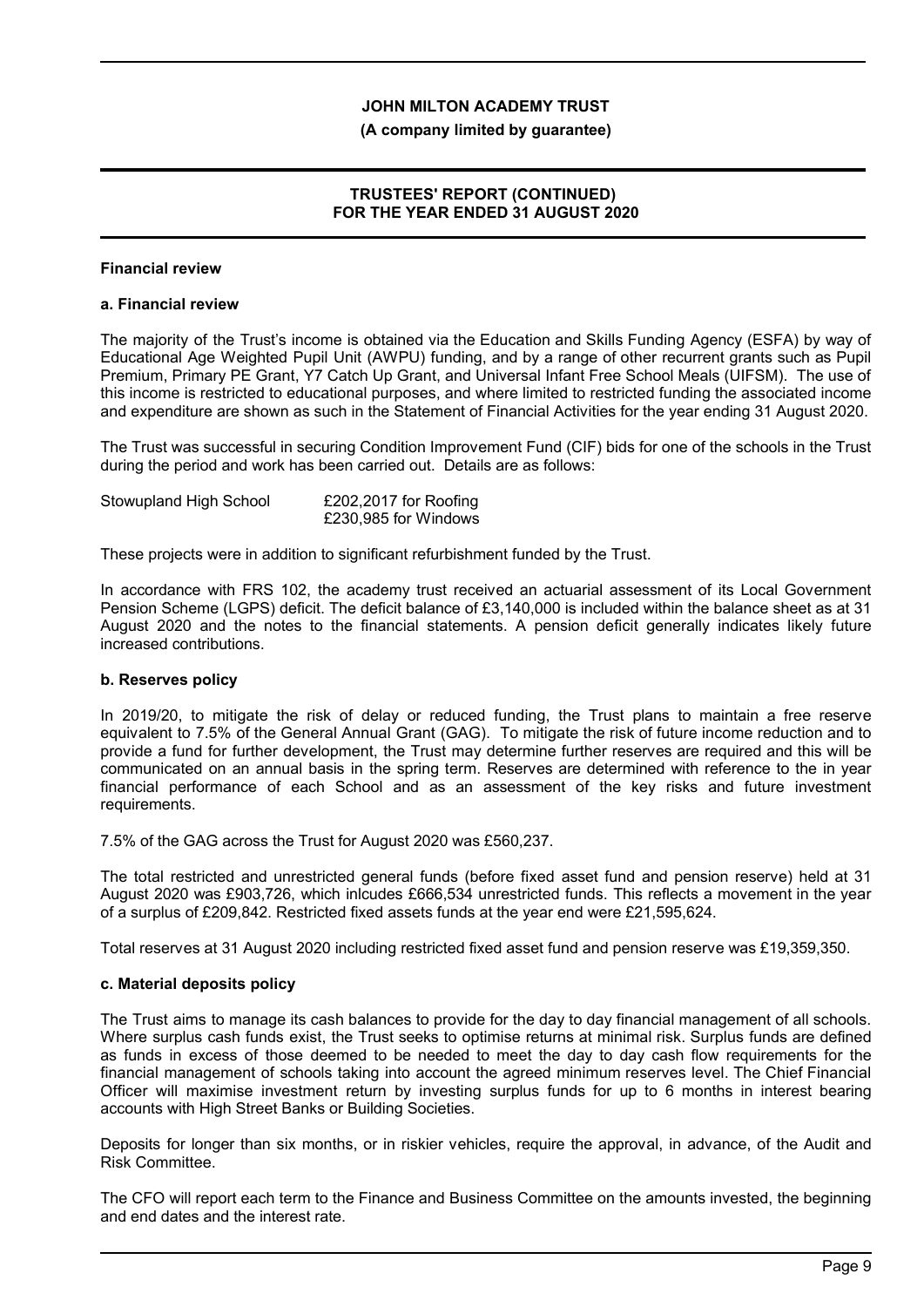**JOHN MILTON ACADEMY TRUST**

**(A company limited by guarantee)**

**TRUSTEES' REPORT (CONTINUED) FOR THE YEAR ENDED 31 AUGUST 2020**

## Financial review

### a. Financial review

The majority of the Trust's income is obtained via the Education and Skills Funding Agency (ESFA) by way of Educational Age Weighted Pupil Unit (AWPU) funding, and by a range of other recurrent grants such as Pupil Premium, Primary PE Grant, Y7 Catch Up Grant, and Universal Infant Free School Meals (UIFSM). The use of this income is restricted to educational purposes, and where limited to restricted funding the associated income and expenditure are shown as such in the Statement of Financial Activities for the year ending 31 August 2020.

The Trust was successful in securing Condition Improvement Fund (CIF) bids for one of the schools in the Trust during the period and work has been carried out. Details are as follows:

| | |
|---|---|
| Stowupland High School | £202,2017 for Roofing |
| | £230,985 for Windows |

These projects were in addition to significant refurbishment funded by the Trust.

In accordance with FRS 102, the academy trust received an actuarial assessment of its Local Government Pension Scheme (LGPS) deficit. The deficit balance of £3,140,000 is included within the balance sheet as at 31 August 2020 and the notes to the financial statements. A pension deficit generally indicates likely future increased contributions.

### b. Reserves policy

In 2019/20, to mitigate the risk of delay or reduced funding, the Trust plans to maintain a free reserve equivalent to 7.5% of the General Annual Grant (GAG). To mitigate the risk of future income reduction and to provide a fund for further development, the Trust may determine further reserves are required and this will be communicated on an annual basis in the spring term. Reserves are determined with reference to the in year financial performance of each School and as an assessment of the key risks and future investment requirements.

7.5% of the GAG across the Trust for August 2020 was £560,237.

The total restricted and unrestricted general funds (before fixed asset fund and pension reserve) held at 31 August 2020 was £903,726, which inlcudes £666,534 unrestricted funds. This reflects a movement in the year of a surplus of £209,842. Restricted fixed assets funds at the year end were £21,595,624.

Total reserves at 31 August 2020 including restricted fixed asset fund and pension reserve was £19,359,350.

### c. Material deposits policy

The Trust aims to manage its cash balances to provide for the day to day financial management of all schools. Where surplus cash funds exist, the Trust seeks to optimise returns at minimal risk. Surplus funds are defined as funds in excess of those deemed to be needed to meet the day to day cash flow requirements for the financial management of schools taking into account the agreed minimum reserves level. The Chief Financial Officer will maximise investment return by investing surplus funds for up to 6 months in interest bearing accounts with High Street Banks or Building Societies.

Deposits for longer than six months, or in riskier vehicles, require the approval, in advance, of the Audit and Risk Committee.

The CFO will report each term to the Finance and Business Committee on the amounts invested, the beginning and end dates and the interest rate.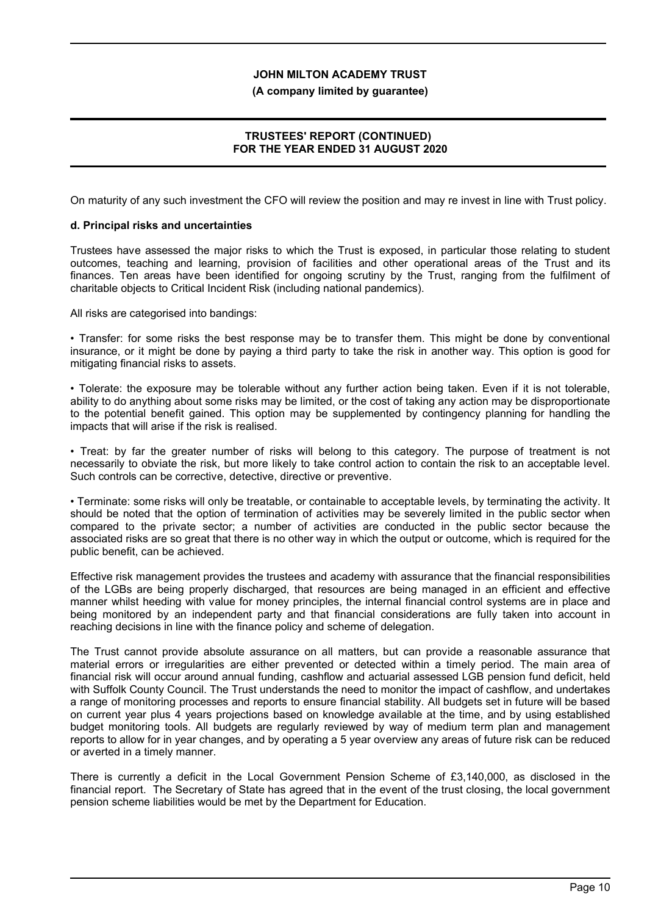On maturity of any such investment the CFO will review the position and may re invest in line with Trust policy.

### d. Principal risks and uncertainties

Trustees have assessed the major risks to which the Trust is exposed, in particular those relating to student outcomes, teaching and learning, provision of facilities and other operational areas of the Trust and its finances. Ten areas have been identified for ongoing scrutiny by the Trust, ranging from the fulfilment of charitable objects to Critical Incident Risk (including national pandemics).

All risks are categorised into bandings:

• Transfer: for some risks the best response may be to transfer them. This might be done by conventional insurance, or it might be done by paying a third party to take the risk in another way. This option is good for mitigating financial risks to assets.

• Tolerate: the exposure may be tolerable without any further action being taken. Even if it is not tolerable, ability to do anything about some risks may be limited, or the cost of taking any action may be disproportionate to the potential benefit gained. This option may be supplemented by contingency planning for handling the impacts that will arise if the risk is realised.

• Treat: by far the greater number of risks will belong to this category. The purpose of treatment is not necessarily to obviate the risk, but more likely to take control action to contain the risk to an acceptable level. Such controls can be corrective, detective, directive or preventive.

• Terminate: some risks will only be treatable, or containable to acceptable levels, by terminating the activity. It should be noted that the option of termination of activities may be severely limited in the public sector when compared to the private sector; a number of activities are conducted in the public sector because the associated risks are so great that there is no other way in which the output or outcome, which is required for the public benefit, can be achieved.

Effective risk management provides the trustees and academy with assurance that the financial responsibilities of the LGBs are being properly discharged, that resources are being managed in an efficient and effective manner whilst heeding with value for money principles, the internal financial control systems are in place and being monitored by an independent party and that financial considerations are fully taken into account in reaching decisions in line with the finance policy and scheme of delegation.

The Trust cannot provide absolute assurance on all matters, but can provide a reasonable assurance that material errors or irregularities are either prevented or detected within a timely period. The main area of financial risk will occur around annual funding, cashflow and actuarial assessed LGB pension fund deficit, held with Suffolk County Council. The Trust understands the need to monitor the impact of cashflow, and undertakes a range of monitoring processes and reports to ensure financial stability. All budgets set in future will be based on current year plus 4 years projections based on knowledge available at the time, and by using established budget monitoring tools. All budgets are regularly reviewed by way of medium term plan and management reports to allow for in year changes, and by operating a 5 year overview any areas of future risk can be reduced or averted in a timely manner.

There is currently a deficit in the Local Government Pension Scheme of £3,140,000, as disclosed in the financial report. The Secretary of State has agreed that in the event of the trust closing, the local government pension scheme liabilities would be met by the Department for Education.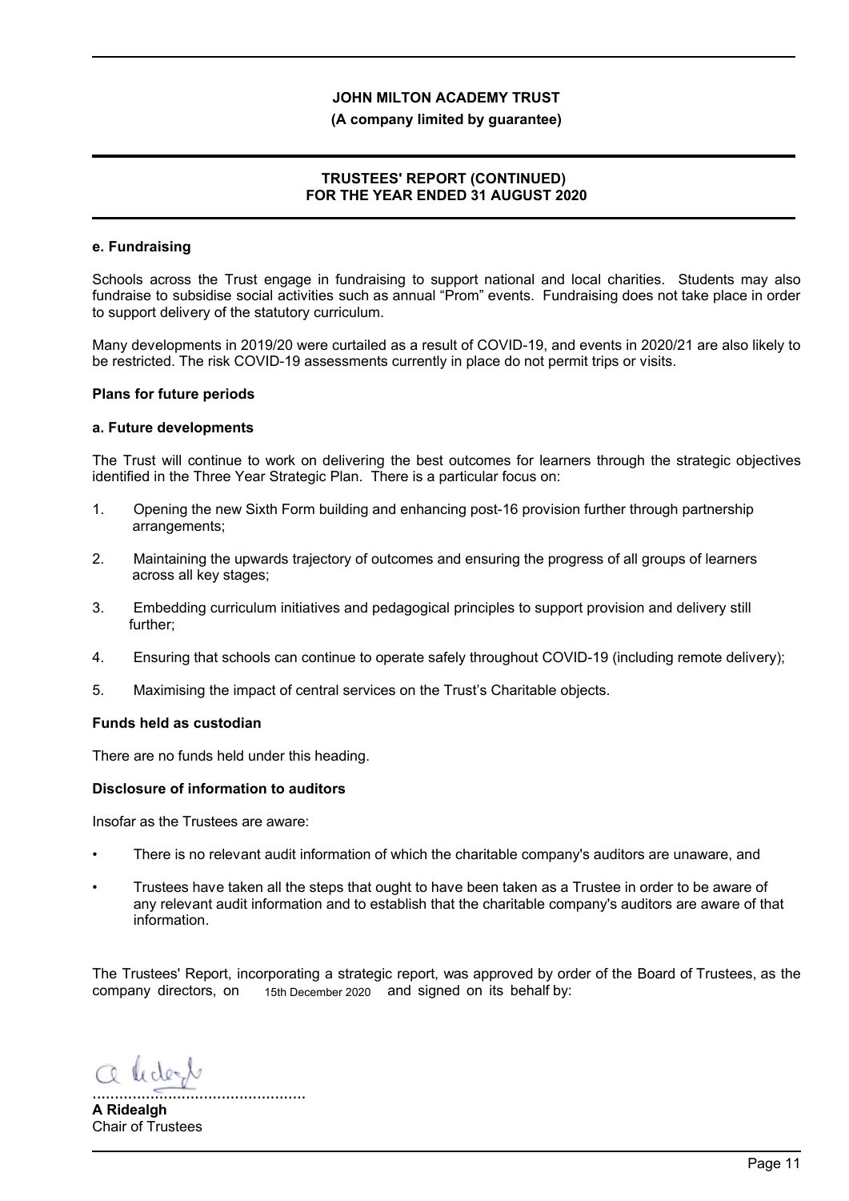**e. Fundraising**

Schools across the Trust engage in fundraising to support national and local charities. Students may also fundraise to subsidise social activities such as annual "Prom" events. Fundraising does not take place in order to support delivery of the statutory curriculum.

Many developments in 2019/20 were curtailed as a result of COVID-19, and events in 2020/21 are also likely to be restricted. The risk COVID-19 assessments currently in place do not permit trips or visits.

## Plans for future periods

**a. Future developments**

The Trust will continue to work on delivering the best outcomes for learners through the strategic objectives identified in the Three Year Strategic Plan. There is a particular focus on:

1. Opening the new Sixth Form building and enhancing post-16 provision further through partnership arrangements;
2. Maintaining the upwards trajectory of outcomes and ensuring the progress of all groups of learners across all key stages;
3. Embedding curriculum initiatives and pedagogical principles to support provision and delivery still further;
4. Ensuring that schools can continue to operate safely throughout COVID-19 (including remote delivery);
5. Maximising the impact of central services on the Trust's Charitable objects.

## Funds held as custodian

There are no funds held under this heading.

## Disclosure of information to auditors

Insofar as the Trustees are aware:

- There is no relevant audit information of which the charitable company's auditors are unaware, and
- Trustees have taken all the steps that ought to have been taken as a Trustee in order to be aware of any relevant audit information and to establish that the charitable company's auditors are aware of that information.

The Trustees' Report, incorporating a strategic report, was approved by order of the Board of Trustees, as the company directors, on 15th December 2020 and signed on its behalf by:

................................................

**A Ridealgh**
Chair of Trustees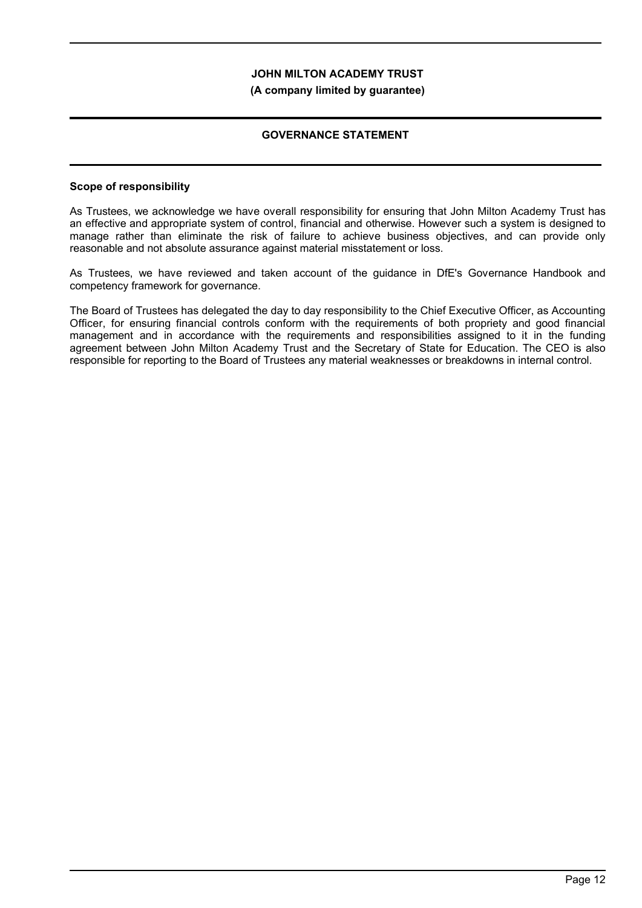**JOHN MILTON ACADEMY TRUST**
**(A company limited by guarantee)**

## GOVERNANCE STATEMENT

### Scope of responsibility

As Trustees, we acknowledge we have overall responsibility for ensuring that John Milton Academy Trust has an effective and appropriate system of control, financial and otherwise. However such a system is designed to manage rather than eliminate the risk of failure to achieve business objectives, and can provide only reasonable and not absolute assurance against material misstatement or loss.

As Trustees, we have reviewed and taken account of the guidance in DfE's Governance Handbook and competency framework for governance.

The Board of Trustees has delegated the day to day responsibility to the Chief Executive Officer, as Accounting Officer, for ensuring financial controls conform with the requirements of both propriety and good financial management and in accordance with the requirements and responsibilities assigned to it in the funding agreement between John Milton Academy Trust and the Secretary of State for Education. The CEO is also responsible for reporting to the Board of Trustees any material weaknesses or breakdowns in internal control.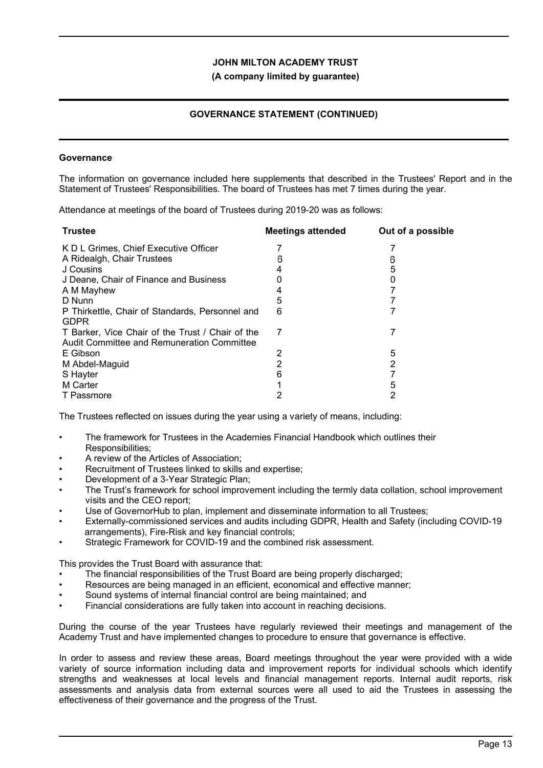**JOHN MILTON ACADEMY TRUST**

**(A company limited by guarantee)**

**GOVERNANCE STATEMENT (CONTINUED)**

**Governance**

The information on governance included here supplements that described in the Trustees' Report and in the Statement of Trustees' Responsibilities. The board of Trustees has met 7 times during the year.

Attendance at meetings of the board of Trustees during 2019-20 was as follows:

| Trustee | Meetings attended | Out of a possible |
|---|---|---|
| K D L Grimes, Chief Executive Officer | 7 | 7 |
| A Ridealgh, Chair Trustees | 6 | 6 |
| J Cousins | 4 | 5 |
| J Deane, Chair of Finance and Business | 0 | 0 |
| A M Mayhew | 4 | 7 |
| D Nunn | 5 | 7 |
| P Thirkettle, Chair of Standards, Personnel and GDPR | 6 | 7 |
| T Barker, Vice Chair of the Trust / Chair of the Audit Committee and Remuneration Committee | 7 | 7 |
| E Gibson | 2 | 5 |
| M Abdel-Maguid | 2 | 2 |
| S Hayter | 6 | 7 |
| M Carter | 1 | 5 |
| T Passmore | 2 | 2 |

The Trustees reflected on issues during the year using a variety of means, including:

- The framework for Trustees in the Academies Financial Handbook which outlines their Responsibilities;
- A review of the Articles of Association;
- Recruitment of Trustees linked to skills and expertise;
- Development of a 3-Year Strategic Plan;
- The Trust's framework for school improvement including the termly data collation, school improvement visits and the CEO report;
- Use of GovernorHub to plan, implement and disseminate information to all Trustees;
- Externally-commissioned services and audits including GDPR, Health and Safety (including COVID-19 arrangements), Fire-Risk and key financial controls;
- Strategic Framework for COVID-19 and the combined risk assessment.

This provides the Trust Board with assurance that:

- The financial responsibilities of the Trust Board are being properly discharged;
- Resources are being managed in an efficient, economical and effective manner;
- Sound systems of internal financial control are being maintained; and
- Financial considerations are fully taken into account in reaching decisions.

During the course of the year Trustees have regularly reviewed their meetings and management of the Academy Trust and have implemented changes to procedure to ensure that governance is effective.

In order to assess and review these areas, Board meetings throughout the year were provided with a wide variety of source information including data and improvement reports for individual schools which identify strengths and weaknesses at local levels and financial management reports. Internal audit reports, risk assessments and analysis data from external sources were all used to aid the Trustees in assessing the effectiveness of their governance and the progress of the Trust.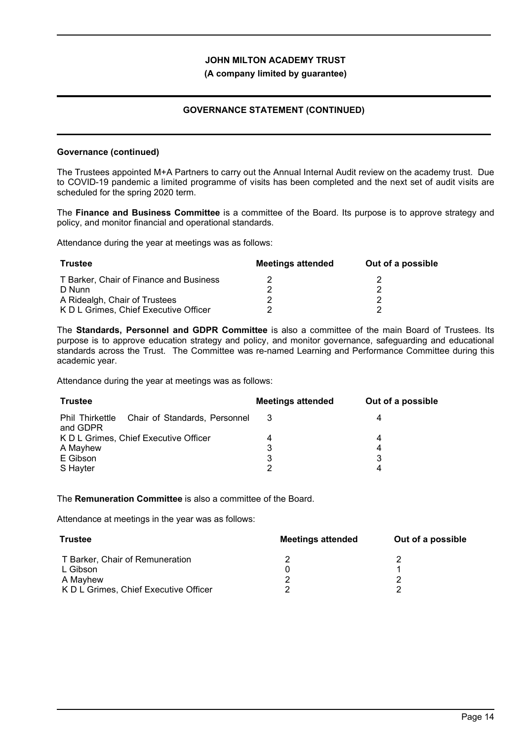# JOHN MILTON ACADEMY TRUST

**(A company limited by guarantee)**

## GOVERNANCE STATEMENT (CONTINUED)

### Governance (continued)

The Trustees appointed M+A Partners to carry out the Annual Internal Audit review on the academy trust. Due to COVID-19 pandemic a limited programme of visits has been completed and the next set of audit visits are scheduled for the spring 2020 term.

The **Finance and Business Committee** is a committee of the Board. Its purpose is to approve strategy and policy, and monitor financial and operational standards.

Attendance during the year at meetings was as follows:

| Trustee | Meetings attended | Out of a possible |
|---|---|---|
| T Barker, Chair of Finance and Business | 2 | 2 |
| D Nunn | 2 | 2 |
| A Ridealgh, Chair of Trustees | 2 | 2 |
| K D L Grimes, Chief Executive Officer | 2 | 2 |

The **Standards, Personnel and GDPR Committee** is also a committee of the main Board of Trustees. Its purpose is to approve education strategy and policy, and monitor governance, safeguarding and educational standards across the Trust. The Committee was re-named Learning and Performance Committee during this academic year.

Attendance during the year at meetings was as follows:

| Trustee | Meetings attended | Out of a possible |
|---|---|---|
| Phil Thirkettle Chair of Standards, Personnel and GDPR | 3 | 4 |
| K D L Grimes, Chief Executive Officer | 4 | 4 |
| A Mayhew | 3 | 4 |
| E Gibson | 3 | 3 |
| S Hayter | 2 | 4 |

The **Remuneration Committee** is also a committee of the Board.

Attendance at meetings in the year was as follows:

| Trustee | Meetings attended | Out of a possible |
|---|---|---|
| T Barker, Chair of Remuneration | 2 | 2 |
| L Gibson | 0 | 1 |
| A Mayhew | 2 | 2 |
| K D L Grimes, Chief Executive Officer | 2 | 2 |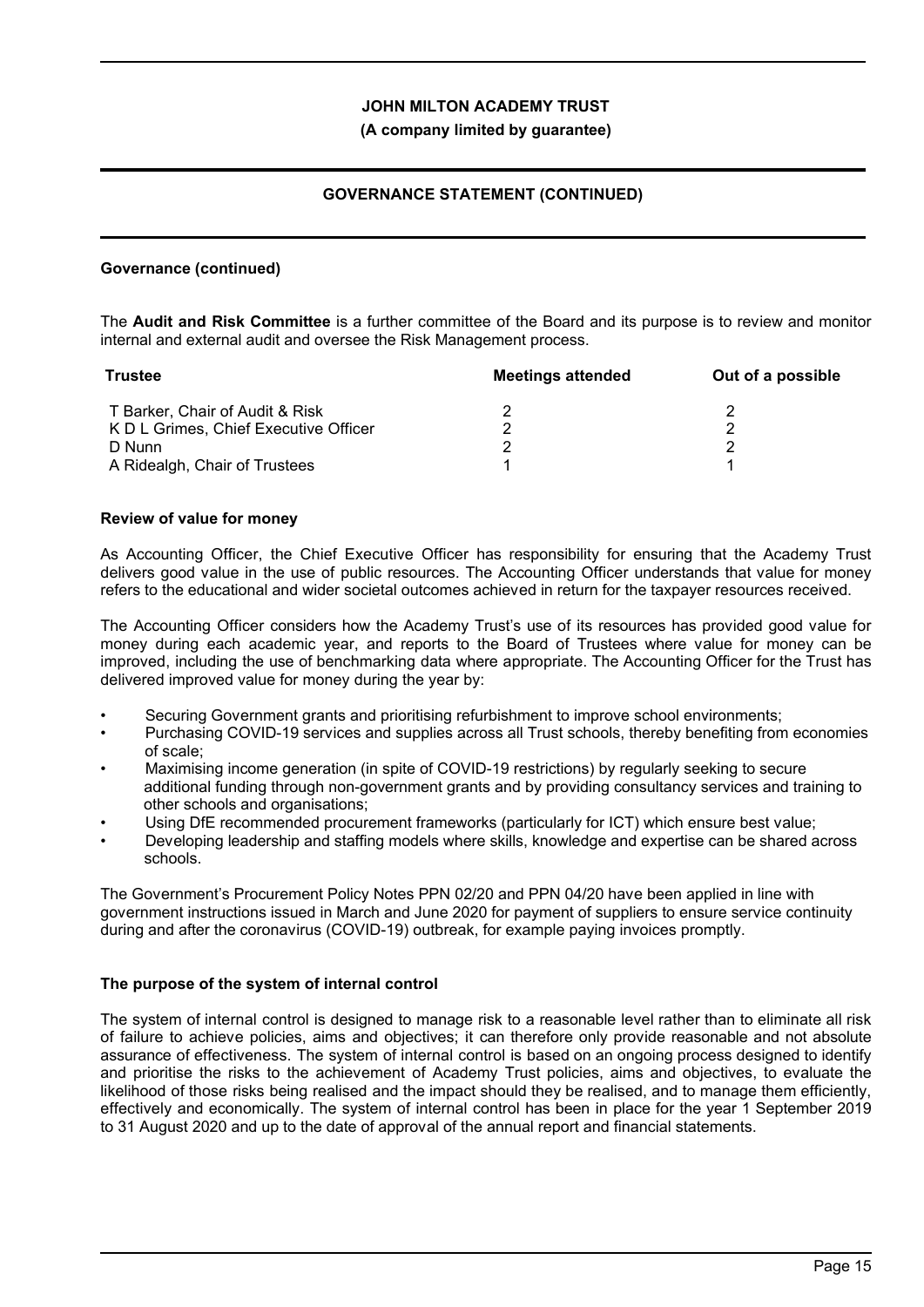## Governance (continued)

The **Audit and Risk Committee** is a further committee of the Board and its purpose is to review and monitor internal and external audit and oversee the Risk Management process.

| Trustee | Meetings attended | Out of a possible |
|---|---|---|
| T Barker, Chair of Audit & Risk | 2 | 2 |
| K D L Grimes, Chief Executive Officer | 2 | 2 |
| D Nunn | 2 | 2 |
| A Ridealgh, Chair of Trustees | 1 | 1 |

## Review of value for money

As Accounting Officer, the Chief Executive Officer has responsibility for ensuring that the Academy Trust delivers good value in the use of public resources. The Accounting Officer understands that value for money refers to the educational and wider societal outcomes achieved in return for the taxpayer resources received.

The Accounting Officer considers how the Academy Trust's use of its resources has provided good value for money during each academic year, and reports to the Board of Trustees where value for money can be improved, including the use of benchmarking data where appropriate. The Accounting Officer for the Trust has delivered improved value for money during the year by:

- Securing Government grants and prioritising refurbishment to improve school environments;
- Purchasing COVID-19 services and supplies across all Trust schools, thereby benefiting from economies of scale;
- Maximising income generation (in spite of COVID-19 restrictions) by regularly seeking to secure additional funding through non-government grants and by providing consultancy services and training to other schools and organisations;
- Using DfE recommended procurement frameworks (particularly for ICT) which ensure best value;
- Developing leadership and staffing models where skills, knowledge and expertise can be shared across schools.

The Government's Procurement Policy Notes PPN 02/20 and PPN 04/20 have been applied in line with government instructions issued in March and June 2020 for payment of suppliers to ensure service continuity during and after the coronavirus (COVID-19) outbreak, for example paying invoices promptly.

## The purpose of the system of internal control

The system of internal control is designed to manage risk to a reasonable level rather than to eliminate all risk of failure to achieve policies, aims and objectives; it can therefore only provide reasonable and not absolute assurance of effectiveness. The system of internal control is based on an ongoing process designed to identify and prioritise the risks to the achievement of Academy Trust policies, aims and objectives, to evaluate the likelihood of those risks being realised and the impact should they be realised, and to manage them efficiently, effectively and economically. The system of internal control has been in place for the year 1 September 2019 to 31 August 2020 and up to the date of approval of the annual report and financial statements.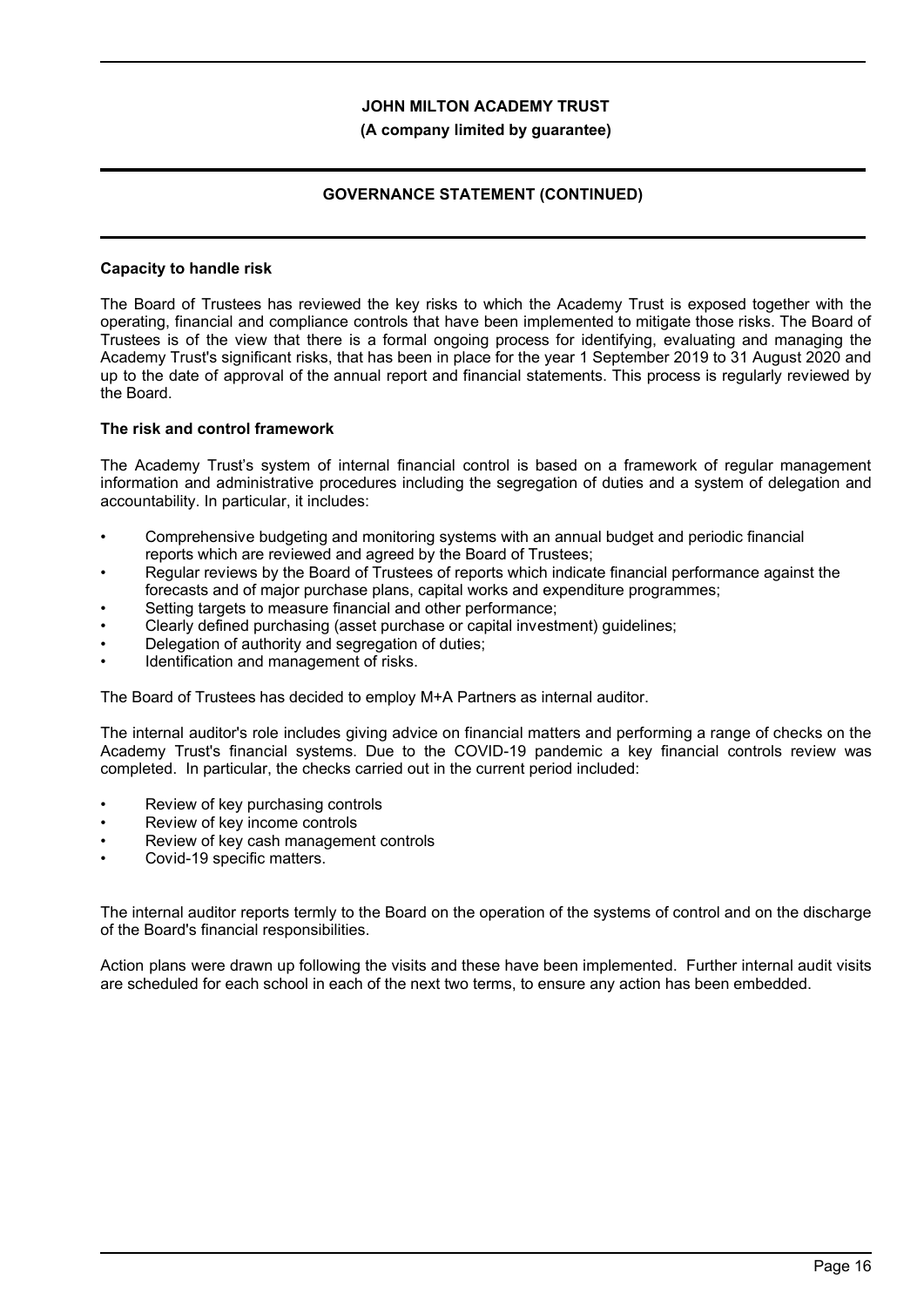### Capacity to handle risk

The Board of Trustees has reviewed the key risks to which the Academy Trust is exposed together with the operating, financial and compliance controls that have been implemented to mitigate those risks. The Board of Trustees is of the view that there is a formal ongoing process for identifying, evaluating and managing the Academy Trust's significant risks, that has been in place for the year 1 September 2019 to 31 August 2020 and up to the date of approval of the annual report and financial statements. This process is regularly reviewed by the Board.

### The risk and control framework

The Academy Trust's system of internal financial control is based on a framework of regular management information and administrative procedures including the segregation of duties and a system of delegation and accountability. In particular, it includes:

- Comprehensive budgeting and monitoring systems with an annual budget and periodic financial reports which are reviewed and agreed by the Board of Trustees;
- Regular reviews by the Board of Trustees of reports which indicate financial performance against the forecasts and of major purchase plans, capital works and expenditure programmes;
- Setting targets to measure financial and other performance;
- Clearly defined purchasing (asset purchase or capital investment) guidelines;
- Delegation of authority and segregation of duties;
- Identification and management of risks.

The Board of Trustees has decided to employ M+A Partners as internal auditor.

The internal auditor's role includes giving advice on financial matters and performing a range of checks on the Academy Trust's financial systems. Due to the COVID-19 pandemic a key financial controls review was completed. In particular, the checks carried out in the current period included:

- Review of key purchasing controls
- Review of key income controls
- Review of key cash management controls
- Covid-19 specific matters.

The internal auditor reports termly to the Board on the operation of the systems of control and on the discharge of the Board's financial responsibilities.

Action plans were drawn up following the visits and these have been implemented. Further internal audit visits are scheduled for each school in each of the next two terms, to ensure any action has been embedded.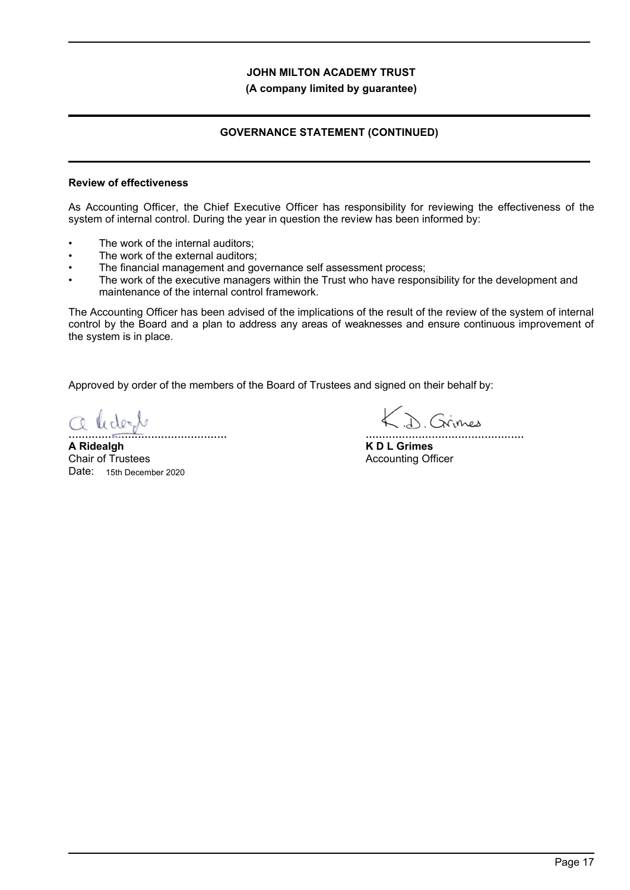**JOHN MILTON ACADEMY TRUST**

**(A company limited by guarantee)**

**GOVERNANCE STATEMENT (CONTINUED)**

**Review of effectiveness**

As Accounting Officer, the Chief Executive Officer has responsibility for reviewing the effectiveness of the system of internal control. During the year in question the review has been informed by:

- The work of the internal auditors;
- The work of the external auditors;
- The financial management and governance self assessment process;
- The work of the executive managers within the Trust who have responsibility for the development and maintenance of the internal control framework.

The Accounting Officer has been advised of the implications of the result of the review of the system of internal control by the Board and a plan to address any areas of weaknesses and ensure continuous improvement of the system is in place.

Approved by order of the members of the Board of Trustees and signed on their behalf by:

................................................
**A Ridealgh**
Chair of Trustees
Date: 15th December 2020

................................................
**K D L Grimes**
Accounting Officer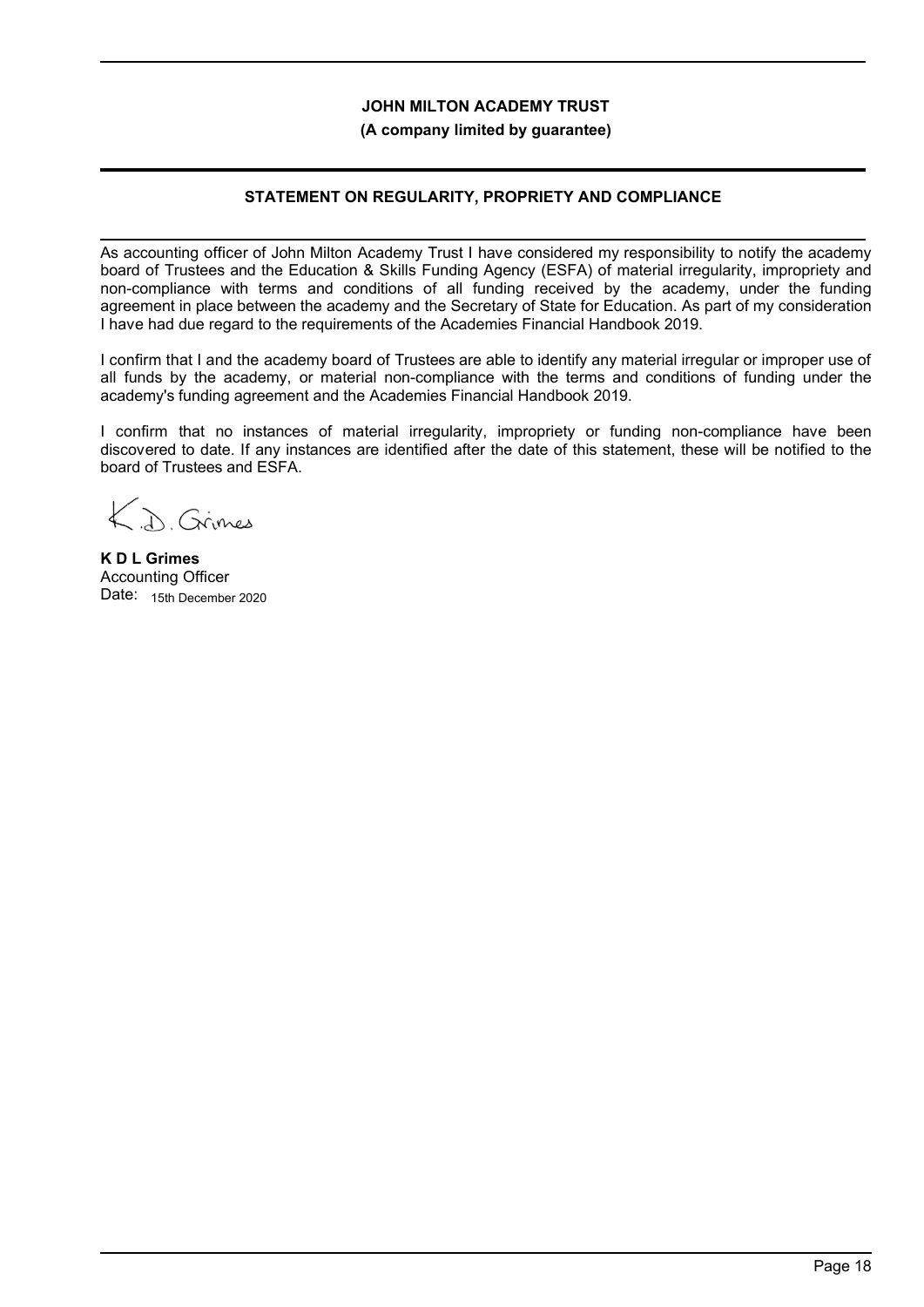**JOHN MILTON ACADEMY TRUST**
**(A company limited by guarantee)**

## STATEMENT ON REGULARITY, PROPRIETY AND COMPLIANCE

As accounting officer of John Milton Academy Trust I have considered my responsibility to notify the academy board of Trustees and the Education & Skills Funding Agency (ESFA) of material irregularity, impropriety and non-compliance with terms and conditions of all funding received by the academy, under the funding agreement in place between the academy and the Secretary of State for Education. As part of my consideration I have had due regard to the requirements of the Academies Financial Handbook 2019.

I confirm that I and the academy board of Trustees are able to identify any material irregular or improper use of all funds by the academy, or material non-compliance with the terms and conditions of funding under the academy's funding agreement and the Academies Financial Handbook 2019.

I confirm that no instances of material irregularity, impropriety or funding non-compliance have been discovered to date. If any instances are identified after the date of this statement, these will be notified to the board of Trustees and ESFA.

K.D. Grimes

**K D L Grimes**
Accounting Officer
Date: 15th December 2020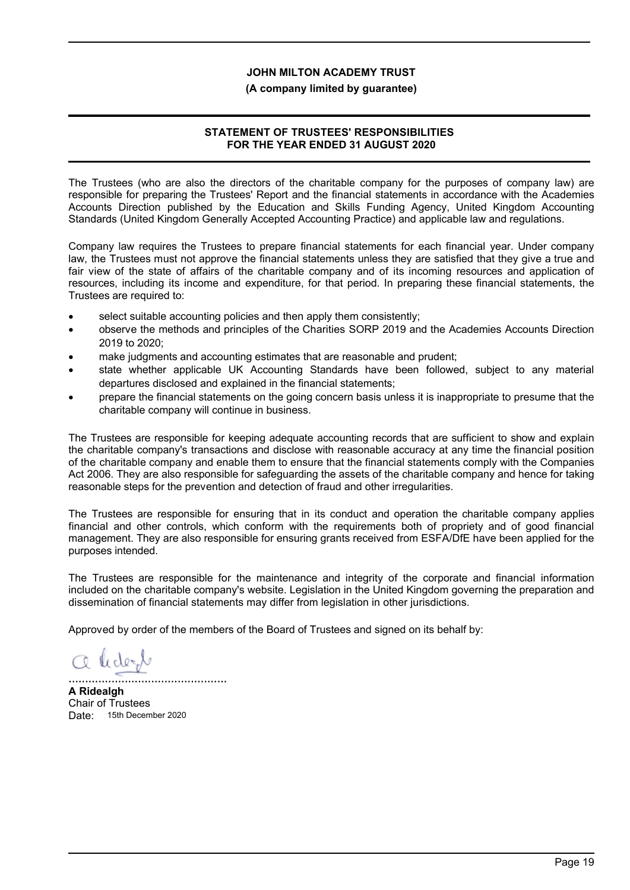**JOHN MILTON ACADEMY TRUST**

**(A company limited by guarantee)**

## STATEMENT OF TRUSTEES' RESPONSIBILITIES FOR THE YEAR ENDED 31 AUGUST 2020

The Trustees (who are also the directors of the charitable company for the purposes of company law) are responsible for preparing the Trustees' Report and the financial statements in accordance with the Academies Accounts Direction published by the Education and Skills Funding Agency, United Kingdom Accounting Standards (United Kingdom Generally Accepted Accounting Practice) and applicable law and regulations.

Company law requires the Trustees to prepare financial statements for each financial year. Under company law, the Trustees must not approve the financial statements unless they are satisfied that they give a true and fair view of the state of affairs of the charitable company and of its incoming resources and application of resources, including its income and expenditure, for that period. In preparing these financial statements, the Trustees are required to:

- select suitable accounting policies and then apply them consistently;
- observe the methods and principles of the Charities SORP 2019 and the Academies Accounts Direction 2019 to 2020;
- make judgments and accounting estimates that are reasonable and prudent;
- state whether applicable UK Accounting Standards have been followed, subject to any material departures disclosed and explained in the financial statements;
- prepare the financial statements on the going concern basis unless it is inappropriate to presume that the charitable company will continue in business.

The Trustees are responsible for keeping adequate accounting records that are sufficient to show and explain the charitable company's transactions and disclose with reasonable accuracy at any time the financial position of the charitable company and enable them to ensure that the financial statements comply with the Companies Act 2006. They are also responsible for safeguarding the assets of the charitable company and hence for taking reasonable steps for the prevention and detection of fraud and other irregularities.

The Trustees are responsible for ensuring that in its conduct and operation the charitable company applies financial and other controls, which conform with the requirements both of propriety and of good financial management. They are also responsible for ensuring grants received from ESFA/DfE have been applied for the purposes intended.

The Trustees are responsible for the maintenance and integrity of the corporate and financial information included on the charitable company's website. Legislation in the United Kingdom governing the preparation and dissemination of financial statements may differ from legislation in other jurisdictions.

Approved by order of the members of the Board of Trustees and signed on its behalf by:

................................................

**A Ridealgh**
Chair of Trustees
Date: 15th December 2020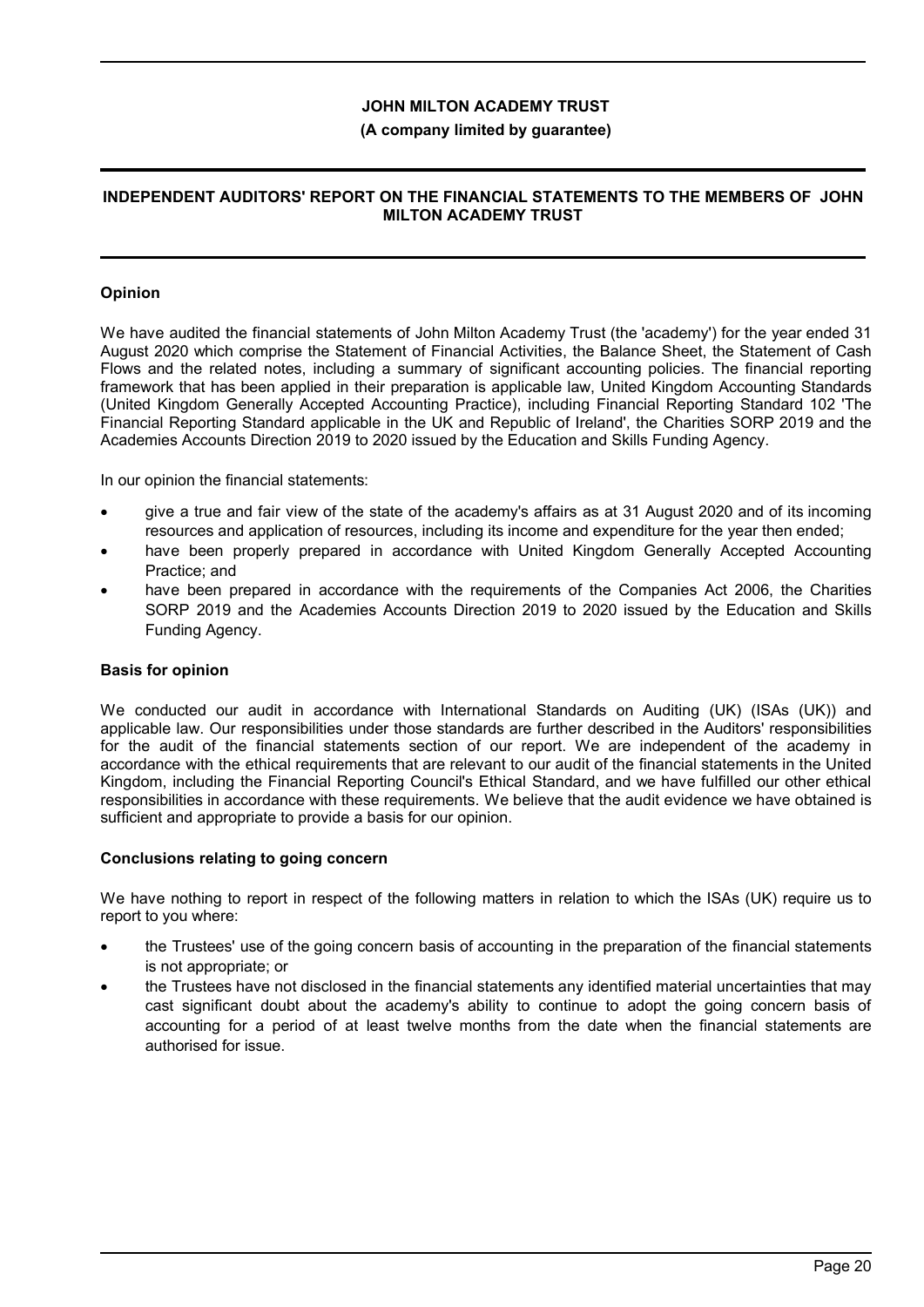**JOHN MILTON ACADEMY TRUST**

**(A company limited by guarantee)**

# INDEPENDENT AUDITORS' REPORT ON THE FINANCIAL STATEMENTS TO THE MEMBERS OF JOHN MILTON ACADEMY TRUST

## Opinion

We have audited the financial statements of John Milton Academy Trust (the 'academy') for the year ended 31 August 2020 which comprise the Statement of Financial Activities, the Balance Sheet, the Statement of Cash Flows and the related notes, including a summary of significant accounting policies. The financial reporting framework that has been applied in their preparation is applicable law, United Kingdom Accounting Standards (United Kingdom Generally Accepted Accounting Practice), including Financial Reporting Standard 102 'The Financial Reporting Standard applicable in the UK and Republic of Ireland', the Charities SORP 2019 and the Academies Accounts Direction 2019 to 2020 issued by the Education and Skills Funding Agency.

In our opinion the financial statements:

- give a true and fair view of the state of the academy's affairs as at 31 August 2020 and of its incoming resources and application of resources, including its income and expenditure for the year then ended;
- have been properly prepared in accordance with United Kingdom Generally Accepted Accounting Practice; and
- have been prepared in accordance with the requirements of the Companies Act 2006, the Charities SORP 2019 and the Academies Accounts Direction 2019 to 2020 issued by the Education and Skills Funding Agency.

## Basis for opinion

We conducted our audit in accordance with International Standards on Auditing (UK) (ISAs (UK)) and applicable law. Our responsibilities under those standards are further described in the Auditors' responsibilities for the audit of the financial statements section of our report. We are independent of the academy in accordance with the ethical requirements that are relevant to our audit of the financial statements in the United Kingdom, including the Financial Reporting Council's Ethical Standard, and we have fulfilled our other ethical responsibilities in accordance with these requirements. We believe that the audit evidence we have obtained is sufficient and appropriate to provide a basis for our opinion.

## Conclusions relating to going concern

We have nothing to report in respect of the following matters in relation to which the ISAs (UK) require us to report to you where:

- the Trustees' use of the going concern basis of accounting in the preparation of the financial statements is not appropriate; or
- the Trustees have not disclosed in the financial statements any identified material uncertainties that may cast significant doubt about the academy's ability to continue to adopt the going concern basis of accounting for a period of at least twelve months from the date when the financial statements are authorised for issue.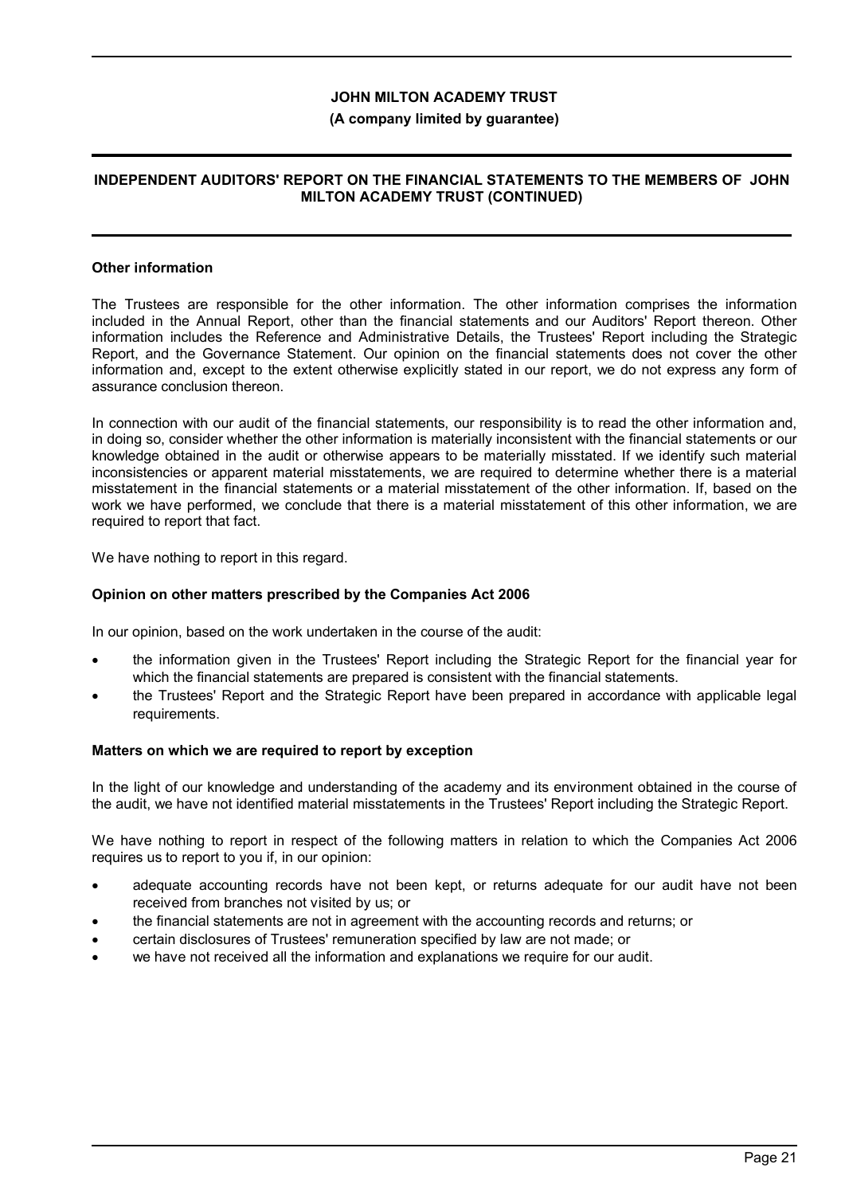## Other information

The Trustees are responsible for the other information. The other information comprises the information included in the Annual Report, other than the financial statements and our Auditors' Report thereon. Other information includes the Reference and Administrative Details, the Trustees' Report including the Strategic Report, and the Governance Statement. Our opinion on the financial statements does not cover the other information and, except to the extent otherwise explicitly stated in our report, we do not express any form of assurance conclusion thereon.

In connection with our audit of the financial statements, our responsibility is to read the other information and, in doing so, consider whether the other information is materially inconsistent with the financial statements or our knowledge obtained in the audit or otherwise appears to be materially misstated. If we identify such material inconsistencies or apparent material misstatements, we are required to determine whether there is a material misstatement in the financial statements or a material misstatement of the other information. If, based on the work we have performed, we conclude that there is a material misstatement of this other information, we are required to report that fact.

We have nothing to report in this regard.

## Opinion on other matters prescribed by the Companies Act 2006

In our opinion, based on the work undertaken in the course of the audit:

- the information given in the Trustees' Report including the Strategic Report for the financial year for which the financial statements are prepared is consistent with the financial statements.
- the Trustees' Report and the Strategic Report have been prepared in accordance with applicable legal requirements.

## Matters on which we are required to report by exception

In the light of our knowledge and understanding of the academy and its environment obtained in the course of the audit, we have not identified material misstatements in the Trustees' Report including the Strategic Report.

We have nothing to report in respect of the following matters in relation to which the Companies Act 2006 requires us to report to you if, in our opinion:

- adequate accounting records have not been kept, or returns adequate for our audit have not been received from branches not visited by us; or
- the financial statements are not in agreement with the accounting records and returns; or
- certain disclosures of Trustees' remuneration specified by law are not made; or
- we have not received all the information and explanations we require for our audit.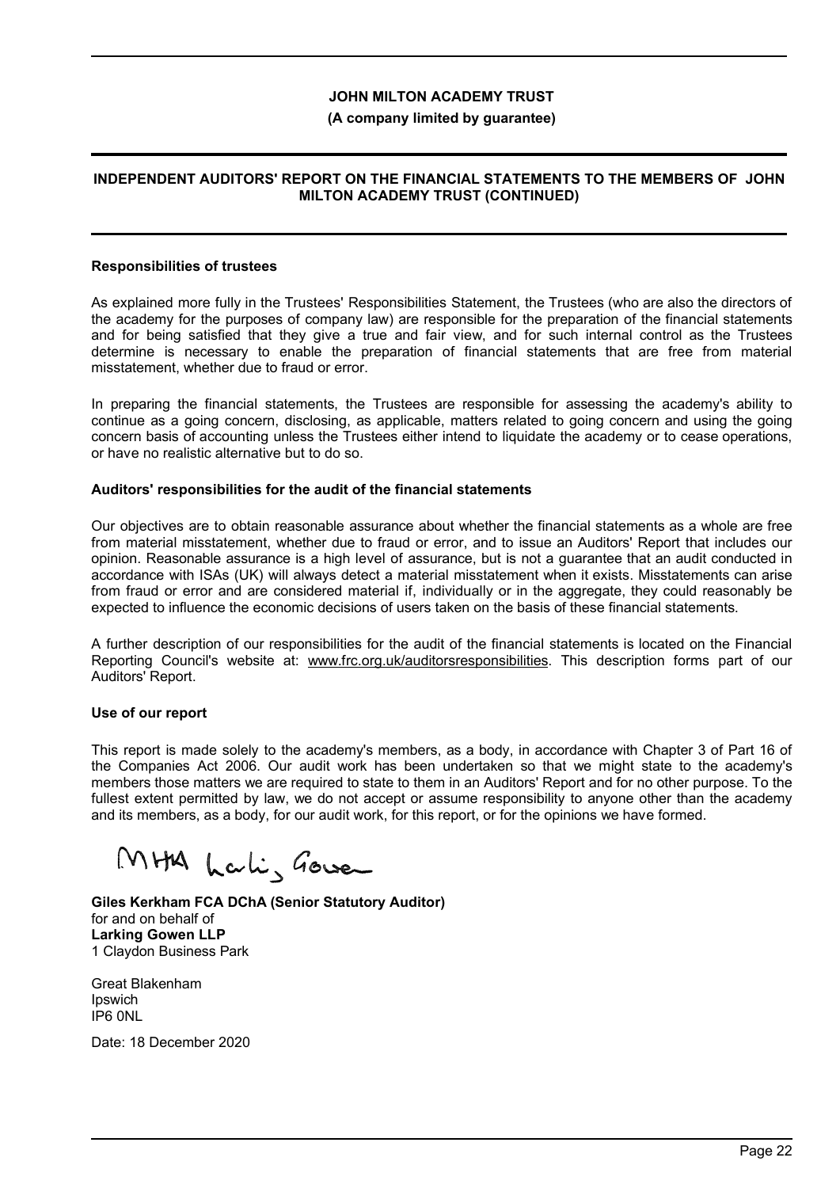**JOHN MILTON ACADEMY TRUST**

**(A company limited by guarantee)**

**INDEPENDENT AUDITORS' REPORT ON THE FINANCIAL STATEMENTS TO THE MEMBERS OF JOHN MILTON ACADEMY TRUST (CONTINUED)**

**Responsibilities of trustees**

As explained more fully in the Trustees' Responsibilities Statement, the Trustees (who are also the directors of the academy for the purposes of company law) are responsible for the preparation of the financial statements and for being satisfied that they give a true and fair view, and for such internal control as the Trustees determine is necessary to enable the preparation of financial statements that are free from material misstatement, whether due to fraud or error.

In preparing the financial statements, the Trustees are responsible for assessing the academy's ability to continue as a going concern, disclosing, as applicable, matters related to going concern and using the going concern basis of accounting unless the Trustees either intend to liquidate the academy or to cease operations, or have no realistic alternative but to do so.

**Auditors' responsibilities for the audit of the financial statements**

Our objectives are to obtain reasonable assurance about whether the financial statements as a whole are free from material misstatement, whether due to fraud or error, and to issue an Auditors' Report that includes our opinion. Reasonable assurance is a high level of assurance, but is not a guarantee that an audit conducted in accordance with ISAs (UK) will always detect a material misstatement when it exists. Misstatements can arise from fraud or error and are considered material if, individually or in the aggregate, they could reasonably be expected to influence the economic decisions of users taken on the basis of these financial statements.

A further description of our responsibilities for the audit of the financial statements is located on the Financial Reporting Council's website at: www.frc.org.uk/auditorsresponsibilities. This description forms part of our Auditors' Report.

**Use of our report**

This report is made solely to the academy's members, as a body, in accordance with Chapter 3 of Part 16 of the Companies Act 2006. Our audit work has been undertaken so that we might state to the academy's members those matters we are required to state to them in an Auditors' Report and for no other purpose. To the fullest extent permitted by law, we do not accept or assume responsibility to anyone other than the academy and its members, as a body, for our audit work, for this report, or for the opinions we have formed.

MHA Larking Gowen

**Giles Kerkham FCA DChA (Senior Statutory Auditor)**
for and on behalf of
**Larking Gowen LLP**
1 Claydon Business Park

Great Blakenham
Ipswich
IP6 0NL

Date: 18 December 2020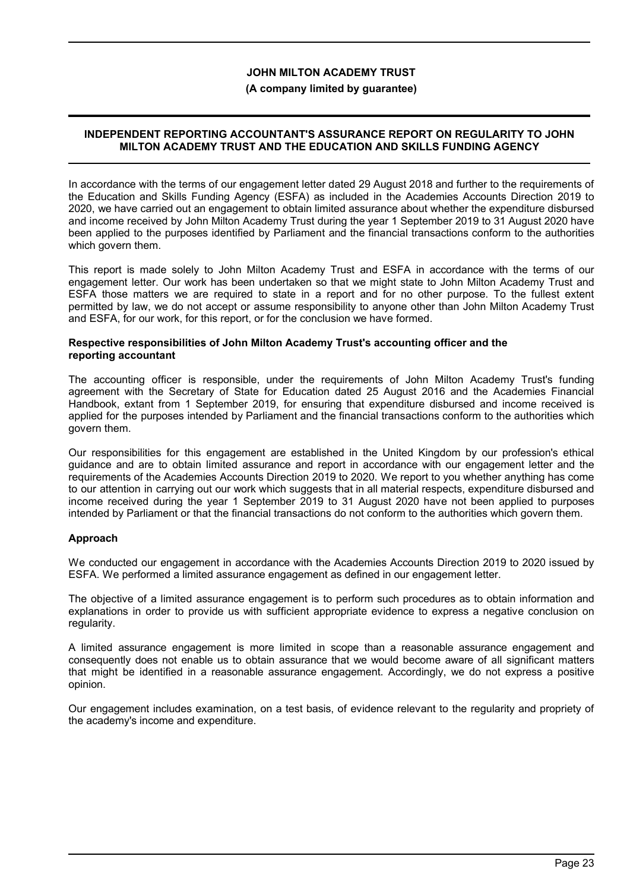**JOHN MILTON ACADEMY TRUST**

**(A company limited by guarantee)**

## INDEPENDENT REPORTING ACCOUNTANT'S ASSURANCE REPORT ON REGULARITY TO JOHN MILTON ACADEMY TRUST AND THE EDUCATION AND SKILLS FUNDING AGENCY

In accordance with the terms of our engagement letter dated 29 August 2018 and further to the requirements of the Education and Skills Funding Agency (ESFA) as included in the Academies Accounts Direction 2019 to 2020, we have carried out an engagement to obtain limited assurance about whether the expenditure disbursed and income received by John Milton Academy Trust during the year 1 September 2019 to 31 August 2020 have been applied to the purposes identified by Parliament and the financial transactions conform to the authorities which govern them.

This report is made solely to John Milton Academy Trust and ESFA in accordance with the terms of our engagement letter. Our work has been undertaken so that we might state to John Milton Academy Trust and ESFA those matters we are required to state in a report and for no other purpose. To the fullest extent permitted by law, we do not accept or assume responsibility to anyone other than John Milton Academy Trust and ESFA, for our work, for this report, or for the conclusion we have formed.

### Respective responsibilities of John Milton Academy Trust's accounting officer and the reporting accountant

The accounting officer is responsible, under the requirements of John Milton Academy Trust's funding agreement with the Secretary of State for Education dated 25 August 2016 and the Academies Financial Handbook, extant from 1 September 2019, for ensuring that expenditure disbursed and income received is applied for the purposes intended by Parliament and the financial transactions conform to the authorities which govern them.

Our responsibilities for this engagement are established in the United Kingdom by our profession's ethical guidance and are to obtain limited assurance and report in accordance with our engagement letter and the requirements of the Academies Accounts Direction 2019 to 2020. We report to you whether anything has come to our attention in carrying out our work which suggests that in all material respects, expenditure disbursed and income received during the year 1 September 2019 to 31 August 2020 have not been applied to purposes intended by Parliament or that the financial transactions do not conform to the authorities which govern them.

### Approach

We conducted our engagement in accordance with the Academies Accounts Direction 2019 to 2020 issued by ESFA. We performed a limited assurance engagement as defined in our engagement letter.

The objective of a limited assurance engagement is to perform such procedures as to obtain information and explanations in order to provide us with sufficient appropriate evidence to express a negative conclusion on regularity.

A limited assurance engagement is more limited in scope than a reasonable assurance engagement and consequently does not enable us to obtain assurance that we would become aware of all significant matters that might be identified in a reasonable assurance engagement. Accordingly, we do not express a positive opinion.

Our engagement includes examination, on a test basis, of evidence relevant to the regularity and propriety of the academy's income and expenditure.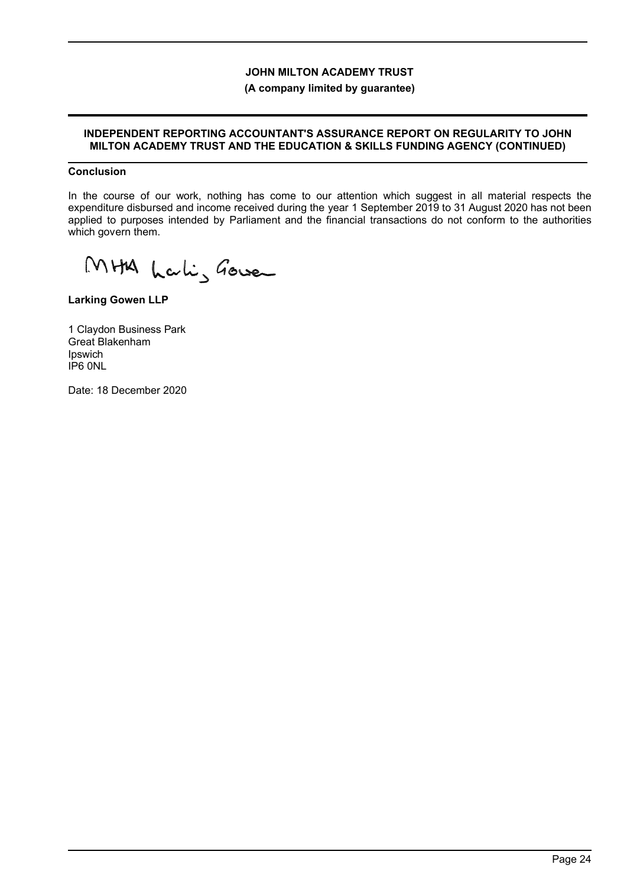# INDEPENDENT REPORTING ACCOUNTANT'S ASSURANCE REPORT ON REGULARITY TO JOHN MILTON ACADEMY TRUST AND THE EDUCATION & SKILLS FUNDING AGENCY (CONTINUED)

## Conclusion

In the course of our work, nothing has come to our attention which suggest in all material respects the expenditure disbursed and income received during the year 1 September 2019 to 31 August 2020 has not been applied to purposes intended by Parliament and the financial transactions do not conform to the authorities which govern them.

**Larking Gowen LLP**

1 Claydon Business Park
Great Blakenham
Ipswich
IP6 0NL

Date: 18 December 2020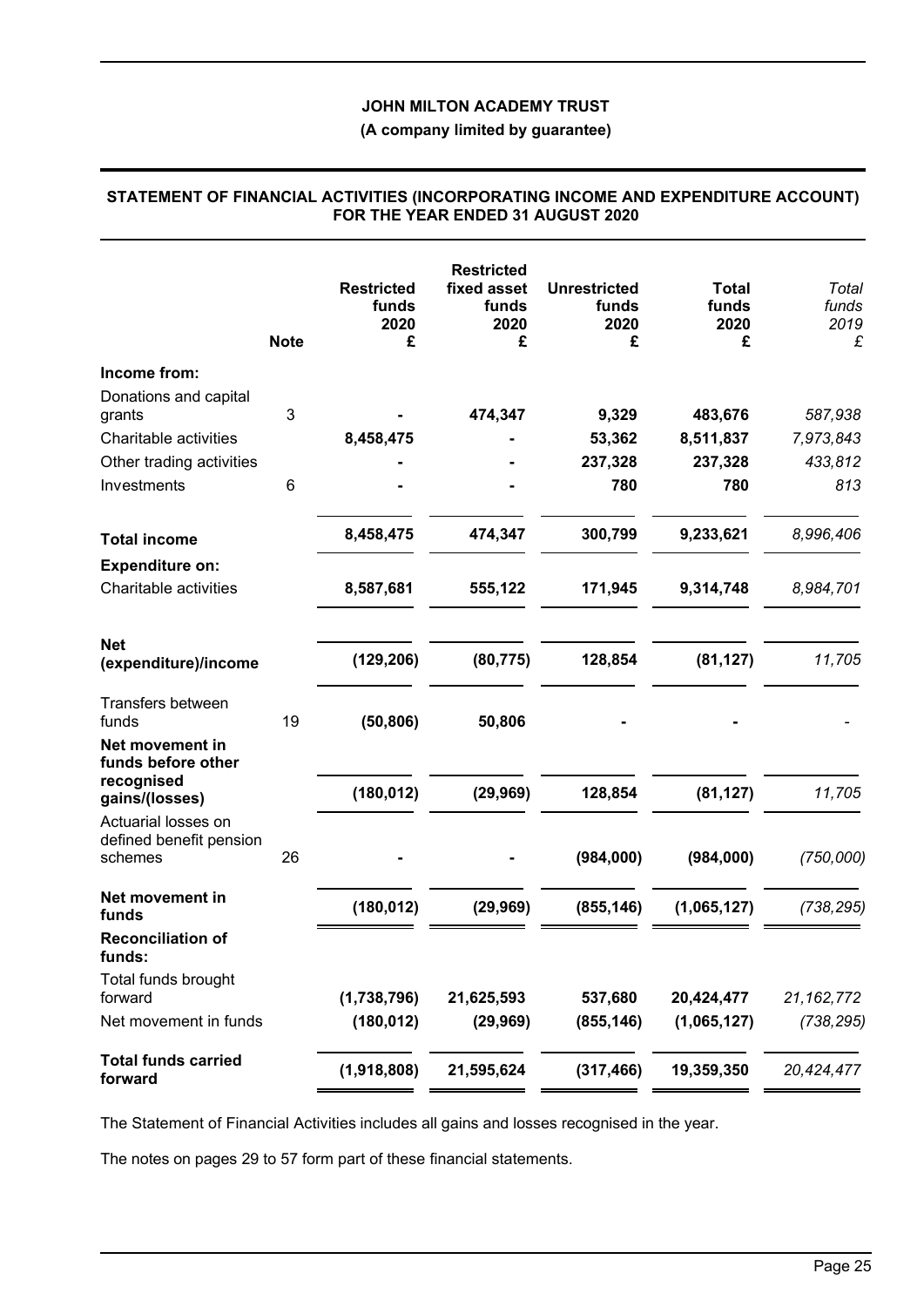**JOHN MILTON ACADEMY TRUST**

**(A company limited by guarantee)**

## STATEMENT OF FINANCIAL ACTIVITIES (INCORPORATING INCOME AND EXPENDITURE ACCOUNT) FOR THE YEAR ENDED 31 AUGUST 2020

| | Note | Restricted funds 2020 £ | Restricted fixed asset funds 2020 £ | Unrestricted funds 2020 £ | Total funds 2020 £ | *Total funds 2019 £* |
|---|---|---|---|---|---|---|
| **Income from:** | | | | | | |
| Donations and capital grants | 3 | - | 474,347 | 9,329 | 483,676 | *587,938* |
| Charitable activities | | 8,458,475 | - | 53,362 | 8,511,837 | *7,973,843* |
| Other trading activities | | - | - | 237,328 | 237,328 | *433,812* |
| Investments | 6 | - | - | 780 | 780 | *813* |
| **Total income** | | 8,458,475 | 474,347 | 300,799 | 9,233,621 | *8,996,406* |
| **Expenditure on:** | | | | | | |
| Charitable activities | | 8,587,681 | 555,122 | 171,945 | 9,314,748 | *8,984,701* |
| **Net (expenditure)/income** | | (129,206) | (80,775) | 128,854 | (81,127) | *11,705* |
| Transfers between funds | 19 | (50,806) | 50,806 | - | - | *-* |
| **Net movement in funds before other recognised gains/(losses)** | | (180,012) | (29,969) | 128,854 | (81,127) | *11,705* |
| Actuarial losses on defined benefit pension schemes | 26 | - | - | (984,000) | (984,000) | *(750,000)* |
| **Net movement in funds** | | (180,012) | (29,969) | (855,146) | (1,065,127) | *(738,295)* |
| **Reconciliation of funds:** | | | | | | |
| Total funds brought forward | | (1,738,796) | 21,625,593 | 537,680 | 20,424,477 | *21,162,772* |
| Net movement in funds | | (180,012) | (29,969) | (855,146) | (1,065,127) | *(738,295)* |
| **Total funds carried forward** | | (1,918,808) | 21,595,624 | (317,466) | 19,359,350 | *20,424,477* |

The Statement of Financial Activities includes all gains and losses recognised in the year.

The notes on pages 29 to 57 form part of these financial statements.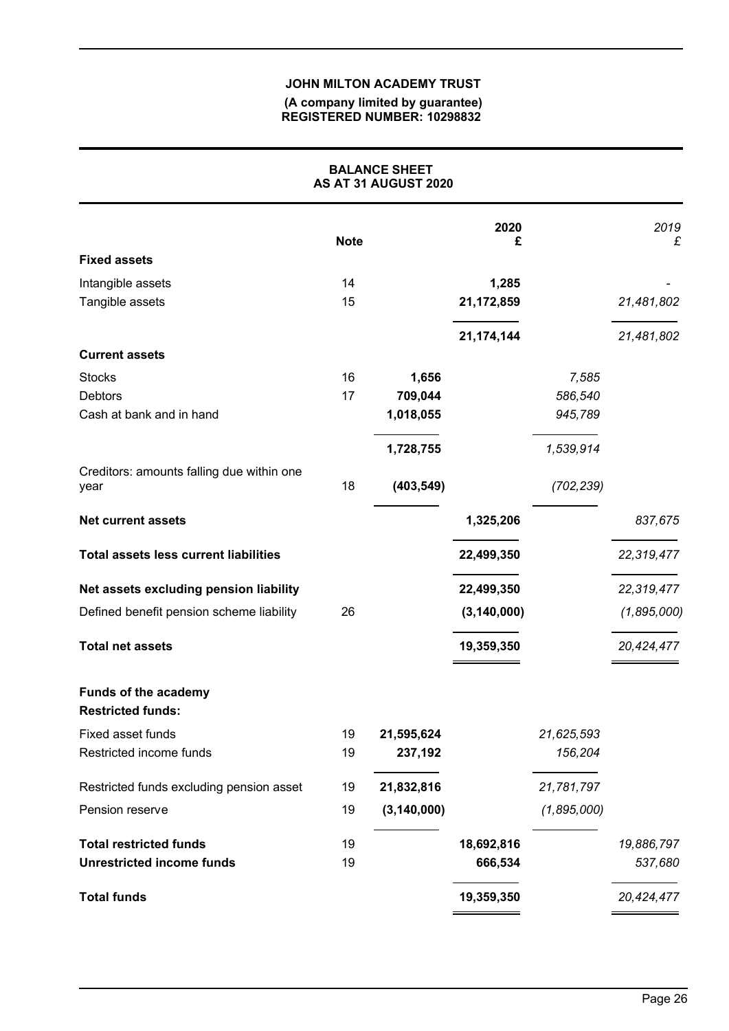**JOHN MILTON ACADEMY TRUST**

**(A company limited by guarantee)**
**REGISTERED NUMBER: 10298832**

## BALANCE SHEET
## AS AT 31 AUGUST 2020

| | Note | | 2020 £ | | *2019 £* |
|---|---|---|---|---|---|
| **Fixed assets** | | | | | |
| Intangible assets | 14 | | **1,285** | | *-* |
| Tangible assets | 15 | | **21,172,859** | | *21,481,802* |
| | | | **21,174,144** | | *21,481,802* |
| **Current assets** | | | | | |
| Stocks | 16 | **1,656** | | *7,585* | |
| Debtors | 17 | **709,044** | | *586,540* | |
| Cash at bank and in hand | | **1,018,055** | | *945,789* | |
| | | **1,728,755** | | *1,539,914* | |
| Creditors: amounts falling due within one year | 18 | **(403,549)** | | *(702,239)* | |
| **Net current assets** | | | **1,325,206** | | *837,675* |
| **Total assets less current liabilities** | | | **22,499,350** | | *22,319,477* |
| **Net assets excluding pension liability** | | | **22,499,350** | | *22,319,477* |
| Defined benefit pension scheme liability | 26 | | **(3,140,000)** | | *(1,895,000)* |
| **Total net assets** | | | **19,359,350** | | *20,424,477* |
| **Funds of the academy** | | | | | |
| **Restricted funds:** | | | | | |
| Fixed asset funds | 19 | **21,595,624** | | *21,625,593* | |
| Restricted income funds | 19 | **237,192** | | *156,204* | |
| Restricted funds excluding pension asset | 19 | **21,832,816** | | *21,781,797* | |
| Pension reserve | 19 | **(3,140,000)** | | *(1,895,000)* | |
| **Total restricted funds** | 19 | | **18,692,816** | | *19,886,797* |
| **Unrestricted income funds** | 19 | | **666,534** | | *537,680* |
| **Total funds** | | | **19,359,350** | | *20,424,477* |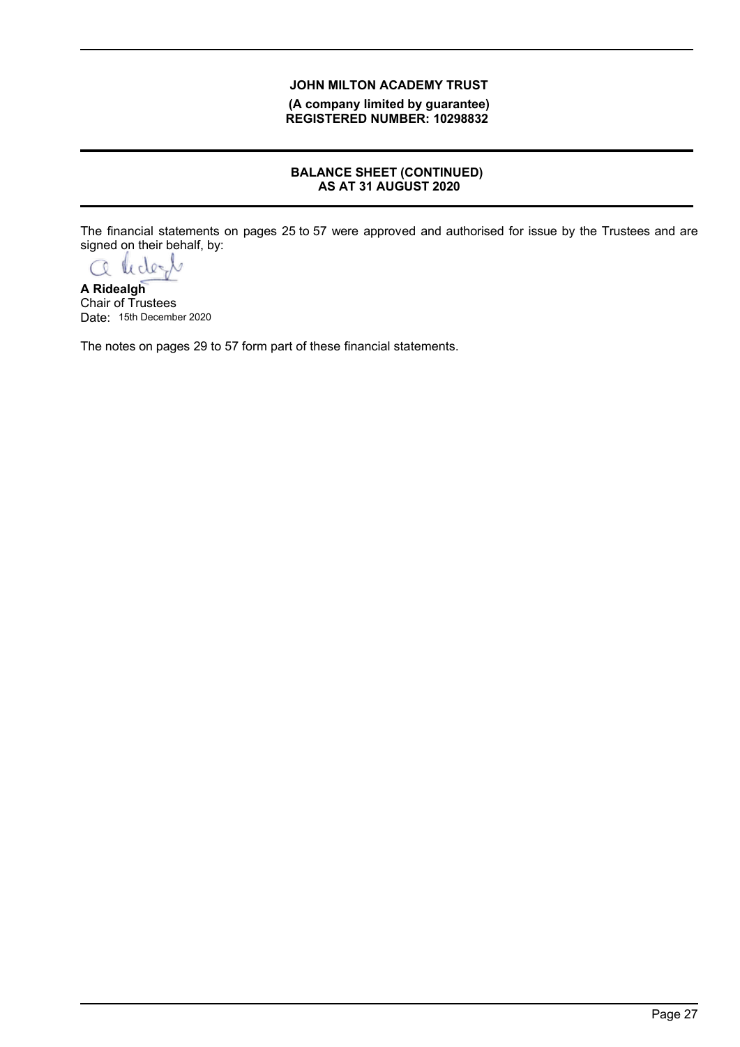**JOHN MILTON ACADEMY TRUST**
**(A company limited by guarantee)**
**REGISTERED NUMBER: 10298832**

# BALANCE SHEET (CONTINUED) AS AT 31 AUGUST 2020

The financial statements on pages 25 to 57 were approved and authorised for issue by the Trustees and are signed on their behalf, by:

**A Ridealgh**
Chair of Trustees
Date: 15th December 2020

The notes on pages 29 to 57 form part of these financial statements.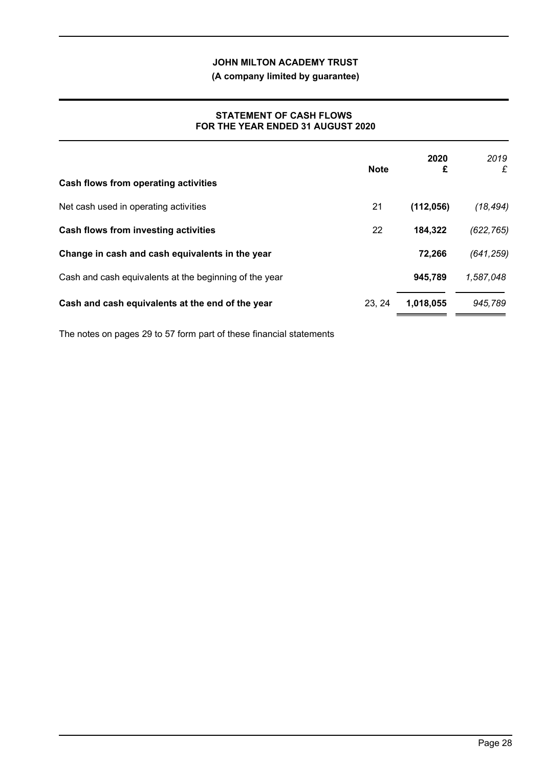**JOHN MILTON ACADEMY TRUST**

**(A company limited by guarantee)**

**STATEMENT OF CASH FLOWS**
**FOR THE YEAR ENDED 31 AUGUST 2020**

| | Note | 2020 £ | *2019 £* |
|---|---|---|---|
| **Cash flows from operating activities** | | | |
| Net cash used in operating activities | 21 | **(112,056)** | *(18,494)* |
| **Cash flows from investing activities** | 22 | **184,322** | *(622,765)* |
| **Change in cash and cash equivalents in the year** | | **72,266** | *(641,259)* |
| Cash and cash equivalents at the beginning of the year | | **945,789** | *1,587,048* |
| **Cash and cash equivalents at the end of the year** | 23, 24 | **1,018,055** | *945,789* |

The notes on pages 29 to 57 form part of these financial statements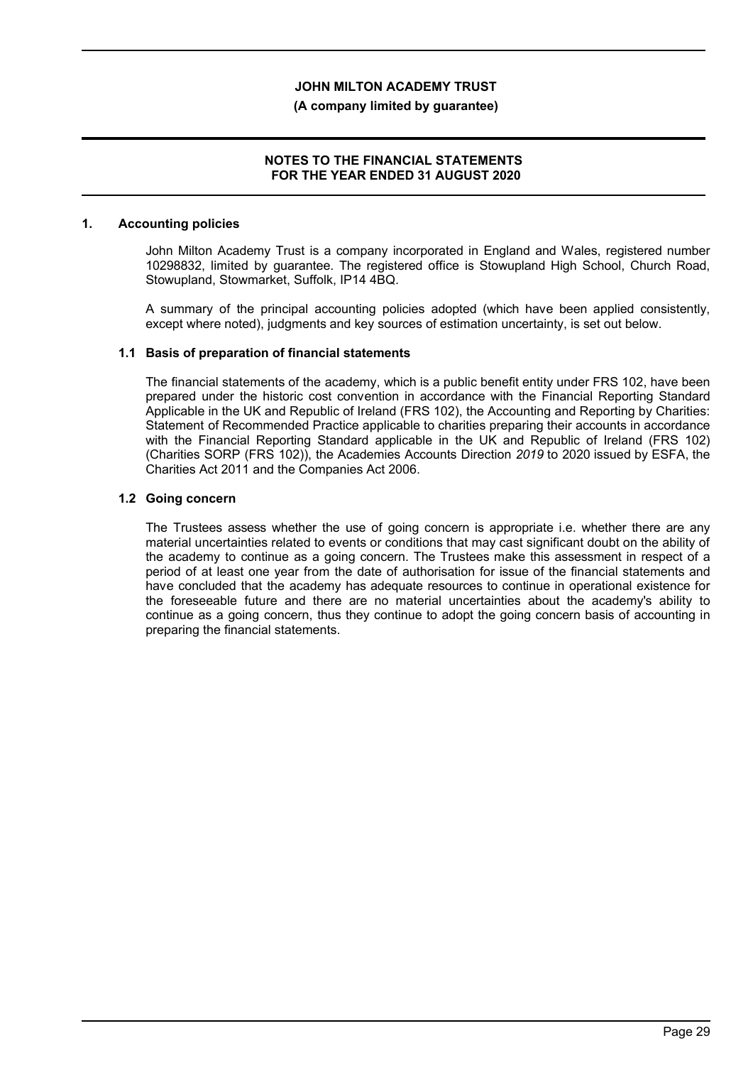# JOHN MILTON ACADEMY TRUST

**(A company limited by guarantee)**

**NOTES TO THE FINANCIAL STATEMENTS FOR THE YEAR ENDED 31 AUGUST 2020**

## 1. Accounting policies

John Milton Academy Trust is a company incorporated in England and Wales, registered number 10298832, limited by guarantee. The registered office is Stowupland High School, Church Road, Stowupland, Stowmarket, Suffolk, IP14 4BQ.

A summary of the principal accounting policies adopted (which have been applied consistently, except where noted), judgments and key sources of estimation uncertainty, is set out below.

### 1.1 Basis of preparation of financial statements

The financial statements of the academy, which is a public benefit entity under FRS 102, have been prepared under the historic cost convention in accordance with the Financial Reporting Standard Applicable in the UK and Republic of Ireland (FRS 102), the Accounting and Reporting by Charities: Statement of Recommended Practice applicable to charities preparing their accounts in accordance with the Financial Reporting Standard applicable in the UK and Republic of Ireland (FRS 102) (Charities SORP (FRS 102)), the Academies Accounts Direction *2019* to 2020 issued by ESFA, the Charities Act 2011 and the Companies Act 2006.

### 1.2 Going concern

The Trustees assess whether the use of going concern is appropriate i.e. whether there are any material uncertainties related to events or conditions that may cast significant doubt on the ability of the academy to continue as a going concern. The Trustees make this assessment in respect of a period of at least one year from the date of authorisation for issue of the financial statements and have concluded that the academy has adequate resources to continue in operational existence for the foreseeable future and there are no material uncertainties about the academy's ability to continue as a going concern, thus they continue to adopt the going concern basis of accounting in preparing the financial statements.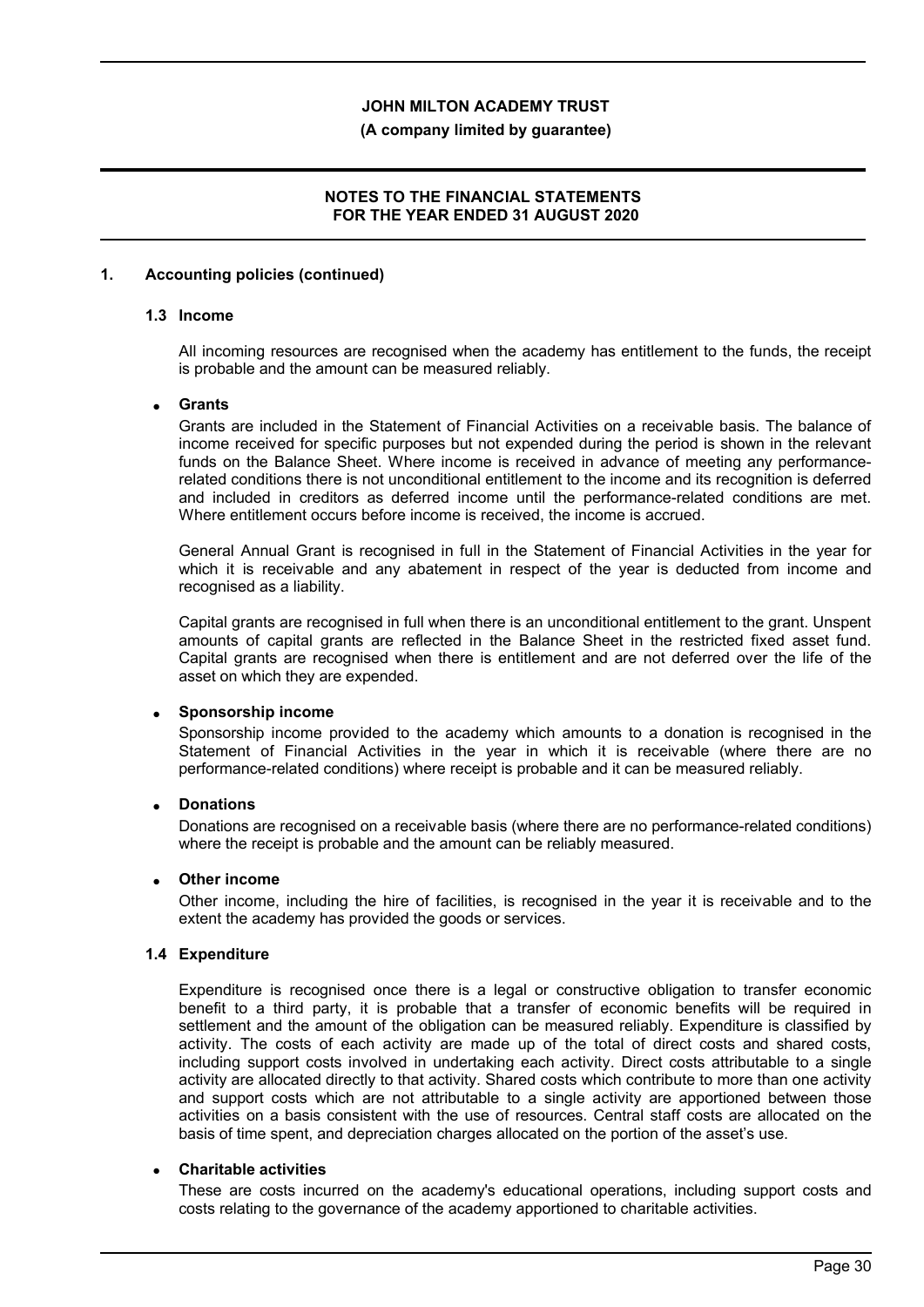## 1. Accounting policies (continued)

### 1.3 Income

All incoming resources are recognised when the academy has entitlement to the funds, the receipt is probable and the amount can be measured reliably.

- **Grants**

Grants are included in the Statement of Financial Activities on a receivable basis. The balance of income received for specific purposes but not expended during the period is shown in the relevant funds on the Balance Sheet. Where income is received in advance of meeting any performance-related conditions there is not unconditional entitlement to the income and its recognition is deferred and included in creditors as deferred income until the performance-related conditions are met. Where entitlement occurs before income is received, the income is accrued.

General Annual Grant is recognised in full in the Statement of Financial Activities in the year for which it is receivable and any abatement in respect of the year is deducted from income and recognised as a liability.

Capital grants are recognised in full when there is an unconditional entitlement to the grant. Unspent amounts of capital grants are reflected in the Balance Sheet in the restricted fixed asset fund. Capital grants are recognised when there is entitlement and are not deferred over the life of the asset on which they are expended.

- **Sponsorship income**

Sponsorship income provided to the academy which amounts to a donation is recognised in the Statement of Financial Activities in the year in which it is receivable (where there are no performance-related conditions) where receipt is probable and it can be measured reliably.

- **Donations**

Donations are recognised on a receivable basis (where there are no performance-related conditions) where the receipt is probable and the amount can be reliably measured.

- **Other income**

Other income, including the hire of facilities, is recognised in the year it is receivable and to the extent the academy has provided the goods or services.

### 1.4 Expenditure

Expenditure is recognised once there is a legal or constructive obligation to transfer economic benefit to a third party, it is probable that a transfer of economic benefits will be required in settlement and the amount of the obligation can be measured reliably. Expenditure is classified by activity. The costs of each activity are made up of the total of direct costs and shared costs, including support costs involved in undertaking each activity. Direct costs attributable to a single activity are allocated directly to that activity. Shared costs which contribute to more than one activity and support costs which are not attributable to a single activity are apportioned between those activities on a basis consistent with the use of resources. Central staff costs are allocated on the basis of time spent, and depreciation charges allocated on the portion of the asset's use.

- **Charitable activities**

These are costs incurred on the academy's educational operations, including support costs and costs relating to the governance of the academy apportioned to charitable activities.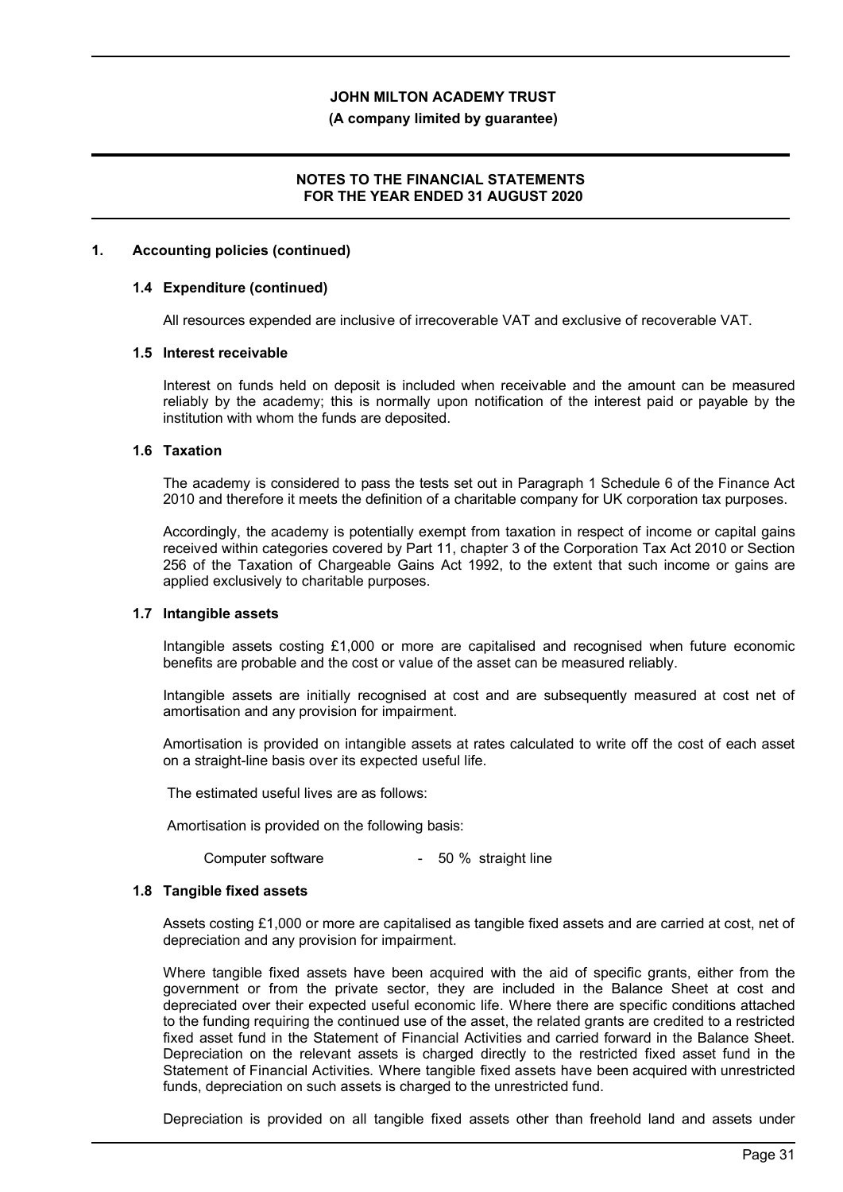## 1. Accounting policies (continued)

### 1.4 Expenditure (continued)

All resources expended are inclusive of irrecoverable VAT and exclusive of recoverable VAT.

### 1.5 Interest receivable

Interest on funds held on deposit is included when receivable and the amount can be measured reliably by the academy; this is normally upon notification of the interest paid or payable by the institution with whom the funds are deposited.

### 1.6 Taxation

The academy is considered to pass the tests set out in Paragraph 1 Schedule 6 of the Finance Act 2010 and therefore it meets the definition of a charitable company for UK corporation tax purposes.

Accordingly, the academy is potentially exempt from taxation in respect of income or capital gains received within categories covered by Part 11, chapter 3 of the Corporation Tax Act 2010 or Section 256 of the Taxation of Chargeable Gains Act 1992, to the extent that such income or gains are applied exclusively to charitable purposes.

### 1.7 Intangible assets

Intangible assets costing £1,000 or more are capitalised and recognised when future economic benefits are probable and the cost or value of the asset can be measured reliably.

Intangible assets are initially recognised at cost and are subsequently measured at cost net of amortisation and any provision for impairment.

Amortisation is provided on intangible assets at rates calculated to write off the cost of each asset on a straight-line basis over its expected useful life.

The estimated useful lives are as follows:

Amortisation is provided on the following basis:

Computer software - 50 % straight line

### 1.8 Tangible fixed assets

Assets costing £1,000 or more are capitalised as tangible fixed assets and are carried at cost, net of depreciation and any provision for impairment.

Where tangible fixed assets have been acquired with the aid of specific grants, either from the government or from the private sector, they are included in the Balance Sheet at cost and depreciated over their expected useful economic life. Where there are specific conditions attached to the funding requiring the continued use of the asset, the related grants are credited to a restricted fixed asset fund in the Statement of Financial Activities and carried forward in the Balance Sheet. Depreciation on the relevant assets is charged directly to the restricted fixed asset fund in the Statement of Financial Activities. Where tangible fixed assets have been acquired with unrestricted funds, depreciation on such assets is charged to the unrestricted fund.

Depreciation is provided on all tangible fixed assets other than freehold land and assets under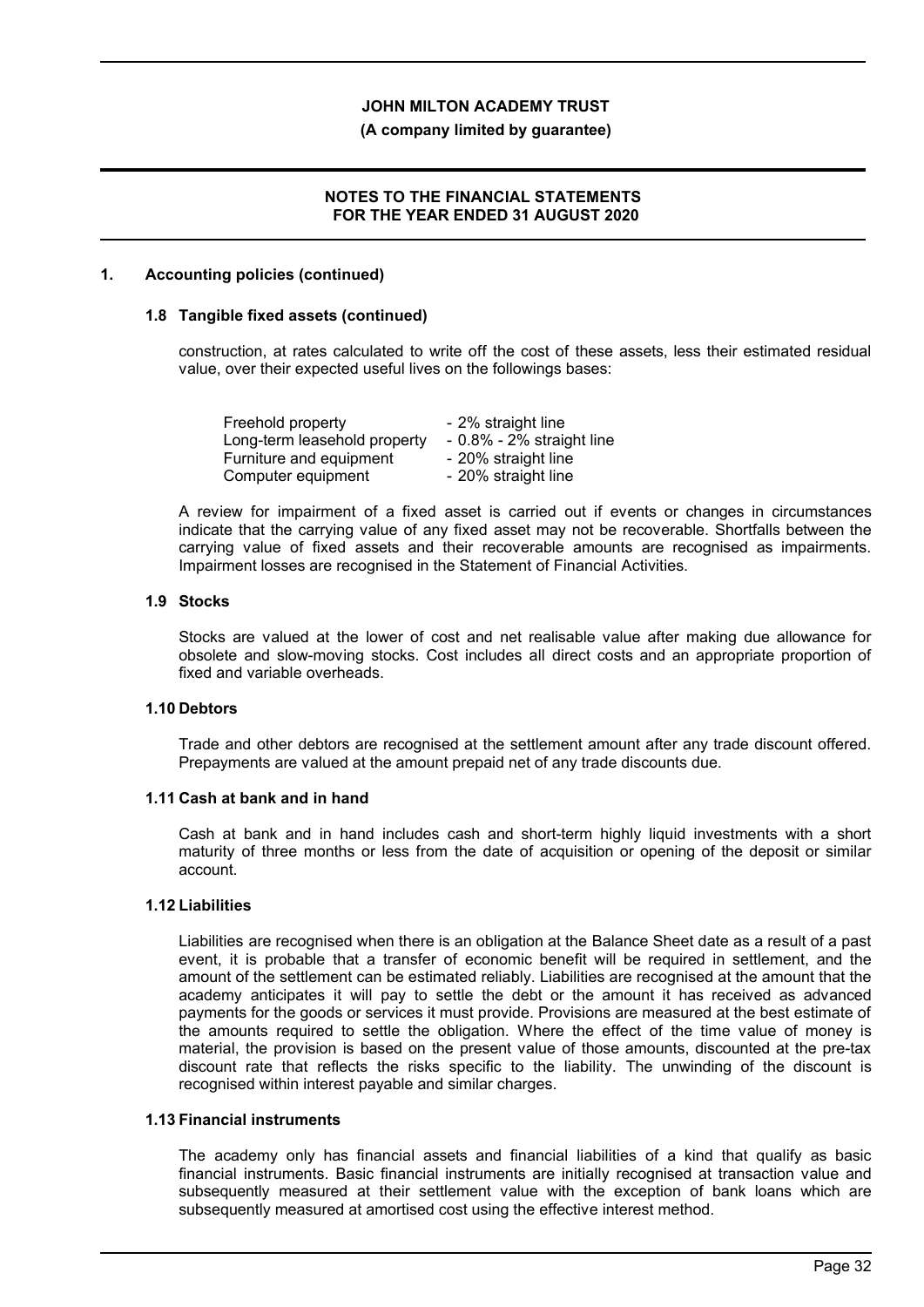## 1. Accounting policies (continued)

### 1.8 Tangible fixed assets (continued)

construction, at rates calculated to write off the cost of these assets, less their estimated residual value, over their expected useful lives on the followings bases:

| | |
|---|---|
| Freehold property | - 2% straight line |
| Long-term leasehold property | - 0.8% - 2% straight line |
| Furniture and equipment | - 20% straight line |
| Computer equipment | - 20% straight line |

A review for impairment of a fixed asset is carried out if events or changes in circumstances indicate that the carrying value of any fixed asset may not be recoverable. Shortfalls between the carrying value of fixed assets and their recoverable amounts are recognised as impairments. Impairment losses are recognised in the Statement of Financial Activities.

### 1.9 Stocks

Stocks are valued at the lower of cost and net realisable value after making due allowance for obsolete and slow-moving stocks. Cost includes all direct costs and an appropriate proportion of fixed and variable overheads.

### 1.10 Debtors

Trade and other debtors are recognised at the settlement amount after any trade discount offered. Prepayments are valued at the amount prepaid net of any trade discounts due.

### 1.11 Cash at bank and in hand

Cash at bank and in hand includes cash and short-term highly liquid investments with a short maturity of three months or less from the date of acquisition or opening of the deposit or similar account.

### 1.12 Liabilities

Liabilities are recognised when there is an obligation at the Balance Sheet date as a result of a past event, it is probable that a transfer of economic benefit will be required in settlement, and the amount of the settlement can be estimated reliably. Liabilities are recognised at the amount that the academy anticipates it will pay to settle the debt or the amount it has received as advanced payments for the goods or services it must provide. Provisions are measured at the best estimate of the amounts required to settle the obligation. Where the effect of the time value of money is material, the provision is based on the present value of those amounts, discounted at the pre-tax discount rate that reflects the risks specific to the liability. The unwinding of the discount is recognised within interest payable and similar charges.

### 1.13 Financial instruments

The academy only has financial assets and financial liabilities of a kind that qualify as basic financial instruments. Basic financial instruments are initially recognised at transaction value and subsequently measured at their settlement value with the exception of bank loans which are subsequently measured at amortised cost using the effective interest method.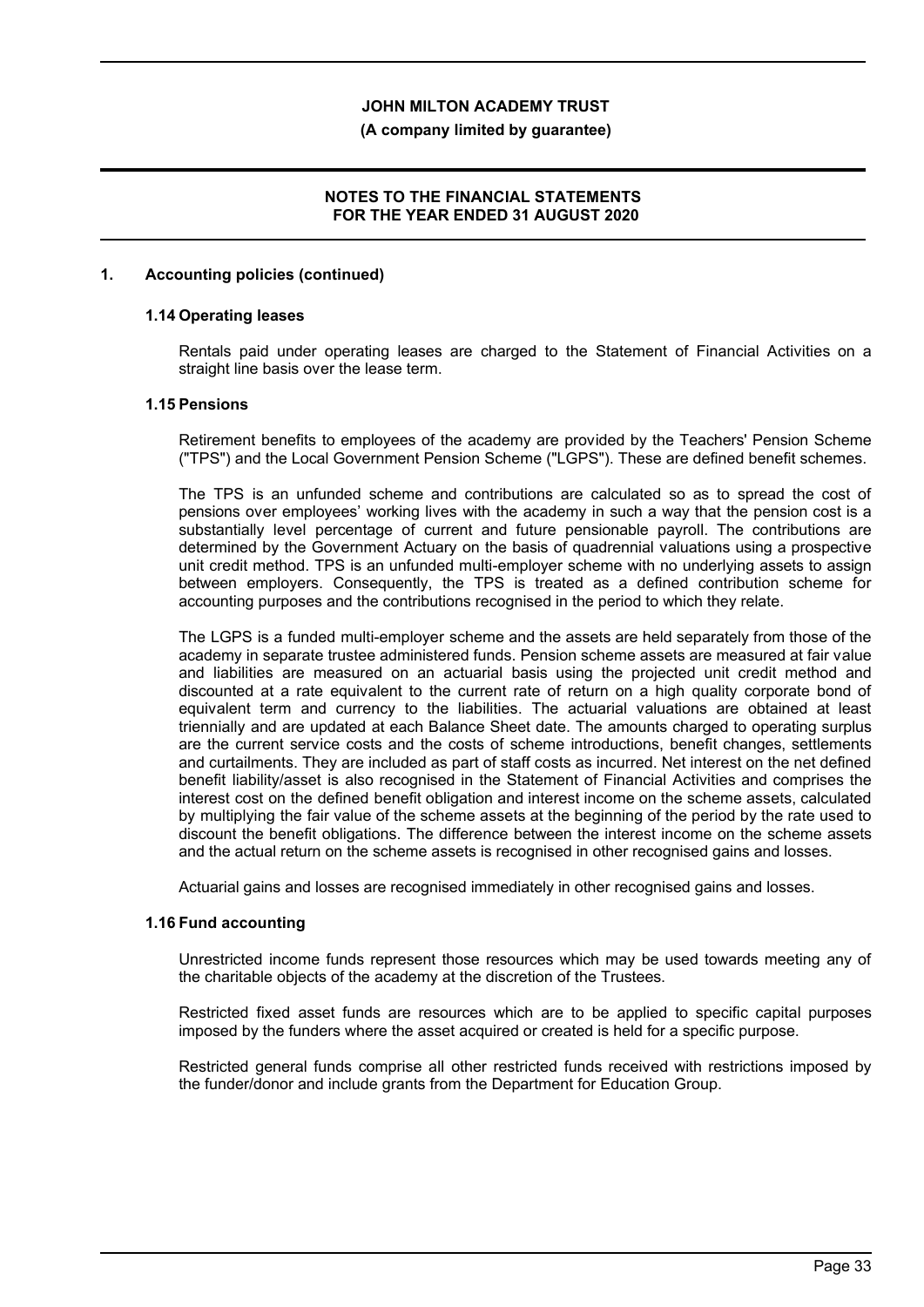## 1. Accounting policies (continued)

### 1.14 Operating leases

Rentals paid under operating leases are charged to the Statement of Financial Activities on a straight line basis over the lease term.

### 1.15 Pensions

Retirement benefits to employees of the academy are provided by the Teachers' Pension Scheme ("TPS") and the Local Government Pension Scheme ("LGPS"). These are defined benefit schemes.

The TPS is an unfunded scheme and contributions are calculated so as to spread the cost of pensions over employees' working lives with the academy in such a way that the pension cost is a substantially level percentage of current and future pensionable payroll. The contributions are determined by the Government Actuary on the basis of quadrennial valuations using a prospective unit credit method. TPS is an unfunded multi-employer scheme with no underlying assets to assign between employers. Consequently, the TPS is treated as a defined contribution scheme for accounting purposes and the contributions recognised in the period to which they relate.

The LGPS is a funded multi-employer scheme and the assets are held separately from those of the academy in separate trustee administered funds. Pension scheme assets are measured at fair value and liabilities are measured on an actuarial basis using the projected unit credit method and discounted at a rate equivalent to the current rate of return on a high quality corporate bond of equivalent term and currency to the liabilities. The actuarial valuations are obtained at least triennially and are updated at each Balance Sheet date. The amounts charged to operating surplus are the current service costs and the costs of scheme introductions, benefit changes, settlements and curtailments. They are included as part of staff costs as incurred. Net interest on the net defined benefit liability/asset is also recognised in the Statement of Financial Activities and comprises the interest cost on the defined benefit obligation and interest income on the scheme assets, calculated by multiplying the fair value of the scheme assets at the beginning of the period by the rate used to discount the benefit obligations. The difference between the interest income on the scheme assets and the actual return on the scheme assets is recognised in other recognised gains and losses.

Actuarial gains and losses are recognised immediately in other recognised gains and losses.

### 1.16 Fund accounting

Unrestricted income funds represent those resources which may be used towards meeting any of the charitable objects of the academy at the discretion of the Trustees.

Restricted fixed asset funds are resources which are to be applied to specific capital purposes imposed by the funders where the asset acquired or created is held for a specific purpose.

Restricted general funds comprise all other restricted funds received with restrictions imposed by the funder/donor and include grants from the Department for Education Group.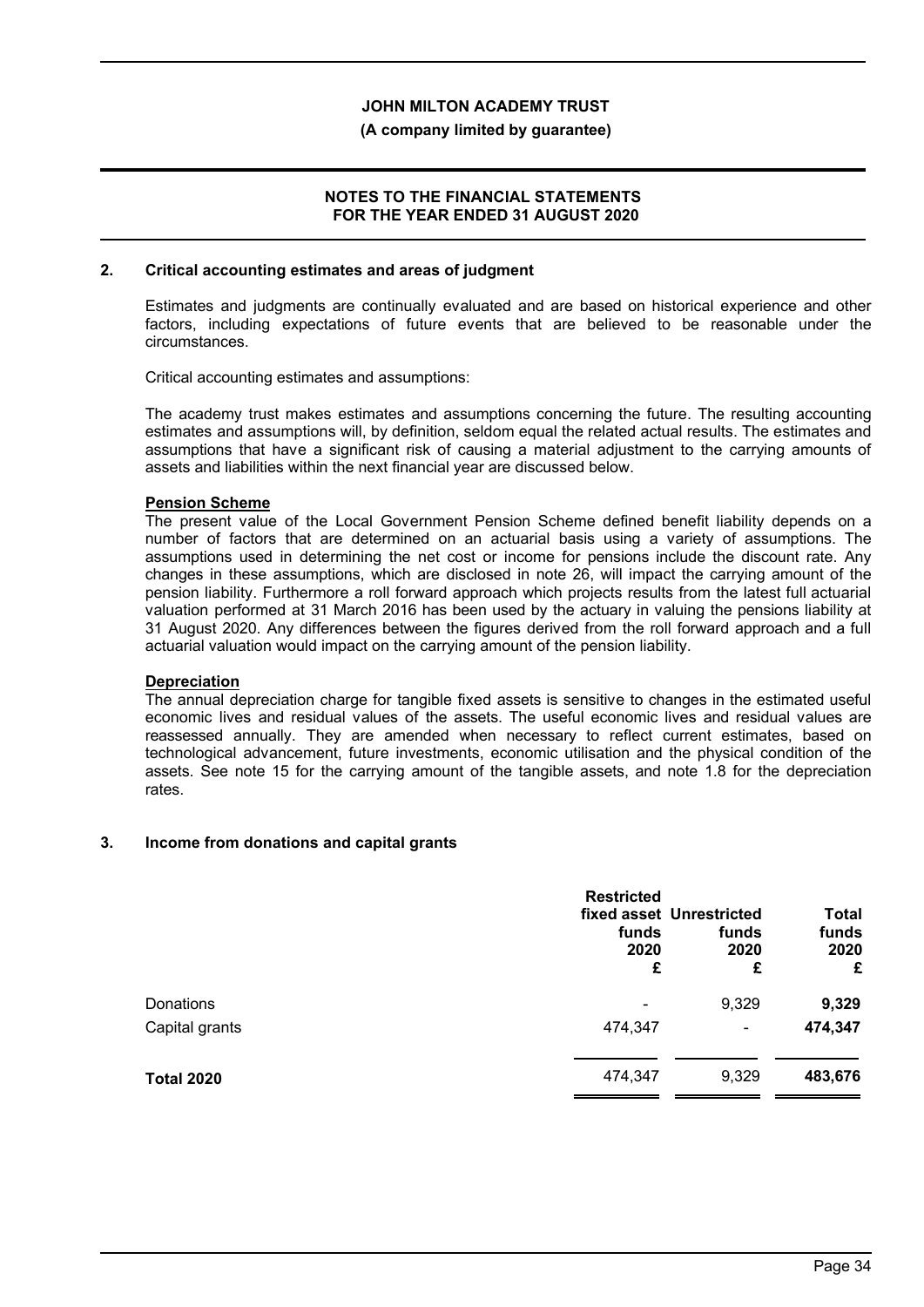## 2. Critical accounting estimates and areas of judgment

Estimates and judgments are continually evaluated and are based on historical experience and other factors, including expectations of future events that are believed to be reasonable under the circumstances.

Critical accounting estimates and assumptions:

The academy trust makes estimates and assumptions concerning the future. The resulting accounting estimates and assumptions will, by definition, seldom equal the related actual results. The estimates and assumptions that have a significant risk of causing a material adjustment to the carrying amounts of assets and liabilities within the next financial year are discussed below.

**Pension Scheme**

The present value of the Local Government Pension Scheme defined benefit liability depends on a number of factors that are determined on an actuarial basis using a variety of assumptions. The assumptions used in determining the net cost or income for pensions include the discount rate. Any changes in these assumptions, which are disclosed in note 26, will impact the carrying amount of the pension liability. Furthermore a roll forward approach which projects results from the latest full actuarial valuation performed at 31 March 2016 has been used by the actuary in valuing the pensions liability at 31 August 2020. Any differences between the figures derived from the roll forward approach and a full actuarial valuation would impact on the carrying amount of the pension liability.

**Depreciation**

The annual depreciation charge for tangible fixed assets is sensitive to changes in the estimated useful economic lives and residual values of the assets. The useful economic lives and residual values are reassessed annually. They are amended when necessary to reflect current estimates, based on technological advancement, future investments, economic utilisation and the physical condition of the assets. See note 15 for the carrying amount of the tangible assets, and note 1.8 for the depreciation rates.

## 3. Income from donations and capital grants

| | Restricted fixed asset funds 2020 £ | Unrestricted funds 2020 £ | Total funds 2020 £ |
|---|---|---|---|
| Donations | - | 9,329 | **9,329** |
| Capital grants | 474,347 | - | **474,347** |
| **Total 2020** | 474,347 | 9,329 | **483,676** |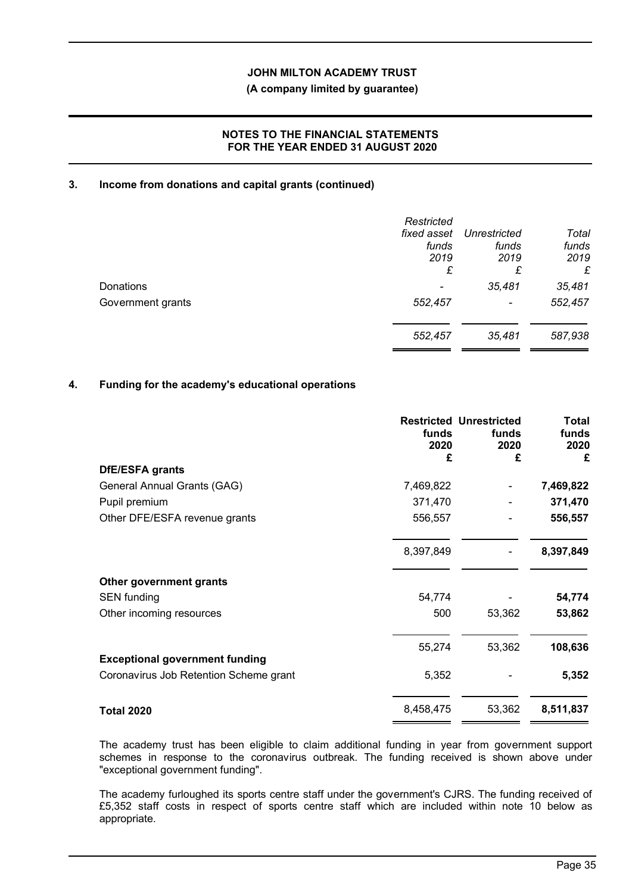**JOHN MILTON ACADEMY TRUST**

**(A company limited by guarantee)**

**NOTES TO THE FINANCIAL STATEMENTS FOR THE YEAR ENDED 31 AUGUST 2020**

## 3. Income from donations and capital grants (continued)

| | *Restricted fixed asset funds 2019 £* | *Unrestricted funds 2019 £* | *Total funds 2019 £* |
|---|---|---|---|
| Donations | *-* | *35,481* | *35,481* |
| Government grants | *552,457* | *-* | *552,457* |
| | *552,457* | *35,481* | *587,938* |

## 4. Funding for the academy's educational operations

| | **Restricted funds 2020 £** | **Unrestricted funds 2020 £** | **Total funds 2020 £** |
|---|---|---|---|
| **DfE/ESFA grants** | | | |
| General Annual Grants (GAG) | 7,469,822 | - | **7,469,822** |
| Pupil premium | 371,470 | - | **371,470** |
| Other DFE/ESFA revenue grants | 556,557 | - | **556,557** |
| | 8,397,849 | - | **8,397,849** |
| **Other government grants** | | | |
| SEN funding | 54,774 | - | **54,774** |
| Other incoming resources | 500 | 53,362 | **53,862** |
| | 55,274 | 53,362 | **108,636** |
| **Exceptional government funding** | | | |
| Coronavirus Job Retention Scheme grant | 5,352 | - | **5,352** |
| **Total 2020** | 8,458,475 | 53,362 | **8,511,837** |

The academy trust has been eligible to claim additional funding in year from government support schemes in response to the coronavirus outbreak. The funding received is shown above under "exceptional government funding".

The academy furloughed its sports centre staff under the government's CJRS. The funding received of £5,352 staff costs in respect of sports centre staff which are included within note 10 below as appropriate.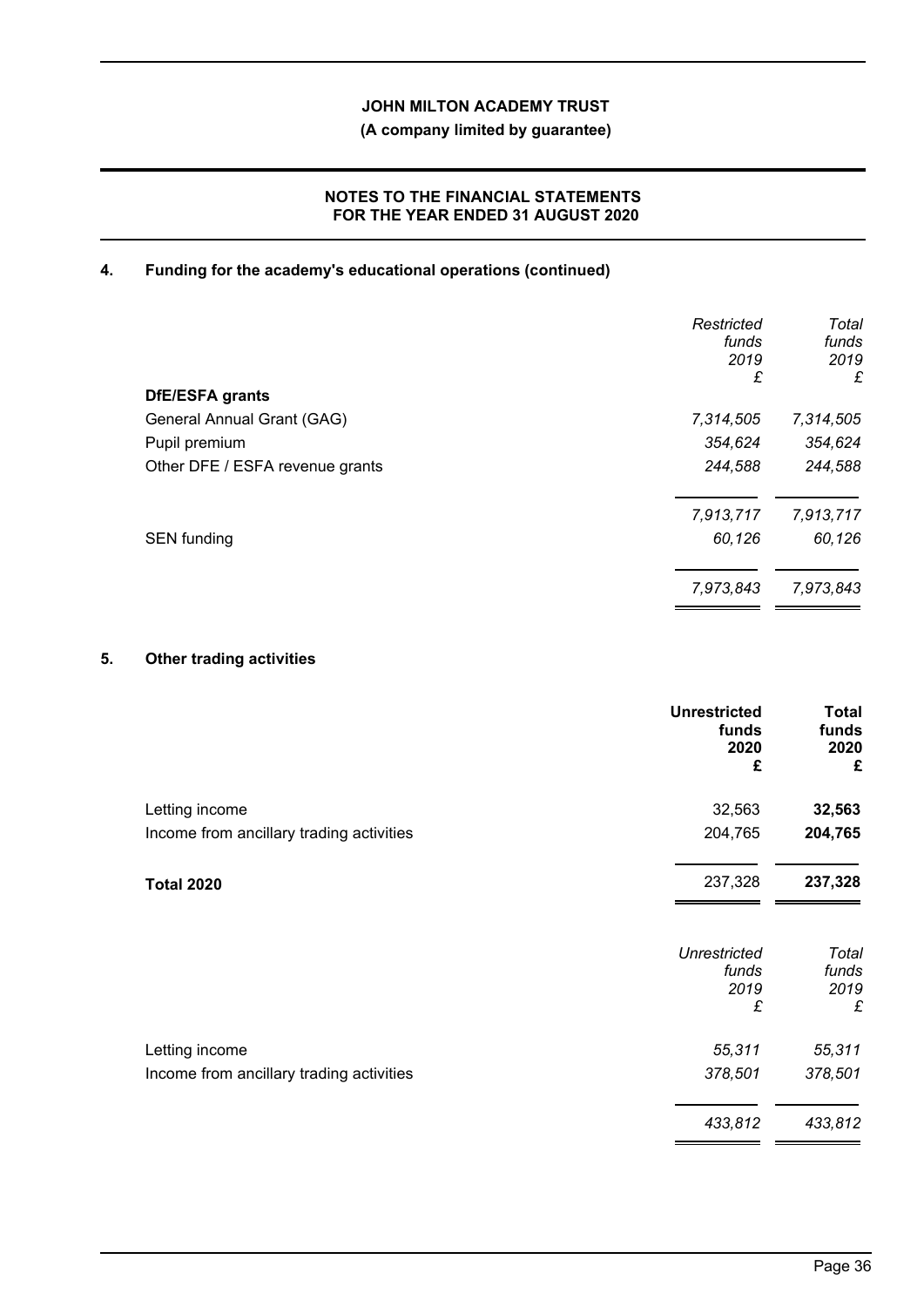## 4. Funding for the academy's educational operations (continued)

| | *Restricted funds 2019 £* | *Total funds 2019 £* |
|---|---|---|
| **DfE/ESFA grants** | | |
| General Annual Grant (GAG) | *7,314,505* | *7,314,505* |
| Pupil premium | *354,624* | *354,624* |
| Other DFE / ESFA revenue grants | *244,588* | *244,588* |
| | *7,913,717* | *7,913,717* |
| SEN funding | *60,126* | *60,126* |
| | *7,973,843* | *7,973,843* |

## 5. Other trading activities

| | **Unrestricted funds 2020 £** | **Total funds 2020 £** |
|---|---|---|
| Letting income | 32,563 | **32,563** |
| Income from ancillary trading activities | 204,765 | **204,765** |
| **Total 2020** | 237,328 | **237,328** |

| | *Unrestricted funds 2019 £* | *Total funds 2019 £* |
|---|---|---|
| Letting income | *55,311* | *55,311* |
| Income from ancillary trading activities | *378,501* | *378,501* |
| | *433,812* | *433,812* |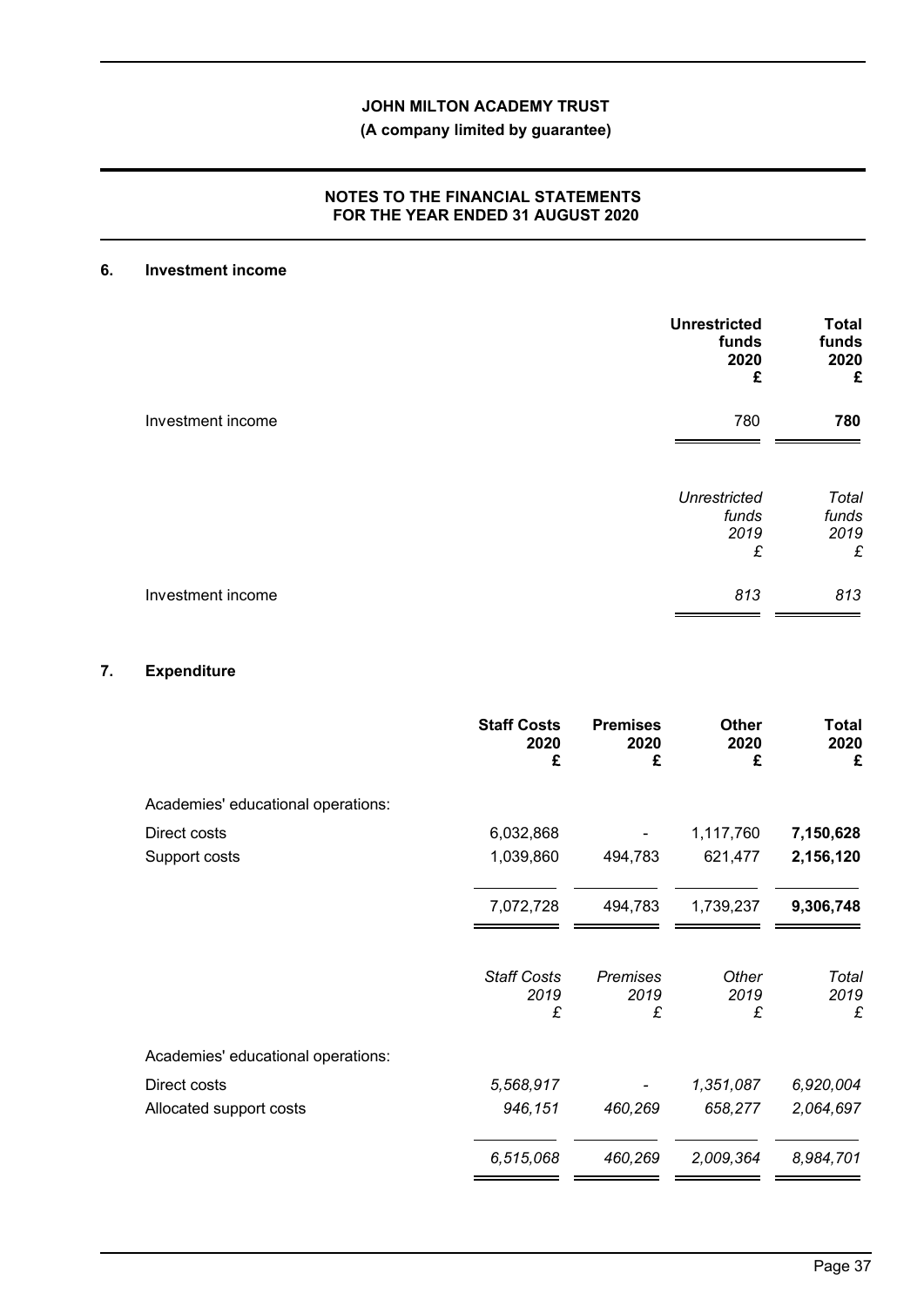**JOHN MILTON ACADEMY TRUST**
**(A company limited by guarantee)**

**NOTES TO THE FINANCIAL STATEMENTS FOR THE YEAR ENDED 31 AUGUST 2020**

## 6. Investment income

| | **Unrestricted funds 2020 £** | **Total funds 2020 £** |
|---|---|---|
| Investment income | 780 | **780** |

| | *Unrestricted funds 2019 £* | *Total funds 2019 £* |
|---|---|---|
| Investment income | *813* | *813* |

## 7. Expenditure

| | **Staff Costs 2020 £** | **Premises 2020 £** | **Other 2020 £** | **Total 2020 £** |
|---|---|---|---|---|
| Academies' educational operations: | | | | |
| Direct costs | 6,032,868 | - | 1,117,760 | **7,150,628** |
| Support costs | 1,039,860 | 494,783 | 621,477 | **2,156,120** |
| | 7,072,728 | 494,783 | 1,739,237 | **9,306,748** |

| | *Staff Costs 2019 £* | *Premises 2019 £* | *Other 2019 £* | *Total 2019 £* |
|---|---|---|---|---|
| Academies' educational operations: | | | | |
| Direct costs | *5,568,917* | - | *1,351,087* | *6,920,004* |
| Allocated support costs | *946,151* | *460,269* | *658,277* | *2,064,697* |
| | *6,515,068* | *460,269* | *2,009,364* | *8,984,701* |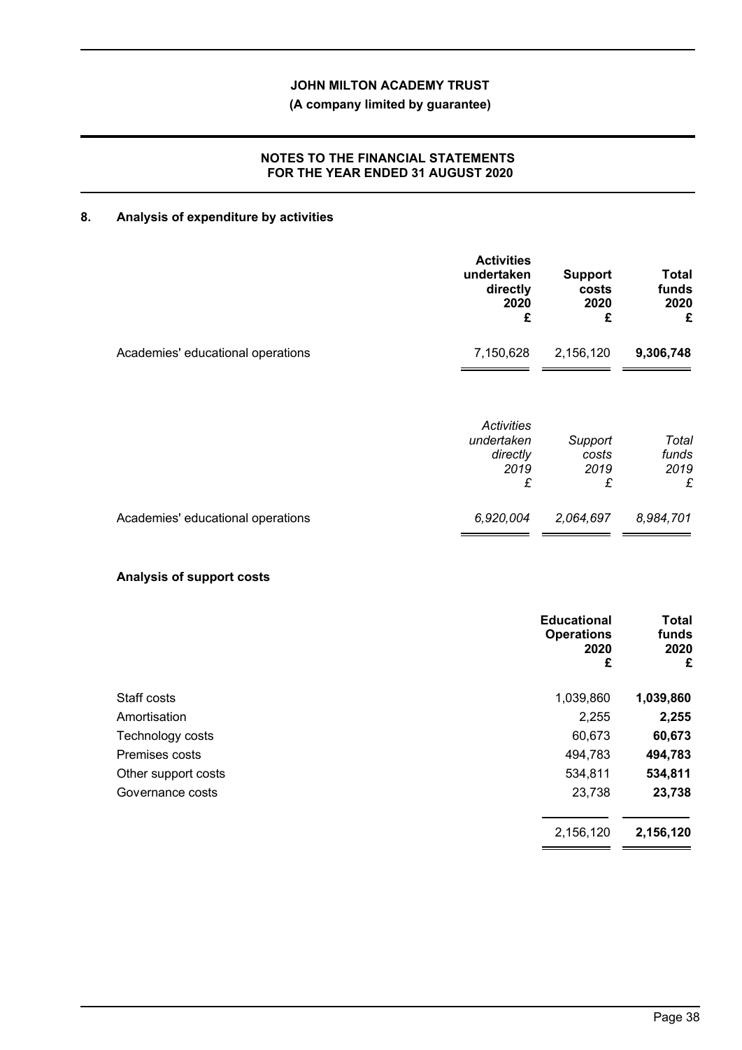## 8. Analysis of expenditure by activities

| | Activities undertaken directly 2020 £ | Support costs 2020 £ | Total funds 2020 £ |
|---|---|---|---|
| Academies' educational operations | 7,150,628 | 2,156,120 | **9,306,748** |

| | *Activities undertaken directly 2019 £* | *Support costs 2019 £* | *Total funds 2019 £* |
|---|---|---|---|
| Academies' educational operations | *6,920,004* | *2,064,697* | *8,984,701* |

### Analysis of support costs

| | Educational Operations 2020 £ | Total funds 2020 £ |
|---|---|---|
| Staff costs | 1,039,860 | **1,039,860** |
| Amortisation | 2,255 | **2,255** |
| Technology costs | 60,673 | **60,673** |
| Premises costs | 494,783 | **494,783** |
| Other support costs | 534,811 | **534,811** |
| Governance costs | 23,738 | **23,738** |
| | 2,156,120 | **2,156,120** |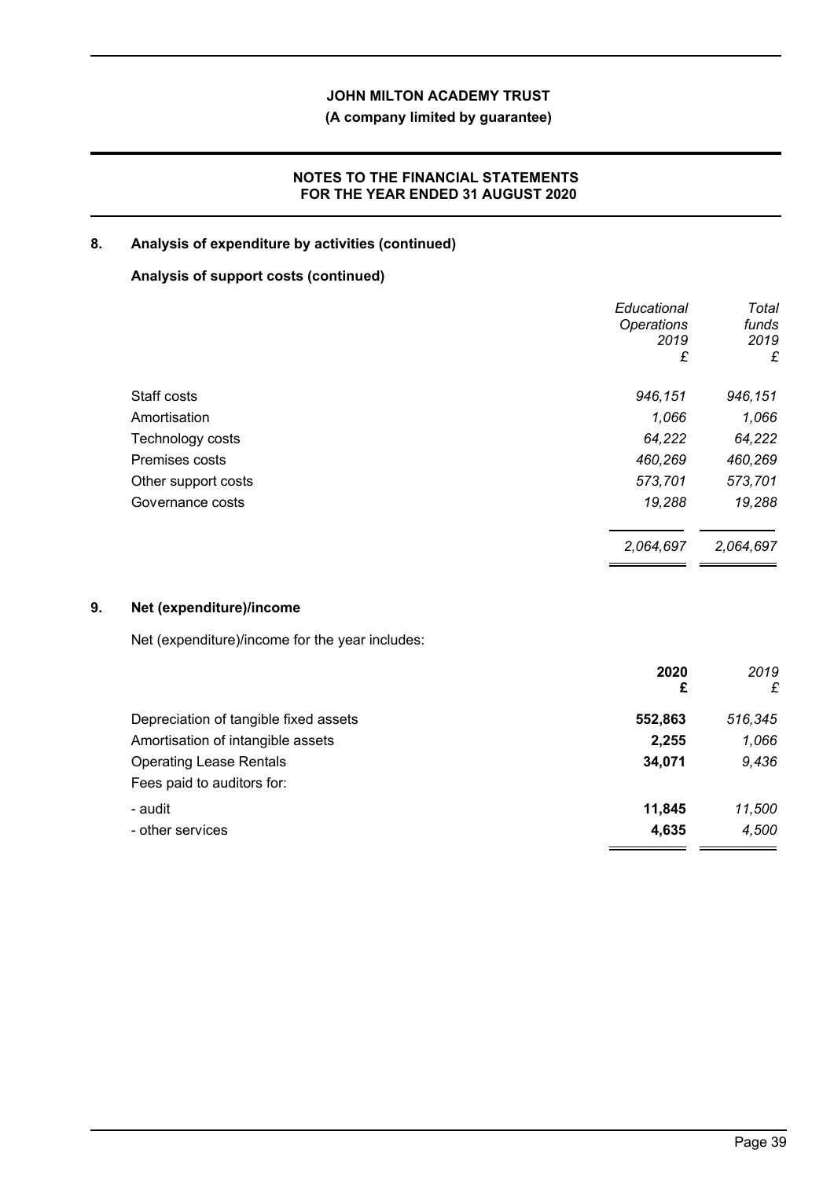## 8. Analysis of expenditure by activities (continued)

### Analysis of support costs (continued)

| | *Educational Operations 2019 £* | *Total funds 2019 £* |
|---|---|---|
| Staff costs | *946,151* | *946,151* |
| Amortisation | *1,066* | *1,066* |
| Technology costs | *64,222* | *64,222* |
| Premises costs | *460,269* | *460,269* |
| Other support costs | *573,701* | *573,701* |
| Governance costs | *19,288* | *19,288* |
| | *2,064,697* | *2,064,697* |

## 9. Net (expenditure)/income

Net (expenditure)/income for the year includes:

| | **2020 £** | *2019 £* |
|---|---|---|
| Depreciation of tangible fixed assets | **552,863** | *516,345* |
| Amortisation of intangible assets | **2,255** | *1,066* |
| Operating Lease Rentals | **34,071** | *9,436* |
| Fees paid to auditors for: | | |
| - audit | **11,845** | *11,500* |
| - other services | **4,635** | *4,500* |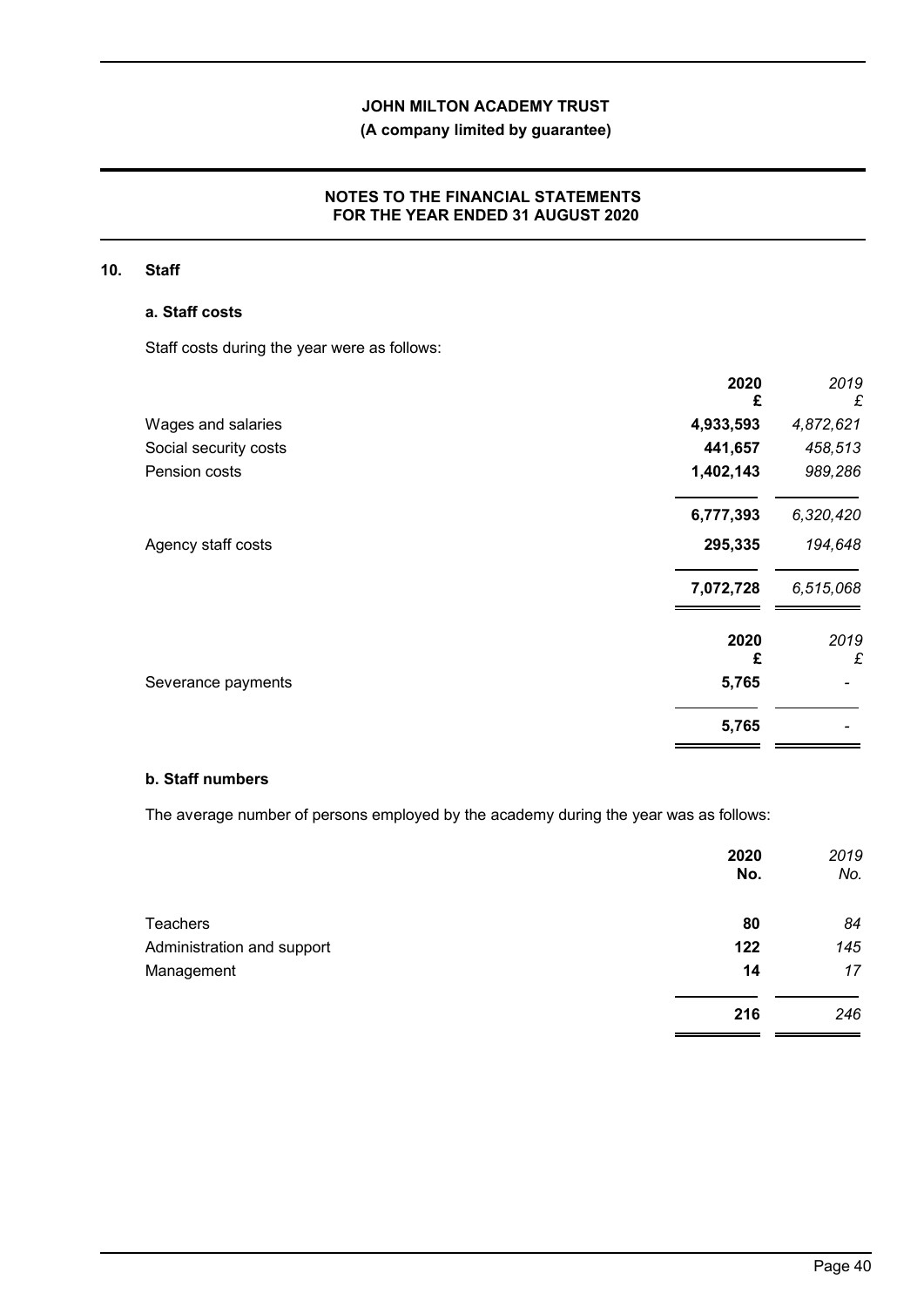## 10. Staff

### a. Staff costs

Staff costs during the year were as follows:

| | 2020<br>£ | *2019*<br>*£* |
|---|---|---|
| Wages and salaries | **4,933,593** | *4,872,621* |
| Social security costs | **441,657** | *458,513* |
| Pension costs | **1,402,143** | *989,286* |
| | **6,777,393** | *6,320,420* |
| Agency staff costs | **295,335** | *194,648* |
| | **7,072,728** | *6,515,068* |

| | 2020<br>£ | *2019*<br>*£* |
|---|---|---|
| Severance payments | **5,765** | *-* |
| | **5,765** | *-* |

### b. Staff numbers

The average number of persons employed by the academy during the year was as follows:

| | 2020<br>No. | *2019*<br>*No.* |
|---|---|---|
| Teachers | **80** | *84* |
| Administration and support | **122** | *145* |
| Management | **14** | *17* |
| | **216** | *246* |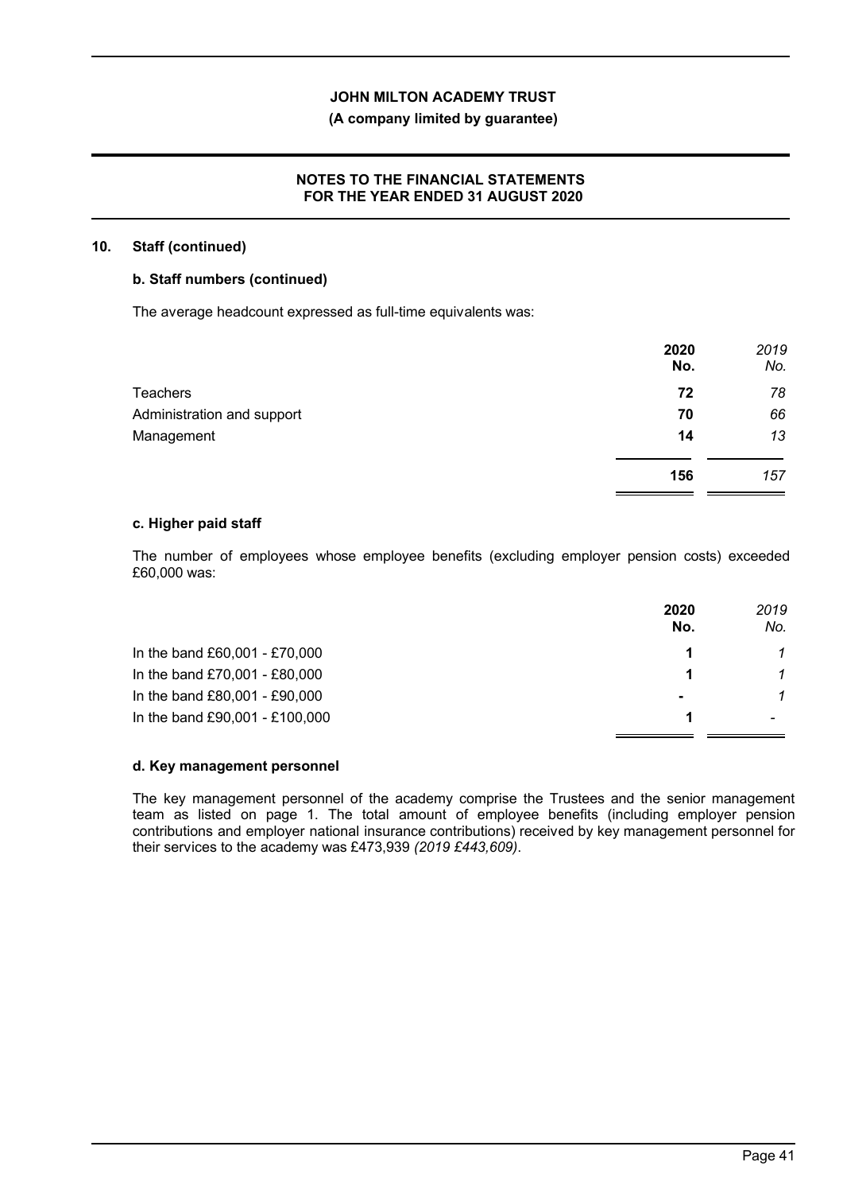## 10. Staff (continued)

### b. Staff numbers (continued)

The average headcount expressed as full-time equivalents was:

| | 2020 No. | *2019 No.* |
|---|---|---|
| Teachers | **72** | *78* |
| Administration and support | **70** | *66* |
| Management | **14** | *13* |
| | **156** | *157* |

### c. Higher paid staff

The number of employees whose employee benefits (excluding employer pension costs) exceeded £60,000 was:

| | 2020 No. | *2019 No.* |
|---|---|---|
| In the band £60,001 - £70,000 | **1** | *1* |
| In the band £70,001 - £80,000 | **1** | *1* |
| In the band £80,001 - £90,000 | **-** | *1* |
| In the band £90,001 - £100,000 | **1** | *-* |

### d. Key management personnel

The key management personnel of the academy comprise the Trustees and the senior management team as listed on page 1. The total amount of employee benefits (including employer pension contributions and employer national insurance contributions) received by key management personnel for their services to the academy was £473,939 *(2019 £443,609)*.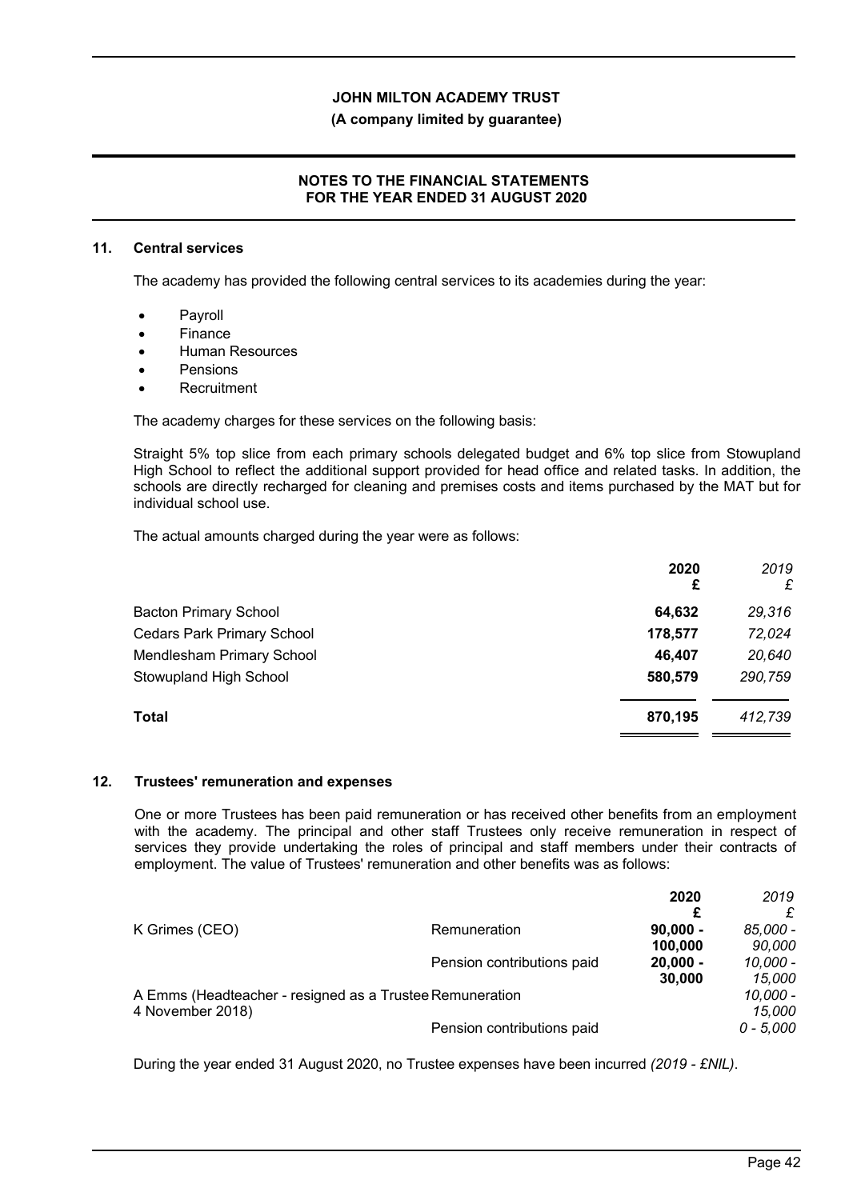## 11. Central services

The academy has provided the following central services to its academies during the year:

- Payroll
- Finance
- Human Resources
- Pensions
- Recruitment

The academy charges for these services on the following basis:

Straight 5% top slice from each primary schools delegated budget and 6% top slice from Stowupland High School to reflect the additional support provided for head office and related tasks. In addition, the schools are directly recharged for cleaning and premises costs and items purchased by the MAT but for individual school use.

The actual amounts charged during the year were as follows:

| | 2020 £ | *2019 £* |
|---|---|---|
| Bacton Primary School | **64,632** | *29,316* |
| Cedars Park Primary School | **178,577** | *72,024* |
| Mendlesham Primary School | **46,407** | *20,640* |
| Stowupland High School | **580,579** | *290,759* |
| **Total** | **870,195** | *412,739* |

## 12. Trustees' remuneration and expenses

One or more Trustees has been paid remuneration or has received other benefits from an employment with the academy. The principal and other staff Trustees only receive remuneration in respect of services they provide undertaking the roles of principal and staff members under their contracts of employment. The value of Trustees' remuneration and other benefits was as follows:

| | | 2020 £ | *2019 £* |
|---|---|---|---|
| K Grimes (CEO) | Remuneration | **90,000 - 100,000** | *85,000 - 90,000* |
| | Pension contributions paid | **20,000 - 30,000** | *10,000 - 15,000* |
| A Emms (Headteacher - resigned as a Trustee 4 November 2018) | Remuneration | | *10,000 - 15,000* |
| | Pension contributions paid | | *0 - 5,000* |

During the year ended 31 August 2020, no Trustee expenses have been incurred *(2019 - £NIL)*.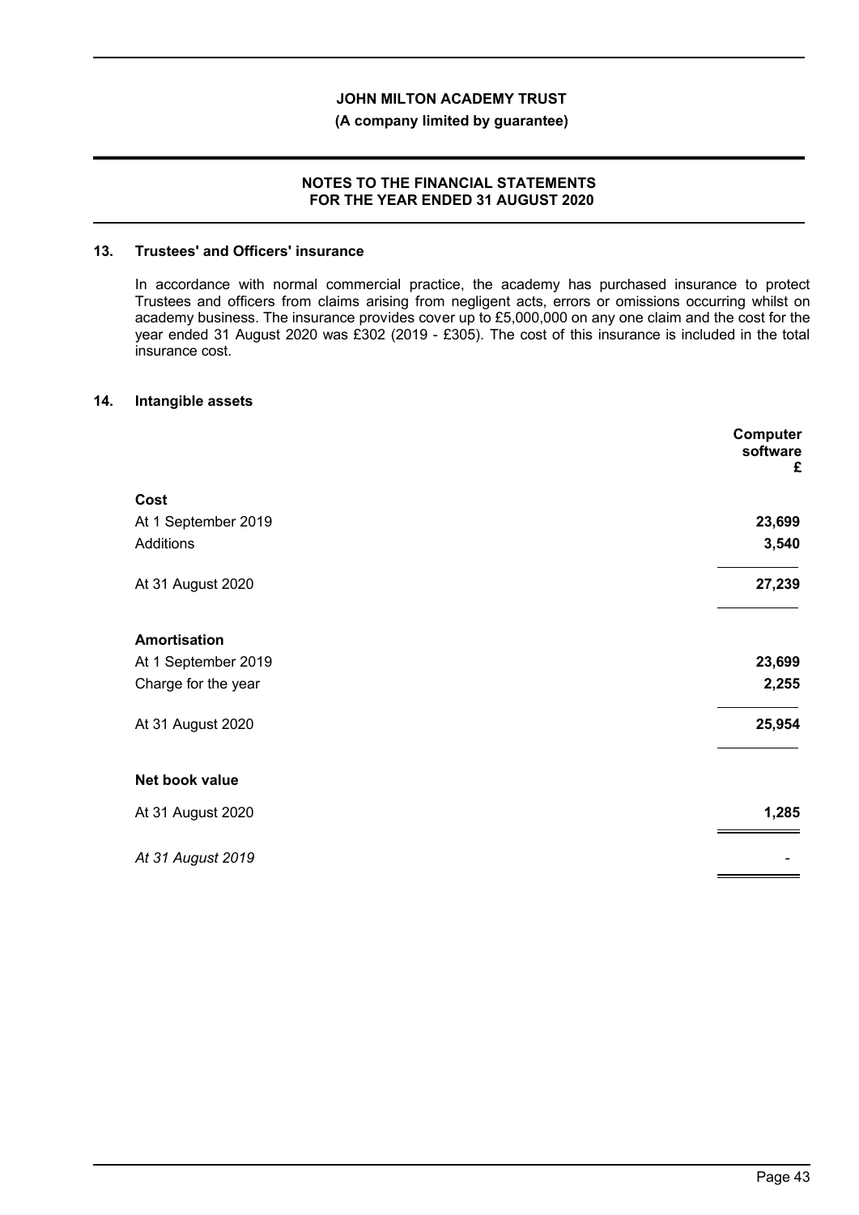## 13. Trustees' and Officers' insurance

In accordance with normal commercial practice, the academy has purchased insurance to protect Trustees and officers from claims arising from negligent acts, errors or omissions occurring whilst on academy business. The insurance provides cover up to £5,000,000 on any one claim and the cost for the year ended 31 August 2020 was £302 (2019 - £305). The cost of this insurance is included in the total insurance cost.

## 14. Intangible assets

| | Computer software £ |
|---|---|
| **Cost** | |
| At 1 September 2019 | **23,699** |
| Additions | **3,540** |
| At 31 August 2020 | **27,239** |
| **Amortisation** | |
| At 1 September 2019 | **23,699** |
| Charge for the year | **2,255** |
| At 31 August 2020 | **25,954** |
| **Net book value** | |
| At 31 August 2020 | **1,285** |
| *At 31 August 2019* | - |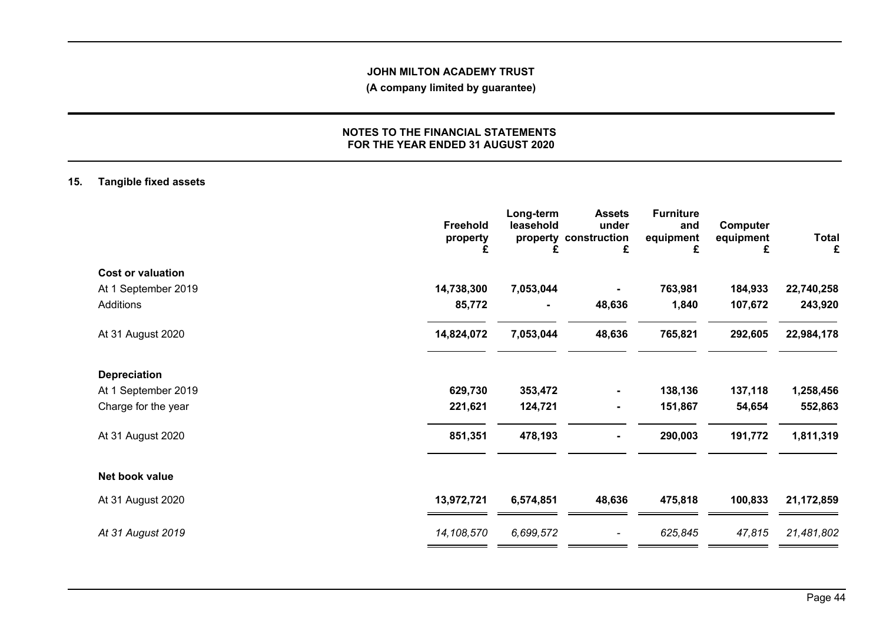# JOHN MILTON ACADEMY TRUST

**(A company limited by guarantee)**

**NOTES TO THE FINANCIAL STATEMENTS FOR THE YEAR ENDED 31 AUGUST 2020**

## 15. Tangible fixed assets

| | Freehold property £ | Long-term leasehold property £ | Assets under construction £ | Furniture and equipment £ | Computer equipment £ | Total £ |
|---|---|---|---|---|---|---|
| **Cost or valuation** | | | | | | |
| At 1 September 2019 | **14,738,300** | **7,053,044** | **-** | **763,981** | **184,933** | **22,740,258** |
| Additions | **85,772** | **-** | **48,636** | **1,840** | **107,672** | **243,920** |
| At 31 August 2020 | **14,824,072** | **7,053,044** | **48,636** | **765,821** | **292,605** | **22,984,178** |
| **Depreciation** | | | | | | |
| At 1 September 2019 | **629,730** | **353,472** | **-** | **138,136** | **137,118** | **1,258,456** |
| Charge for the year | **221,621** | **124,721** | **-** | **151,867** | **54,654** | **552,863** |
| At 31 August 2020 | **851,351** | **478,193** | **-** | **290,003** | **191,772** | **1,811,319** |
| **Net book value** | | | | | | |
| At 31 August 2020 | **13,972,721** | **6,574,851** | **48,636** | **475,818** | **100,833** | **21,172,859** |
| *At 31 August 2019* | *14,108,570* | *6,699,572* | *-* | *625,845* | *47,815* | *21,481,802* |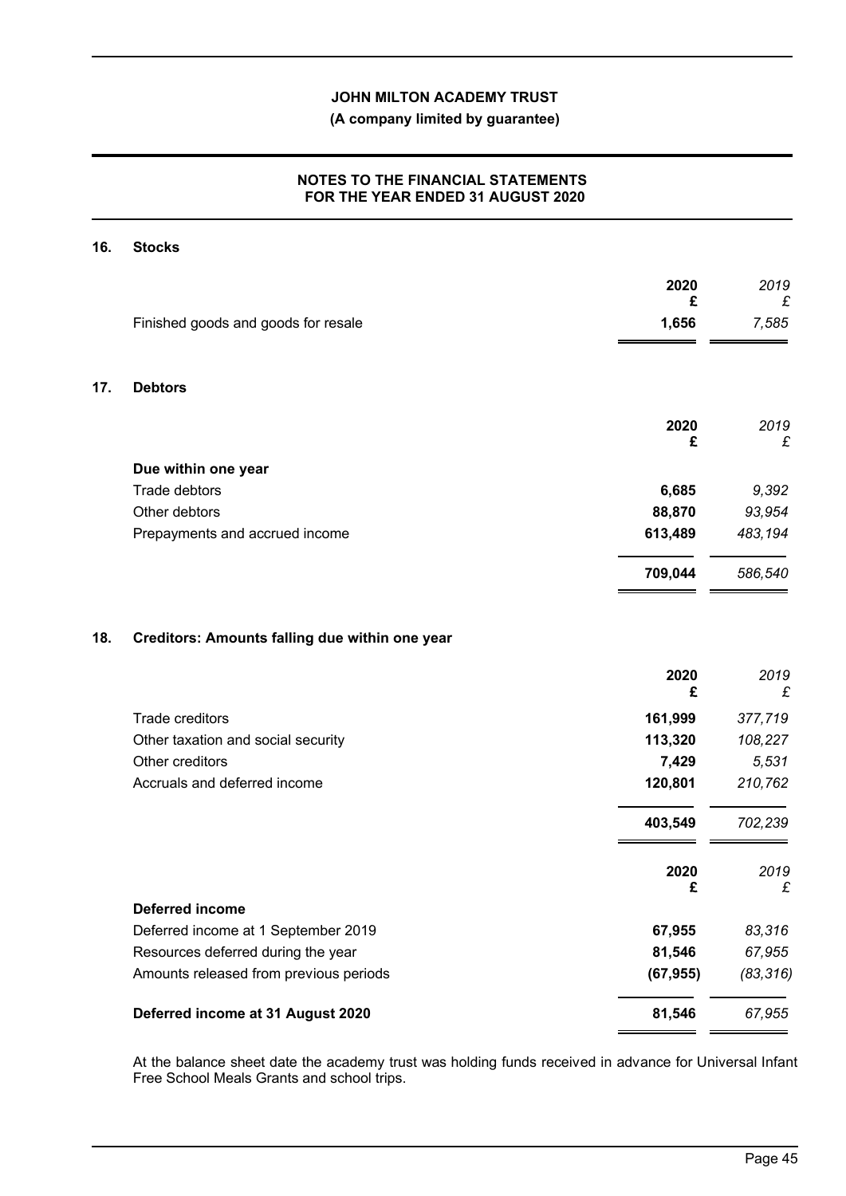JOHN MILTON ACADEMY TRUST

(A company limited by guarantee)

NOTES TO THE FINANCIAL STATEMENTS
FOR THE YEAR ENDED 31 AUGUST 2020

## 16. Stocks

| | 2020<br>£ | *2019*<br>*£* |
|---|---|---|
| Finished goods and goods for resale | **1,656** | *7,585* |

## 17. Debtors

| | 2020<br>£ | *2019*<br>*£* |
|---|---|---|
| **Due within one year** | | |
| Trade debtors | **6,685** | *9,392* |
| Other debtors | **88,870** | *93,954* |
| Prepayments and accrued income | **613,489** | *483,194* |
| | **709,044** | *586,540* |

## 18. Creditors: Amounts falling due within one year

| | 2020<br>£ | *2019*<br>*£* |
|---|---|---|
| Trade creditors | **161,999** | *377,719* |
| Other taxation and social security | **113,320** | *108,227* |
| Other creditors | **7,429** | *5,531* |
| Accruals and deferred income | **120,801** | *210,762* |
| | **403,549** | *702,239* |

| | 2020<br>£ | *2019*<br>*£* |
|---|---|---|
| **Deferred income** | | |
| Deferred income at 1 September 2019 | **67,955** | *83,316* |
| Resources deferred during the year | **81,546** | *67,955* |
| Amounts released from previous periods | **(67,955)** | *(83,316)* |
| **Deferred income at 31 August 2020** | **81,546** | *67,955* |

At the balance sheet date the academy trust was holding funds received in advance for Universal Infant Free School Meals Grants and school trips.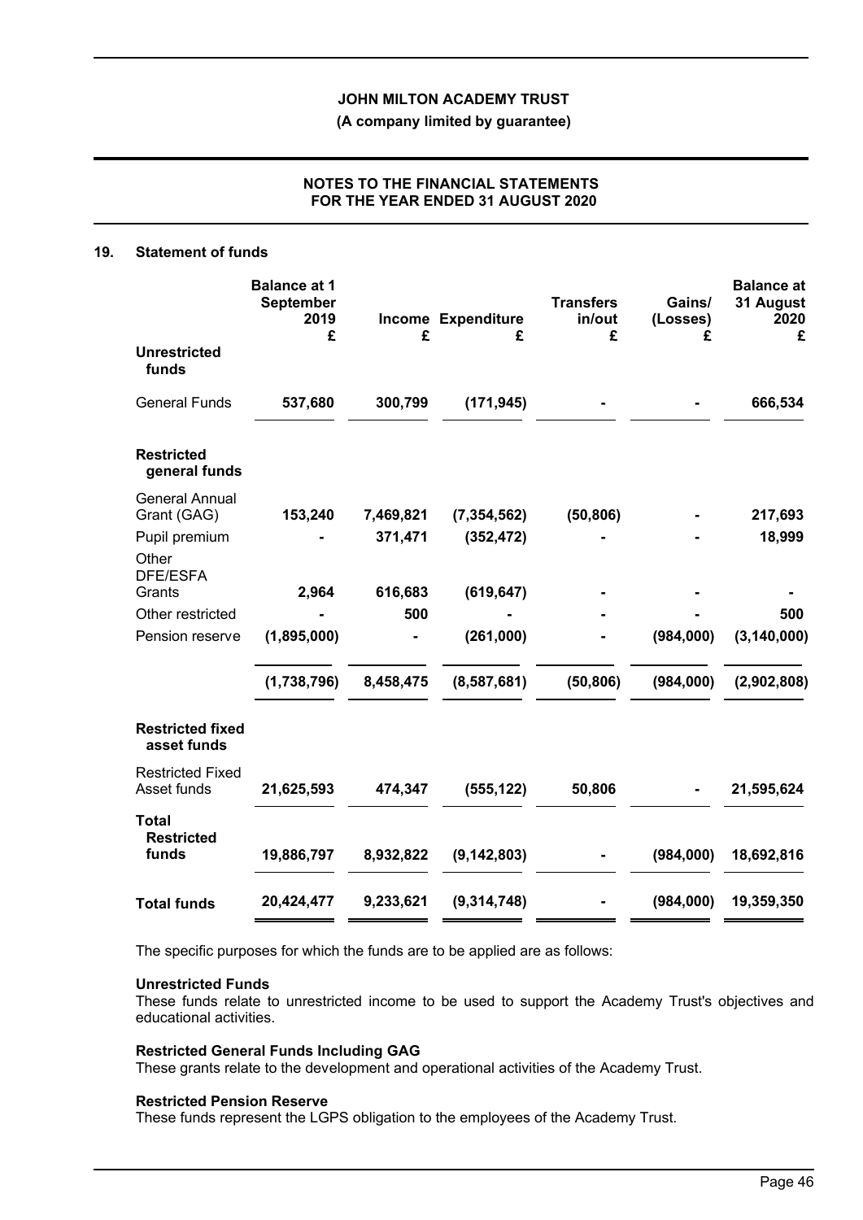## 19. Statement of funds

| | Balance at 1 September 2019 £ | Income £ | Expenditure £ | Transfers in/out £ | Gains/ (Losses) £ | Balance at 31 August 2020 £ |
|---|---|---|---|---|---|---|
| **Unrestricted funds** | | | | | | |
| General Funds | **537,680** | **300,799** | **(171,945)** | **-** | **-** | **666,534** |
| **Restricted general funds** | | | | | | |
| General Annual Grant (GAG) | **153,240** | **7,469,821** | **(7,354,562)** | **(50,806)** | **-** | **217,693** |
| Pupil premium | **-** | **371,471** | **(352,472)** | **-** | **-** | **18,999** |
| Other DFE/ESFA Grants | **2,964** | **616,683** | **(619,647)** | **-** | **-** | **-** |
| Other restricted | **-** | **500** | **-** | **-** | **-** | **500** |
| Pension reserve | **(1,895,000)** | **-** | **(261,000)** | **-** | **(984,000)** | **(3,140,000)** |
| | **(1,738,796)** | **8,458,475** | **(8,587,681)** | **(50,806)** | **(984,000)** | **(2,902,808)** |
| **Restricted fixed asset funds** | | | | | | |
| Restricted Fixed Asset funds | **21,625,593** | **474,347** | **(555,122)** | **50,806** | **-** | **21,595,624** |
| **Total Restricted funds** | **19,886,797** | **8,932,822** | **(9,142,803)** | **-** | **(984,000)** | **18,692,816** |
| **Total funds** | **20,424,477** | **9,233,621** | **(9,314,748)** | **-** | **(984,000)** | **19,359,350** |

The specific purposes for which the funds are to be applied are as follows:

**Unrestricted Funds**
These funds relate to unrestricted income to be used to support the Academy Trust's objectives and educational activities.

**Restricted General Funds Including GAG**
These grants relate to the development and operational activities of the Academy Trust.

**Restricted Pension Reserve**
These funds represent the LGPS obligation to the employees of the Academy Trust.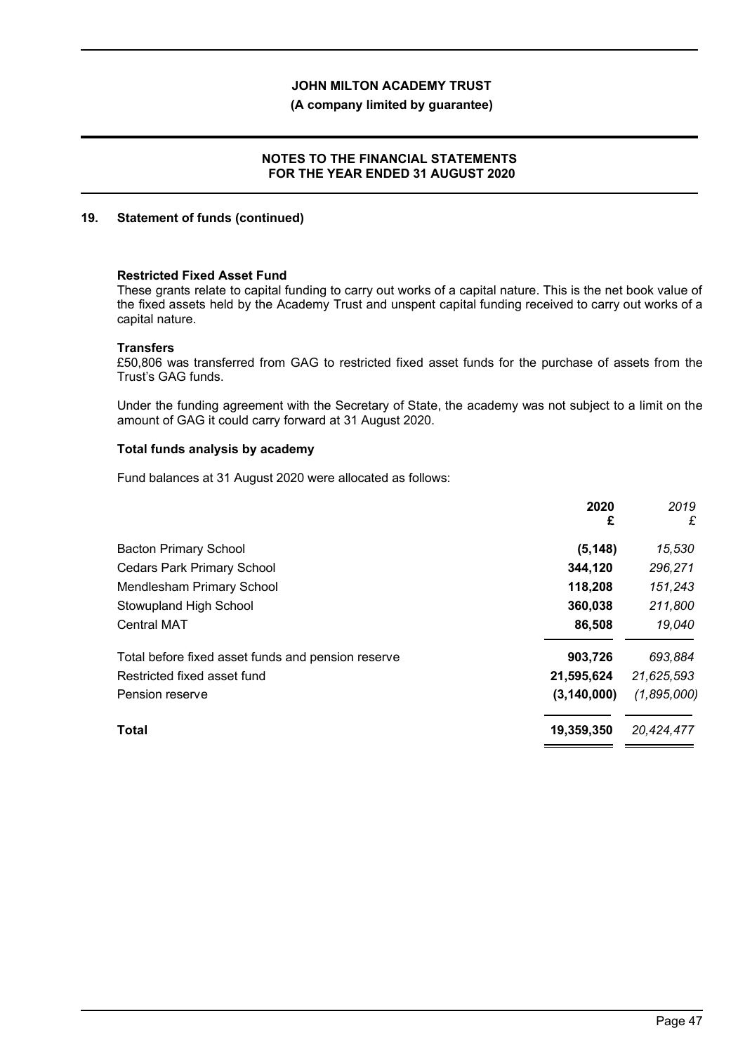## 19. Statement of funds (continued)

**Restricted Fixed Asset Fund**

These grants relate to capital funding to carry out works of a capital nature. This is the net book value of the fixed assets held by the Academy Trust and unspent capital funding received to carry out works of a capital nature.

**Transfers**

£50,806 was transferred from GAG to restricted fixed asset funds for the purchase of assets from the Trust's GAG funds.

Under the funding agreement with the Secretary of State, the academy was not subject to a limit on the amount of GAG it could carry forward at 31 August 2020.

**Total funds analysis by academy**

Fund balances at 31 August 2020 were allocated as follows:

| | **2020** **£** | *2019* *£* |
|---|---|---|
| Bacton Primary School | **(5,148)** | *15,530* |
| Cedars Park Primary School | **344,120** | *296,271* |
| Mendlesham Primary School | **118,208** | *151,243* |
| Stowupland High School | **360,038** | *211,800* |
| Central MAT | **86,508** | *19,040* |
| Total before fixed asset funds and pension reserve | **903,726** | *693,884* |
| Restricted fixed asset fund | **21,595,624** | *21,625,593* |
| Pension reserve | **(3,140,000)** | *(1,895,000)* |
| **Total** | **19,359,350** | *20,424,477* |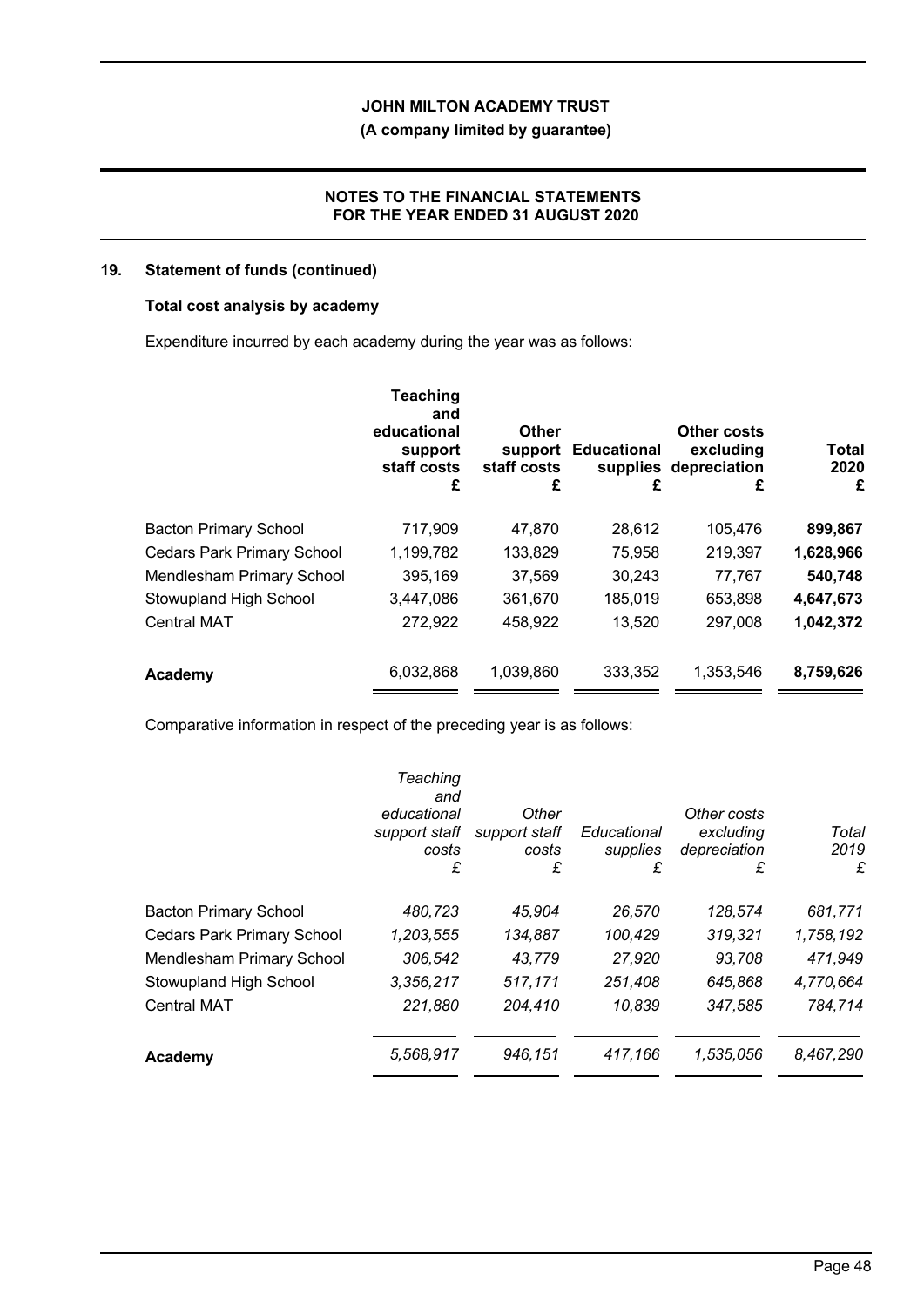## 19. Statement of funds (continued)

### Total cost analysis by academy

Expenditure incurred by each academy during the year was as follows:

| | Teaching and educational support staff costs £ | Other support staff costs £ | Educational supplies £ | Other costs excluding depreciation £ | Total 2020 £ |
|---|---|---|---|---|---|
| Bacton Primary School | 717,909 | 47,870 | 28,612 | 105,476 | **899,867** |
| Cedars Park Primary School | 1,199,782 | 133,829 | 75,958 | 219,397 | **1,628,966** |
| Mendlesham Primary School | 395,169 | 37,569 | 30,243 | 77,767 | **540,748** |
| Stowupland High School | 3,447,086 | 361,670 | 185,019 | 653,898 | **4,647,673** |
| Central MAT | 272,922 | 458,922 | 13,520 | 297,008 | **1,042,372** |
| **Academy** | 6,032,868 | 1,039,860 | 333,352 | 1,353,546 | **8,759,626** |

Comparative information in respect of the preceding year is as follows:

| | *Teaching and educational support staff costs £* | *Other support staff costs £* | *Educational supplies £* | *Other costs excluding depreciation £* | *Total 2019 £* |
|---|---|---|---|---|---|
| Bacton Primary School | *480,723* | *45,904* | *26,570* | *128,574* | *681,771* |
| Cedars Park Primary School | *1,203,555* | *134,887* | *100,429* | *319,321* | *1,758,192* |
| Mendlesham Primary School | *306,542* | *43,779* | *27,920* | *93,708* | *471,949* |
| Stowupland High School | *3,356,217* | *517,171* | *251,408* | *645,868* | *4,770,664* |
| Central MAT | *221,880* | *204,410* | *10,839* | *347,585* | *784,714* |
| **Academy** | *5,568,917* | *946,151* | *417,166* | *1,535,056* | *8,467,290* |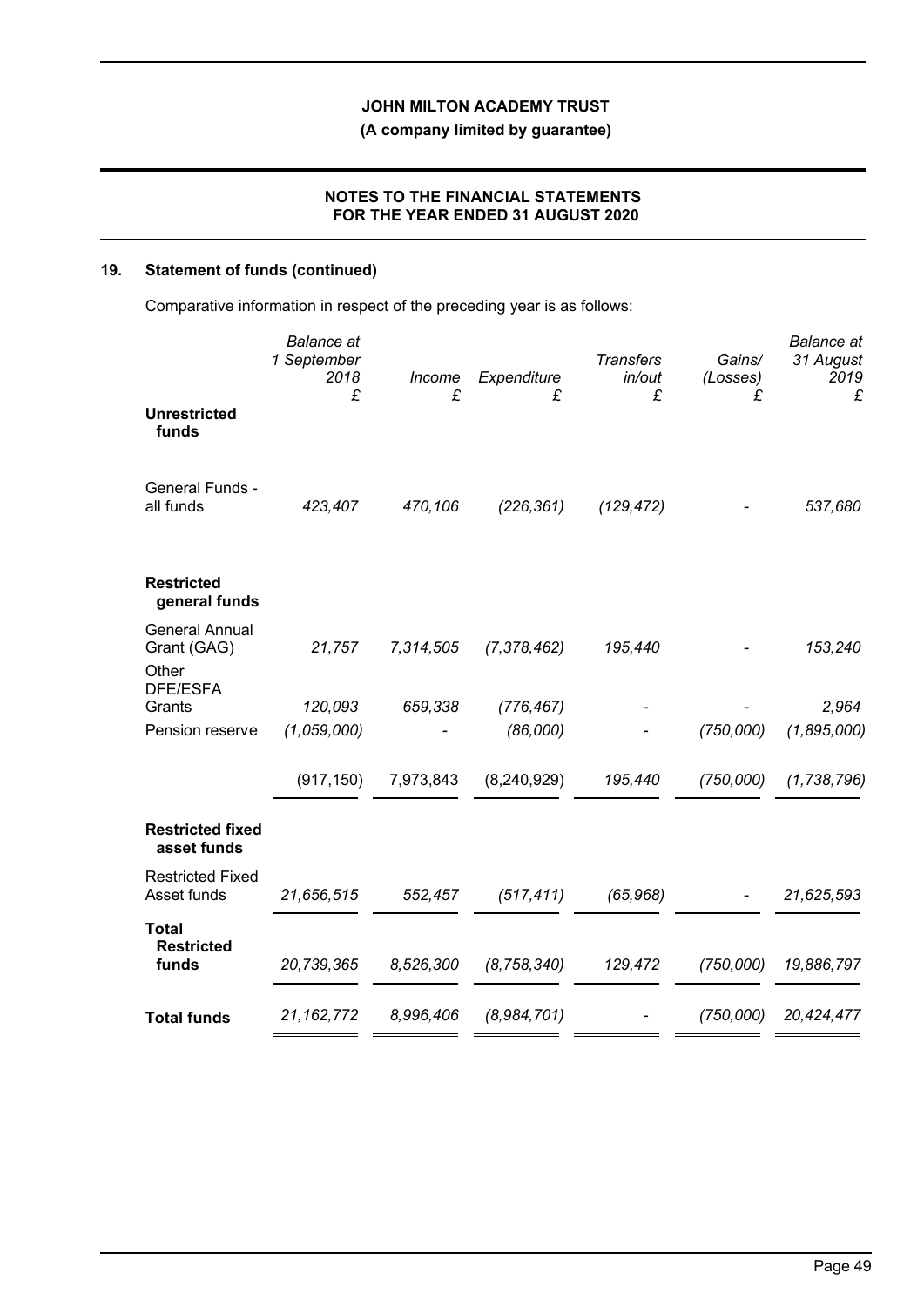## 19. Statement of funds (continued)

Comparative information in respect of the preceding year is as follows:

| | *Balance at 1 September 2018* | *Income* | *Expenditure* | *Transfers in/out* | *Gains/ (Losses)* | *Balance at 31 August 2019* |
|---|---|---|---|---|---|---|
| | *£* | *£* | *£* | *£* | *£* | *£* |
| **Unrestricted funds** | | | | | | |
| General Funds - all funds | *423,407* | *470,106* | *(226,361)* | *(129,472)* | *-* | *537,680* |
| **Restricted general funds** | | | | | | |
| General Annual Grant (GAG) | *21,757* | *7,314,505* | *(7,378,462)* | *195,440* | *-* | *153,240* |
| Other DFE/ESFA Grants | *120,093* | *659,338* | *(776,467)* | *-* | *-* | *2,964* |
| Pension reserve | *(1,059,000)* | *-* | *(86,000)* | *-* | *(750,000)* | *(1,895,000)* |
| | (917,150) | 7,973,843 | (8,240,929) | *195,440* | *(750,000)* | *(1,738,796)* |
| **Restricted fixed asset funds** | | | | | | |
| Restricted Fixed Asset funds | *21,656,515* | *552,457* | *(517,411)* | *(65,968)* | *-* | *21,625,593* |
| **Total Restricted funds** | *20,739,365* | *8,526,300* | *(8,758,340)* | *129,472* | *(750,000)* | *19,886,797* |
| **Total funds** | *21,162,772* | *8,996,406* | *(8,984,701)* | *-* | *(750,000)* | *20,424,477* |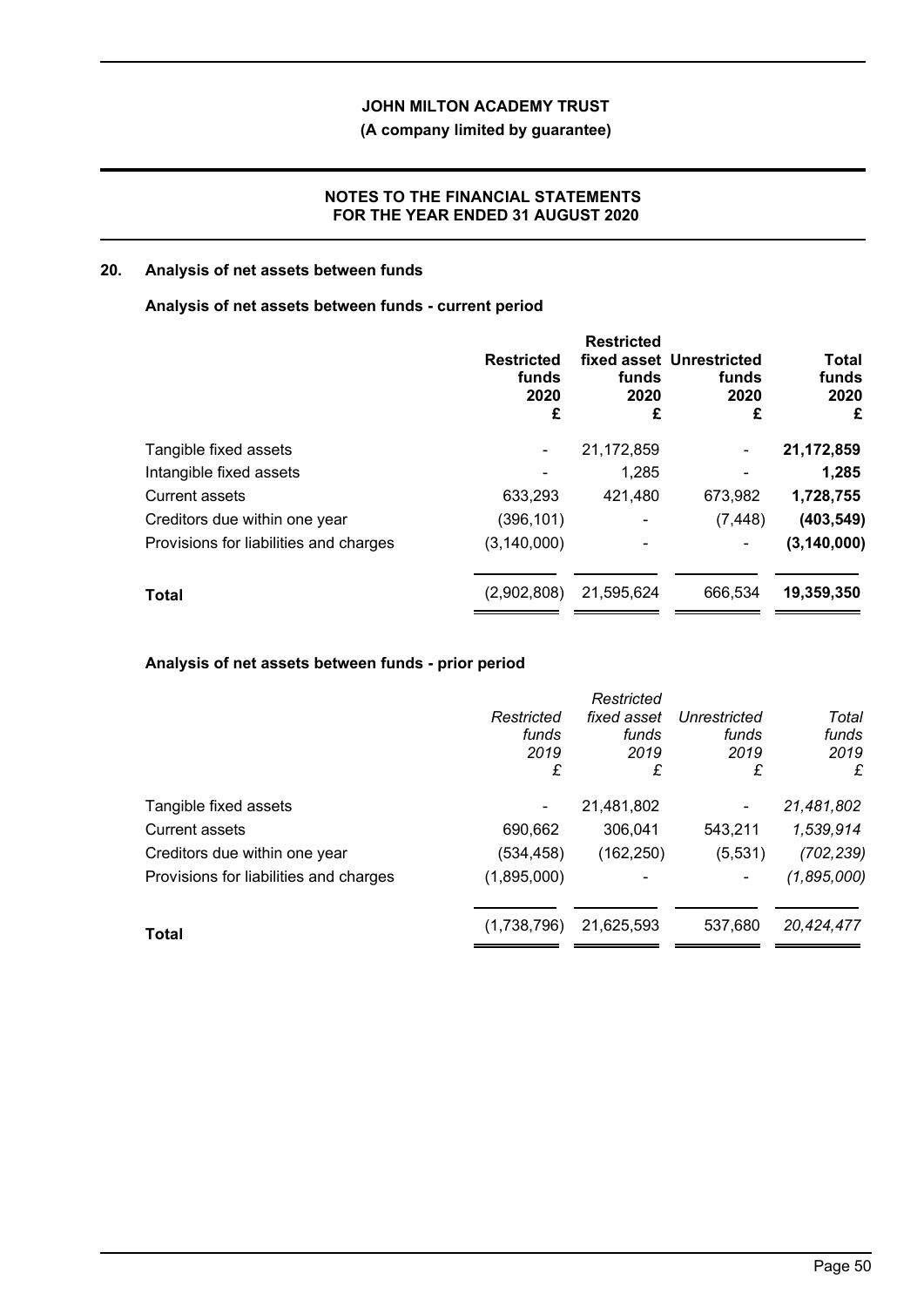## 20. Analysis of net assets between funds

### Analysis of net assets between funds - current period

| | Restricted funds 2020 £ | Restricted fixed asset funds 2020 £ | Unrestricted funds 2020 £ | Total funds 2020 £ |
|---|---|---|---|---|
| Tangible fixed assets | - | 21,172,859 | - | **21,172,859** |
| Intangible fixed assets | - | 1,285 | - | **1,285** |
| Current assets | 633,293 | 421,480 | 673,982 | **1,728,755** |
| Creditors due within one year | (396,101) | - | (7,448) | **(403,549)** |
| Provisions for liabilities and charges | (3,140,000) | - | - | **(3,140,000)** |
| **Total** | (2,902,808) | 21,595,624 | 666,534 | **19,359,350** |

### Analysis of net assets between funds - prior period

| | *Restricted funds 2019 £* | *Restricted fixed asset funds 2019 £* | *Unrestricted funds 2019 £* | *Total funds 2019 £* |
|---|---|---|---|---|
| Tangible fixed assets | - | 21,481,802 | - | *21,481,802* |
| Current assets | 690,662 | 306,041 | 543,211 | *1,539,914* |
| Creditors due within one year | (534,458) | (162,250) | (5,531) | *(702,239)* |
| Provisions for liabilities and charges | (1,895,000) | - | - | *(1,895,000)* |
| **Total** | (1,738,796) | 21,625,593 | 537,680 | *20,424,477* |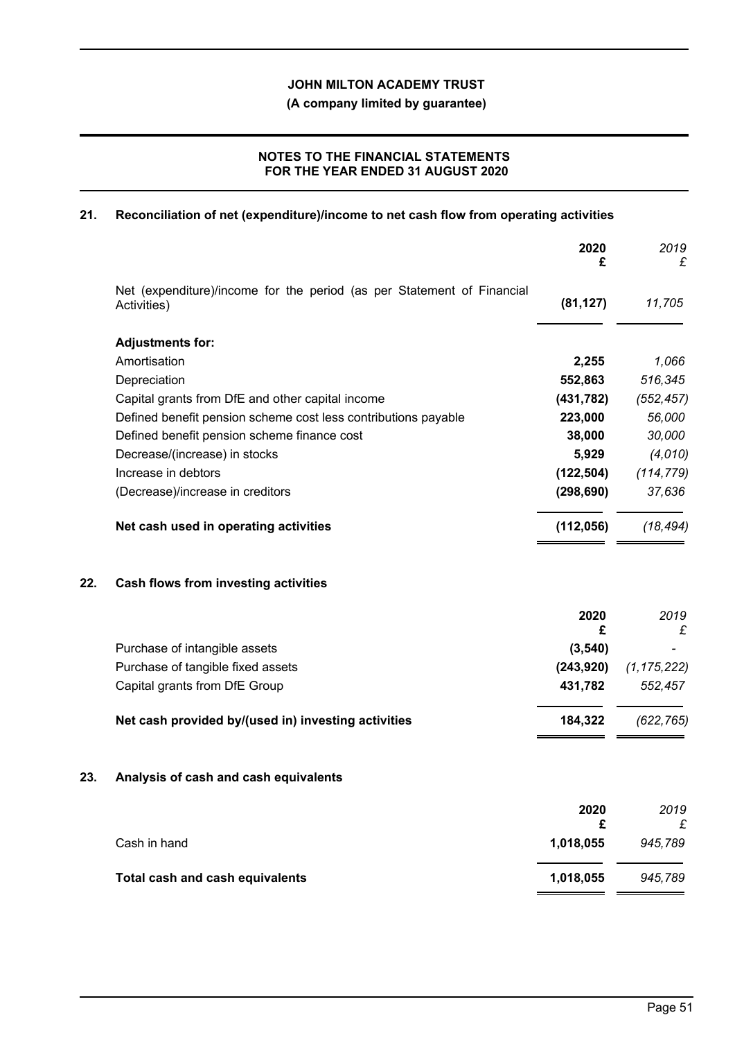# JOHN MILTON ACADEMY TRUST

**(A company limited by guarantee)**

**NOTES TO THE FINANCIAL STATEMENTS FOR THE YEAR ENDED 31 AUGUST 2020**

## 21. Reconciliation of net (expenditure)/income to net cash flow from operating activities

| | 2020<br>£ | 2019<br>£ |
|---|---|---|
| Net (expenditure)/income for the period (as per Statement of Financial Activities) | **(81,127)** | *11,705* |
| **Adjustments for:** | | |
| Amortisation | **2,255** | *1,066* |
| Depreciation | **552,863** | *516,345* |
| Capital grants from DfE and other capital income | **(431,782)** | *(552,457)* |
| Defined benefit pension scheme cost less contributions payable | **223,000** | *56,000* |
| Defined benefit pension scheme finance cost | **38,000** | *30,000* |
| Decrease/(increase) in stocks | **5,929** | *(4,010)* |
| Increase in debtors | **(122,504)** | *(114,779)* |
| (Decrease)/increase in creditors | **(298,690)** | *37,636* |
| **Net cash used in operating activities** | **(112,056)** | *(18,494)* |

## 22. Cash flows from investing activities

| | 2020<br>£ | 2019<br>£ |
|---|---|---|
| Purchase of intangible assets | **(3,540)** | *-* |
| Purchase of tangible fixed assets | **(243,920)** | *(1,175,222)* |
| Capital grants from DfE Group | **431,782** | *552,457* |
| **Net cash provided by/(used in) investing activities** | **184,322** | *(622,765)* |

## 23. Analysis of cash and cash equivalents

| | 2020<br>£ | 2019<br>£ |
|---|---|---|
| Cash in hand | **1,018,055** | *945,789* |
| **Total cash and cash equivalents** | **1,018,055** | *945,789* |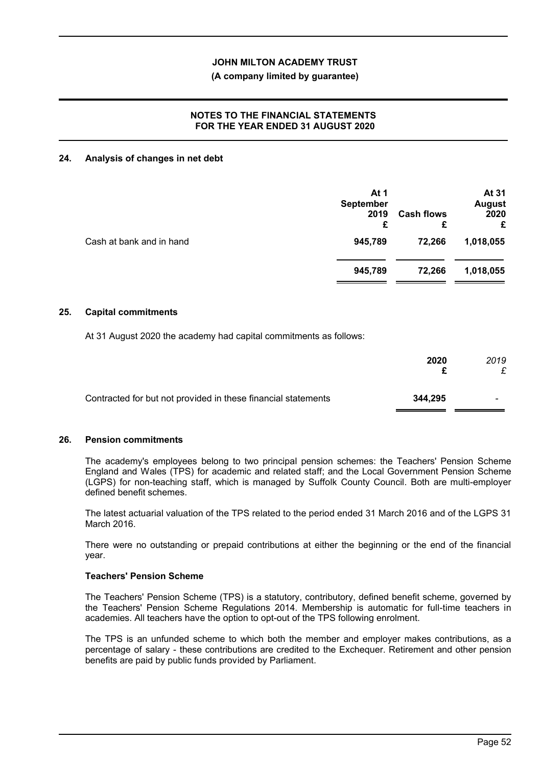## 24. Analysis of changes in net debt

| | At 1 September 2019 £ | Cash flows £ | At 31 August 2020 £ |
|---|---|---|---|
| Cash at bank and in hand | **945,789** | **72,266** | **1,018,055** |
| | **945,789** | **72,266** | **1,018,055** |

## 25. Capital commitments

At 31 August 2020 the academy had capital commitments as follows:

| | **2020 £** | *2019 £* |
|---|---|---|
| Contracted for but not provided in these financial statements | **344,295** | - |

## 26. Pension commitments

The academy's employees belong to two principal pension schemes: the Teachers' Pension Scheme England and Wales (TPS) for academic and related staff; and the Local Government Pension Scheme (LGPS) for non-teaching staff, which is managed by Suffolk County Council. Both are multi-employer defined benefit schemes.

The latest actuarial valuation of the TPS related to the period ended 31 March 2016 and of the LGPS 31 March 2016.

There were no outstanding or prepaid contributions at either the beginning or the end of the financial year.

### Teachers' Pension Scheme

The Teachers' Pension Scheme (TPS) is a statutory, contributory, defined benefit scheme, governed by the Teachers' Pension Scheme Regulations 2014. Membership is automatic for full-time teachers in academies. All teachers have the option to opt-out of the TPS following enrolment.

The TPS is an unfunded scheme to which both the member and employer makes contributions, as a percentage of salary - these contributions are credited to the Exchequer. Retirement and other pension benefits are paid by public funds provided by Parliament.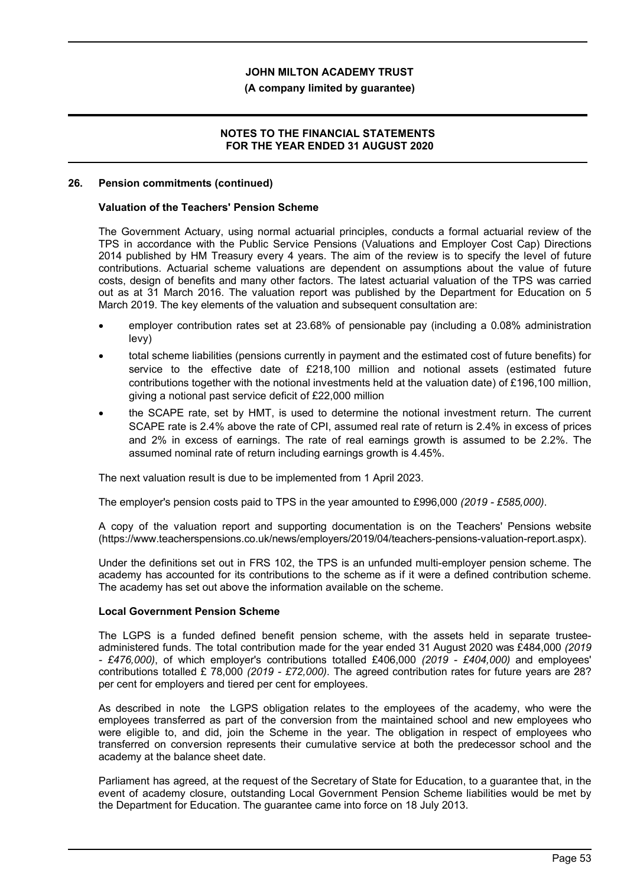## 26. Pension commitments (continued)

### Valuation of the Teachers' Pension Scheme

The Government Actuary, using normal actuarial principles, conducts a formal actuarial review of the TPS in accordance with the Public Service Pensions (Valuations and Employer Cost Cap) Directions 2014 published by HM Treasury every 4 years. The aim of the review is to specify the level of future contributions. Actuarial scheme valuations are dependent on assumptions about the value of future costs, design of benefits and many other factors. The latest actuarial valuation of the TPS was carried out as at 31 March 2016. The valuation report was published by the Department for Education on 5 March 2019. The key elements of the valuation and subsequent consultation are:

- employer contribution rates set at 23.68% of pensionable pay (including a 0.08% administration levy)
- total scheme liabilities (pensions currently in payment and the estimated cost of future benefits) for service to the effective date of £218,100 million and notional assets (estimated future contributions together with the notional investments held at the valuation date) of £196,100 million, giving a notional past service deficit of £22,000 million
- the SCAPE rate, set by HMT, is used to determine the notional investment return. The current SCAPE rate is 2.4% above the rate of CPI, assumed real rate of return is 2.4% in excess of prices and 2% in excess of earnings. The rate of real earnings growth is assumed to be 2.2%. The assumed nominal rate of return including earnings growth is 4.45%.

The next valuation result is due to be implemented from 1 April 2023.

The employer's pension costs paid to TPS in the year amounted to £996,000 *(2019 - £585,000)*.

A copy of the valuation report and supporting documentation is on the Teachers' Pensions website (https://www.teacherspensions.co.uk/news/employers/2019/04/teachers-pensions-valuation-report.aspx).

Under the definitions set out in FRS 102, the TPS is an unfunded multi-employer pension scheme. The academy has accounted for its contributions to the scheme as if it were a defined contribution scheme. The academy has set out above the information available on the scheme.

### Local Government Pension Scheme

The LGPS is a funded defined benefit pension scheme, with the assets held in separate trustee-administered funds. The total contribution made for the year ended 31 August 2020 was £484,000 *(2019 - £476,000)*, of which employer's contributions totalled £406,000 *(2019 - £404,000)* and employees' contributions totalled £ 78,000 *(2019 - £72,000)*. The agreed contribution rates for future years are 28? per cent for employers and tiered per cent for employees.

As described in note  the LGPS obligation relates to the employees of the academy, who were the employees transferred as part of the conversion from the maintained school and new employees who were eligible to, and did, join the Scheme in the year. The obligation in respect of employees who transferred on conversion represents their cumulative service at both the predecessor school and the academy at the balance sheet date.

Parliament has agreed, at the request of the Secretary of State for Education, to a guarantee that, in the event of academy closure, outstanding Local Government Pension Scheme liabilities would be met by the Department for Education. The guarantee came into force on 18 July 2013.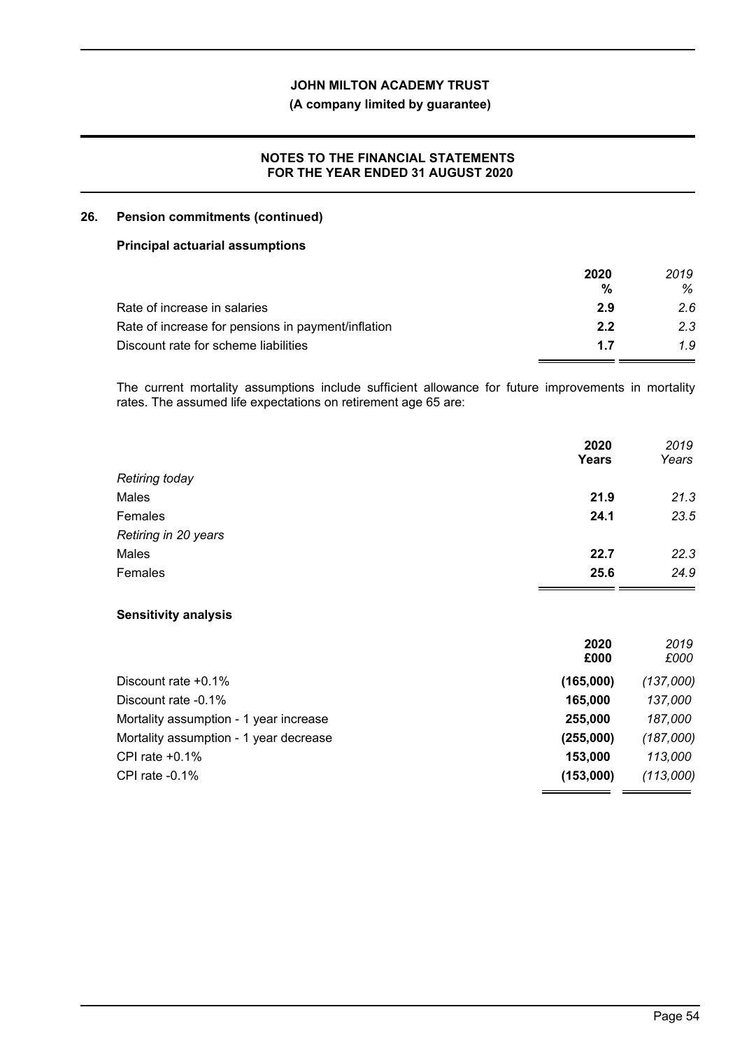## 26. Pension commitments (continued)

### Principal actuarial assumptions

| | 2020 | 2019 |
|---|---|---|
| | % | % |
| Rate of increase in salaries | 2.9 | 2.6 |
| Rate of increase for pensions in payment/inflation | 2.2 | 2.3 |
| Discount rate for scheme liabilities | 1.7 | 1.9 |

The current mortality assumptions include sufficient allowance for future improvements in mortality rates. The assumed life expectations on retirement age 65 are:

| | 2020 | 2019 |
|---|---|---|
| | Years | Years |
| *Retiring today* | | |
| Males | 21.9 | 21.3 |
| Females | 24.1 | 23.5 |
| *Retiring in 20 years* | | |
| Males | 22.7 | 22.3 |
| Females | 25.6 | 24.9 |

### Sensitivity analysis

| | 2020 | 2019 |
|---|---|---|
| | £000 | £000 |
| Discount rate +0.1% | (165,000) | (137,000) |
| Discount rate -0.1% | 165,000 | 137,000 |
| Mortality assumption - 1 year increase | 255,000 | 187,000 |
| Mortality assumption - 1 year decrease | (255,000) | (187,000) |
| CPI rate +0.1% | 153,000 | 113,000 |
| CPI rate -0.1% | (153,000) | (113,000) |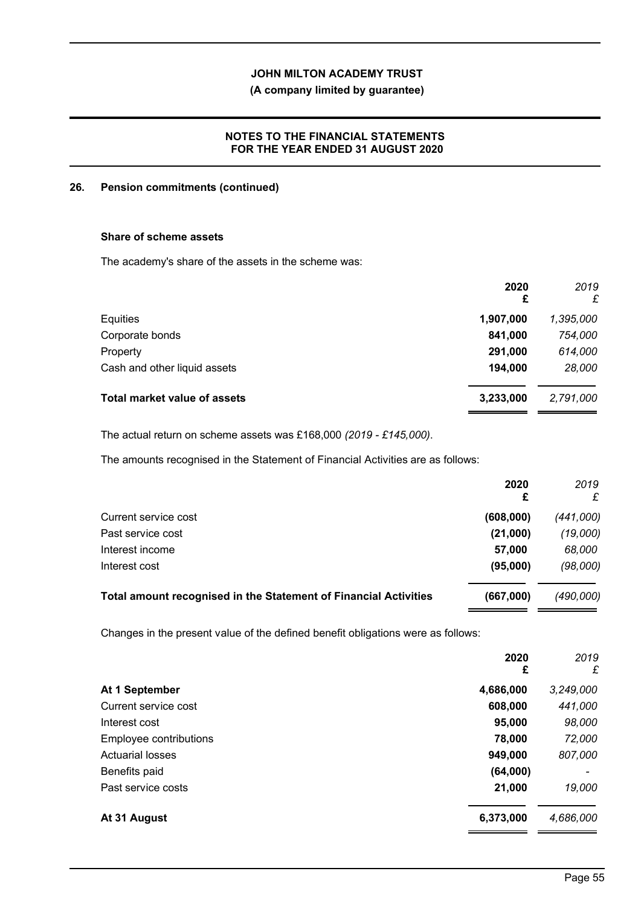## 26. Pension commitments (continued)

### Share of scheme assets

The academy's share of the assets in the scheme was:

| | 2020<br>£ | *2019*<br>*£* |
|---|---|---|
| Equities | **1,907,000** | *1,395,000* |
| Corporate bonds | **841,000** | *754,000* |
| Property | **291,000** | *614,000* |
| Cash and other liquid assets | **194,000** | *28,000* |
| **Total market value of assets** | **3,233,000** | *2,791,000* |

The actual return on scheme assets was £168,000 *(2019 - £145,000)*.

The amounts recognised in the Statement of Financial Activities are as follows:

| | 2020<br>£ | *2019*<br>*£* |
|---|---|---|
| Current service cost | **(608,000)** | *(441,000)* |
| Past service cost | **(21,000)** | *(19,000)* |
| Interest income | **57,000** | *68,000* |
| Interest cost | **(95,000)** | *(98,000)* |
| **Total amount recognised in the Statement of Financial Activities** | **(667,000)** | *(490,000)* |

Changes in the present value of the defined benefit obligations were as follows:

| | 2020<br>£ | *2019*<br>*£* |
|---|---|---|
| **At 1 September** | **4,686,000** | *3,249,000* |
| Current service cost | **608,000** | *441,000* |
| Interest cost | **95,000** | *98,000* |
| Employee contributions | **78,000** | *72,000* |
| Actuarial losses | **949,000** | *807,000* |
| Benefits paid | **(64,000)** | *-* |
| Past service costs | **21,000** | *19,000* |
| **At 31 August** | **6,373,000** | *4,686,000* |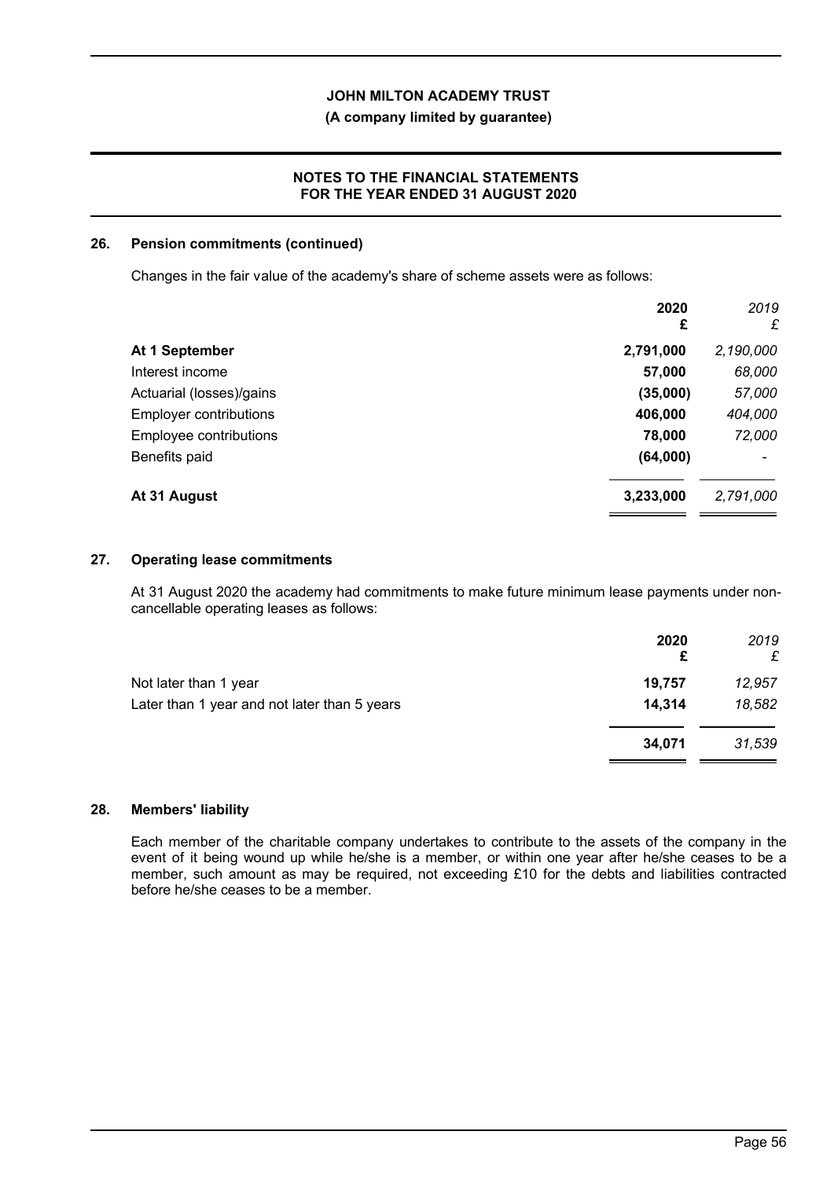## 26. Pension commitments (continued)

Changes in the fair value of the academy's share of scheme assets were as follows:

| | 2020 £ | *2019 £* |
|---|---|---|
| **At 1 September** | **2,791,000** | *2,190,000* |
| Interest income | **57,000** | *68,000* |
| Actuarial (losses)/gains | **(35,000)** | *57,000* |
| Employer contributions | **406,000** | *404,000* |
| Employee contributions | **78,000** | *72,000* |
| Benefits paid | **(64,000)** | *-* |
| **At 31 August** | **3,233,000** | *2,791,000* |

## 27. Operating lease commitments

At 31 August 2020 the academy had commitments to make future minimum lease payments under non-cancellable operating leases as follows:

| | 2020 £ | *2019 £* |
|---|---|---|
| Not later than 1 year | **19,757** | *12,957* |
| Later than 1 year and not later than 5 years | **14,314** | *18,582* |
| | **34,071** | *31,539* |

## 28. Members' liability

Each member of the charitable company undertakes to contribute to the assets of the company in the event of it being wound up while he/she is a member, or within one year after he/she ceases to be a member, such amount as may be required, not exceeding £10 for the debts and liabilities contracted before he/she ceases to be a member.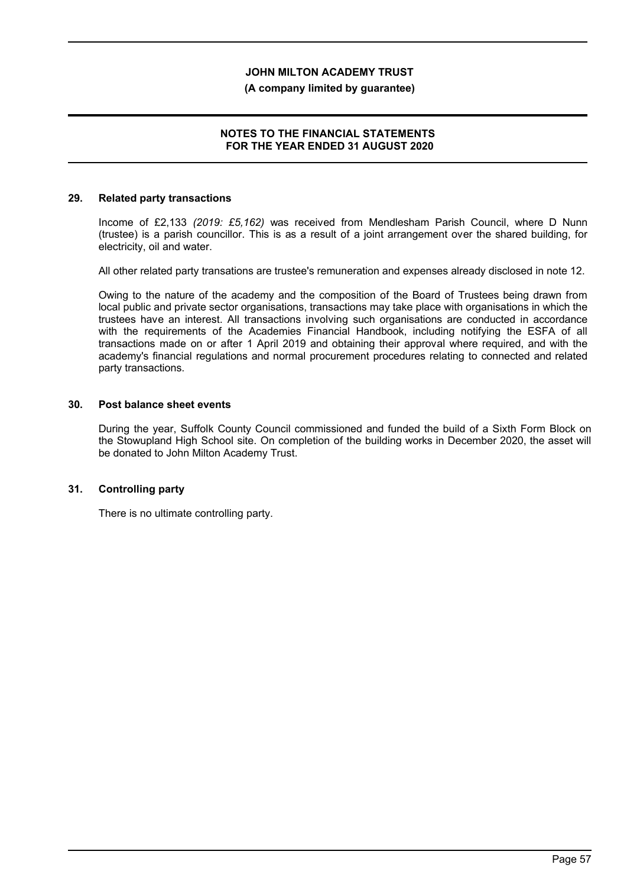## 29. Related party transactions

Income of £2,133 *(2019: £5,162)* was received from Mendlesham Parish Council, where D Nunn (trustee) is a parish councillor. This is as a result of a joint arrangement over the shared building, for electricity, oil and water.

All other related party transations are trustee's remuneration and expenses already disclosed in note 12.

Owing to the nature of the academy and the composition of the Board of Trustees being drawn from local public and private sector organisations, transactions may take place with organisations in which the trustees have an interest. All transactions involving such organisations are conducted in accordance with the requirements of the Academies Financial Handbook, including notifying the ESFA of all transactions made on or after 1 April 2019 and obtaining their approval where required, and with the academy's financial regulations and normal procurement procedures relating to connected and related party transactions.

## 30. Post balance sheet events

During the year, Suffolk County Council commissioned and funded the build of a Sixth Form Block on the Stowupland High School site. On completion of the building works in December 2020, the asset will be donated to John Milton Academy Trust.

## 31. Controlling party

There is no ultimate controlling party.